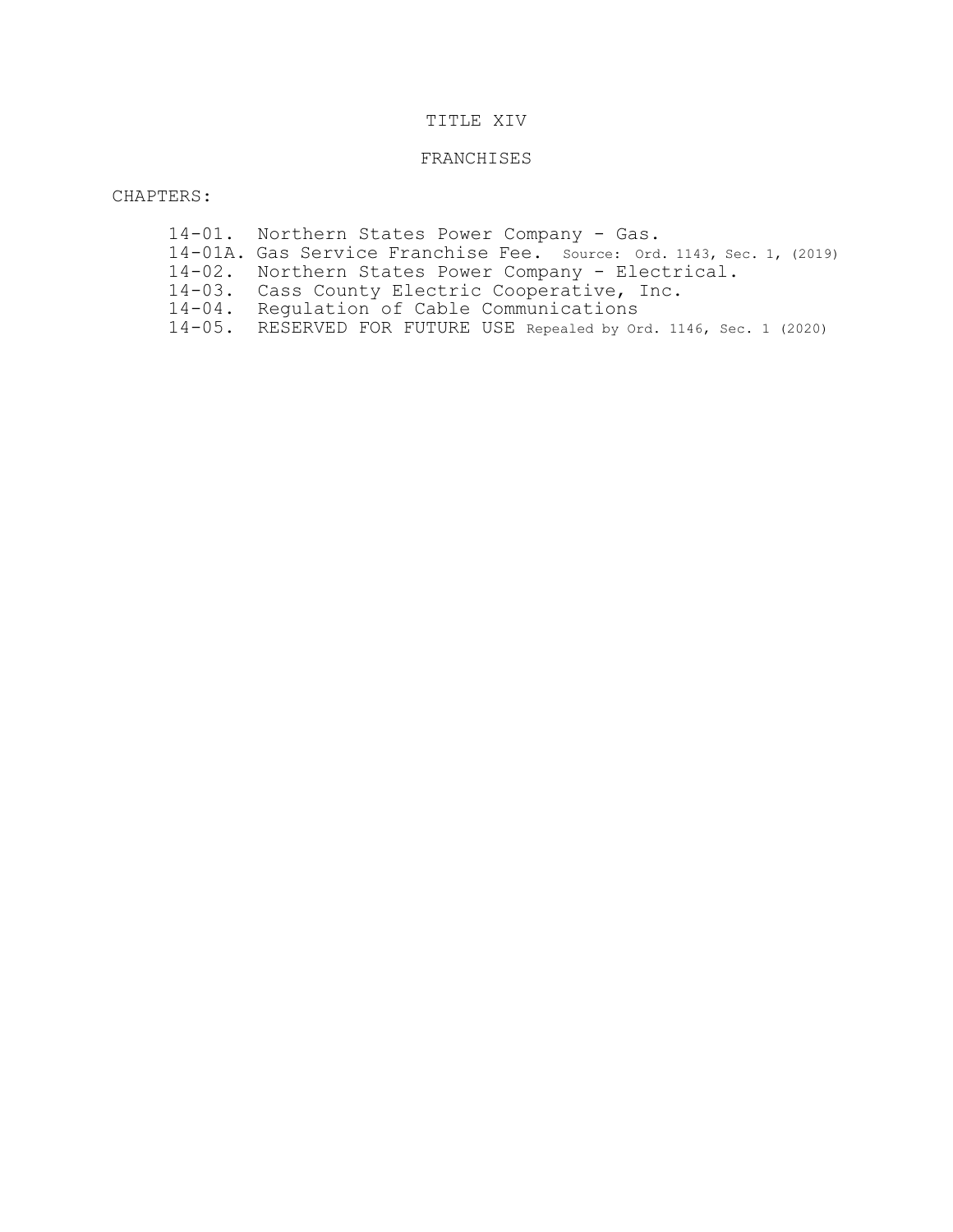# TITLE XIV

## FRANCHISES

CHAPTERS:

- 14-01. Northern States Power Company - Gas.
- 14-01A. Gas Service Franchise Fee. Source: Ord. 1143, Sec. 1, (2019)
- 14-02. Northern States Power Company - Electrical.
- 14-03. Cass County Electric Cooperative, Inc.
- 14-04. Regulation of Cable Communications
- 14-05. RESERVED FOR FUTURE USE Repealed by Ord. 1146, Sec. 1 (2020)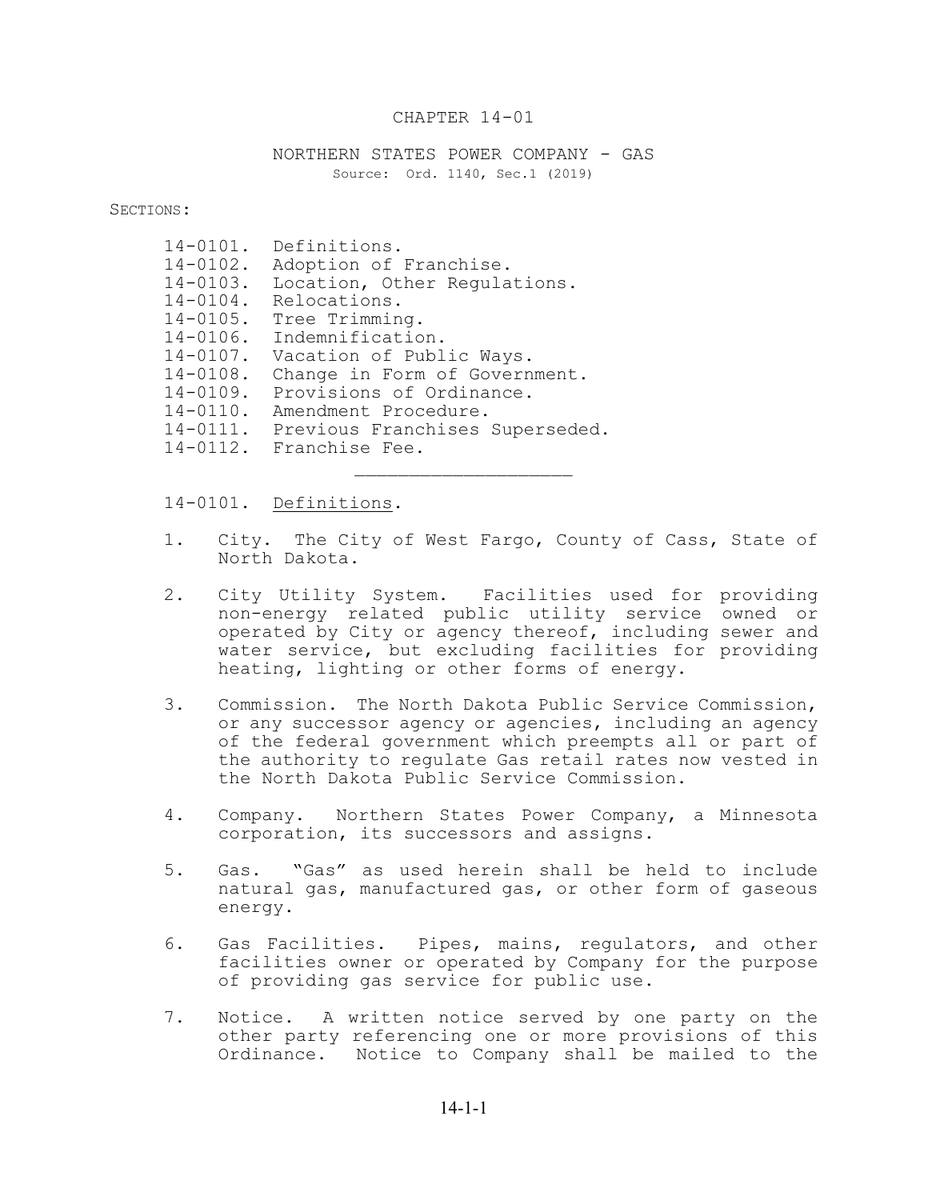# CHAPTER 14-01

## NORTHERN STATES POWER COMPANY - GAS

Source: Ord. 1140, Sec.1 (2019)

SECTIONS:

14-0101. Definitions.
14-0102. Adoption of Franchise.
14-0103. Location, Other Regulations.
14-0104. Relocations.
14-0105. Tree Trimming.
14-0106. Indemnification.
14-0107. Vacation of Public Ways.
14-0108. Change in Form of Government.
14-0109. Provisions of Ordinance.
14-0110. Amendment Procedure.
14-0111. Previous Franchises Superseded.
14-0112. Franchise Fee.

---

14-0101. Definitions.

1. City. The City of West Fargo, County of Cass, State of North Dakota.

2. City Utility System. Facilities used for providing non-energy related public utility service owned or operated by City or agency thereof, including sewer and water service, but excluding facilities for providing heating, lighting or other forms of energy.

3. Commission. The North Dakota Public Service Commission, or any successor agency or agencies, including an agency of the federal government which preempts all or part of the authority to regulate Gas retail rates now vested in the North Dakota Public Service Commission.

4. Company. Northern States Power Company, a Minnesota corporation, its successors and assigns.

5. Gas. "Gas" as used herein shall be held to include natural gas, manufactured gas, or other form of gaseous energy.

6. Gas Facilities. Pipes, mains, regulators, and other facilities owner or operated by Company for the purpose of providing gas service for public use.

7. Notice. A written notice served by one party on the other party referencing one or more provisions of this Ordinance. Notice to Company shall be mailed to the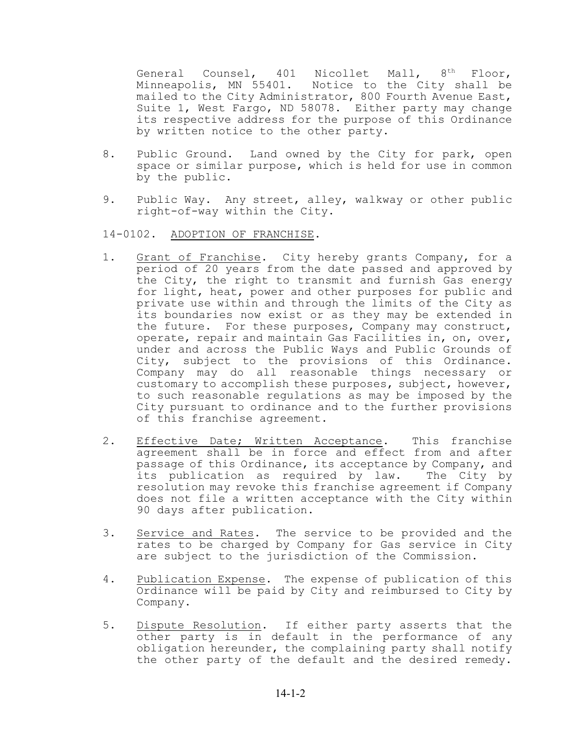General Counsel, 401 Nicollet Mall, 8th Floor, Minneapolis, MN 55401. Notice to the City shall be mailed to the City Administrator, 800 Fourth Avenue East, Suite 1, West Fargo, ND 58078. Either party may change its respective address for the purpose of this Ordinance by written notice to the other party.

8. Public Ground. Land owned by the City for park, open space or similar purpose, which is held for use in common by the public.

9. Public Way. Any street, alley, walkway or other public right-of-way within the City.

14-0102. ADOPTION OF FRANCHISE.

1. Grant of Franchise. City hereby grants Company, for a period of 20 years from the date passed and approved by the City, the right to transmit and furnish Gas energy for light, heat, power and other purposes for public and private use within and through the limits of the City as its boundaries now exist or as they may be extended in the future. For these purposes, Company may construct, operate, repair and maintain Gas Facilities in, on, over, under and across the Public Ways and Public Grounds of City, subject to the provisions of this Ordinance. Company may do all reasonable things necessary or customary to accomplish these purposes, subject, however, to such reasonable regulations as may be imposed by the City pursuant to ordinance and to the further provisions of this franchise agreement.

2. Effective Date; Written Acceptance. This franchise agreement shall be in force and effect from and after passage of this Ordinance, its acceptance by Company, and its publication as required by law. The City by resolution may revoke this franchise agreement if Company does not file a written acceptance with the City within 90 days after publication.

3. Service and Rates. The service to be provided and the rates to be charged by Company for Gas service in City are subject to the jurisdiction of the Commission.

4. Publication Expense. The expense of publication of this Ordinance will be paid by City and reimbursed to City by Company.

5. Dispute Resolution. If either party asserts that the other party is in default in the performance of any obligation hereunder, the complaining party shall notify the other party of the default and the desired remedy.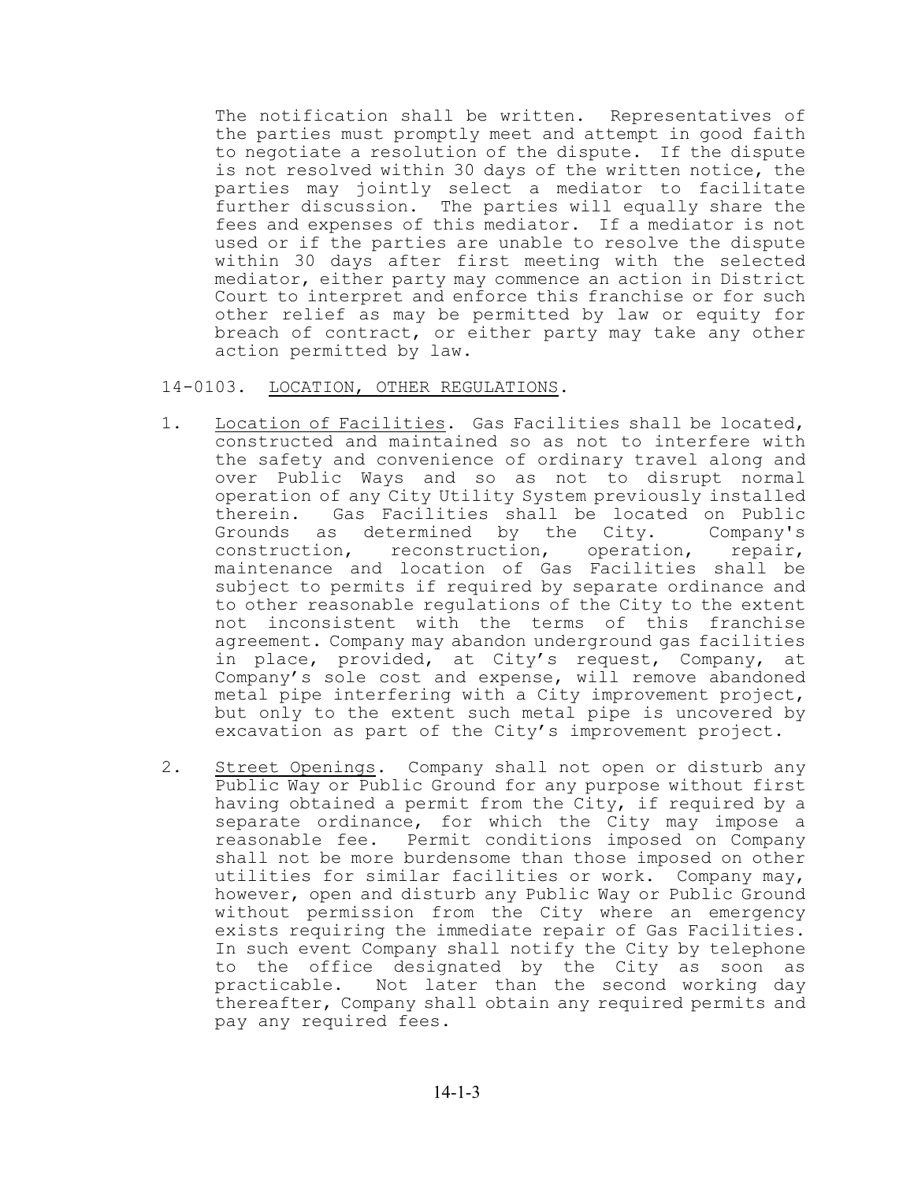The notification shall be written. Representatives of the parties must promptly meet and attempt in good faith to negotiate a resolution of the dispute. If the dispute is not resolved within 30 days of the written notice, the parties may jointly select a mediator to facilitate further discussion. The parties will equally share the fees and expenses of this mediator. If a mediator is not used or if the parties are unable to resolve the dispute within 30 days after first meeting with the selected mediator, either party may commence an action in District Court to interpret and enforce this franchise or for such other relief as may be permitted by law or equity for breach of contract, or either party may take any other action permitted by law.

14-0103. LOCATION, OTHER REGULATIONS.

1. Location of Facilities. Gas Facilities shall be located, constructed and maintained so as not to interfere with the safety and convenience of ordinary travel along and over Public Ways and so as not to disrupt normal operation of any City Utility System previously installed therein. Gas Facilities shall be located on Public Grounds as determined by the City. Company's construction, reconstruction, operation, repair, maintenance and location of Gas Facilities shall be subject to permits if required by separate ordinance and to other reasonable regulations of the City to the extent not inconsistent with the terms of this franchise agreement. Company may abandon underground gas facilities in place, provided, at City's request, Company, at Company's sole cost and expense, will remove abandoned metal pipe interfering with a City improvement project, but only to the extent such metal pipe is uncovered by excavation as part of the City's improvement project.

2. Street Openings. Company shall not open or disturb any Public Way or Public Ground for any purpose without first having obtained a permit from the City, if required by a separate ordinance, for which the City may impose a reasonable fee. Permit conditions imposed on Company shall not be more burdensome than those imposed on other utilities for similar facilities or work. Company may, however, open and disturb any Public Way or Public Ground without permission from the City where an emergency exists requiring the immediate repair of Gas Facilities. In such event Company shall notify the City by telephone to the office designated by the City as soon as practicable. Not later than the second working day thereafter, Company shall obtain any required permits and pay any required fees.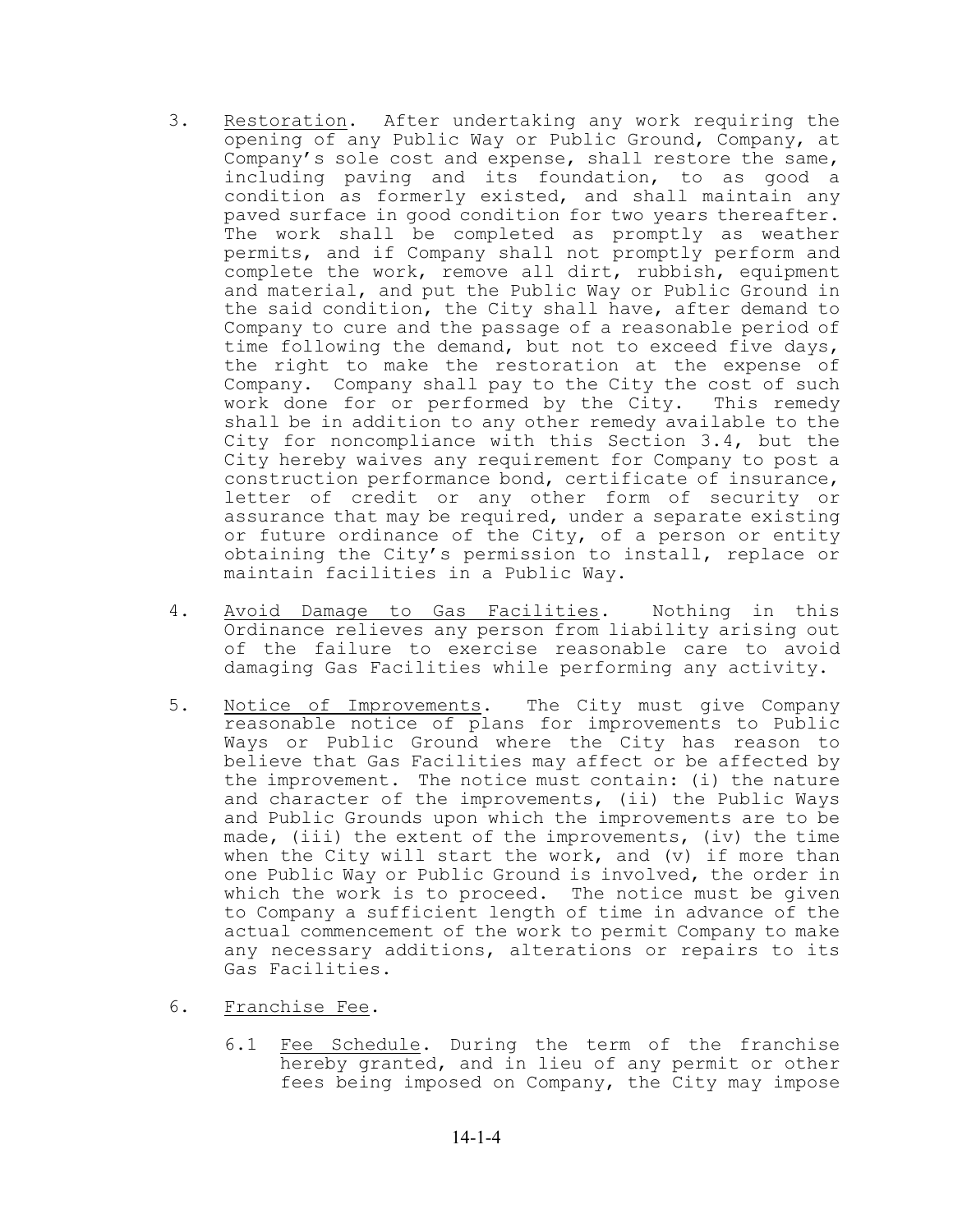3. Restoration. After undertaking any work requiring the opening of any Public Way or Public Ground, Company, at Company's sole cost and expense, shall restore the same, including paving and its foundation, to as good a condition as formerly existed, and shall maintain any paved surface in good condition for two years thereafter. The work shall be completed as promptly as weather permits, and if Company shall not promptly perform and complete the work, remove all dirt, rubbish, equipment and material, and put the Public Way or Public Ground in the said condition, the City shall have, after demand to Company to cure and the passage of a reasonable period of time following the demand, but not to exceed five days, the right to make the restoration at the expense of Company. Company shall pay to the City the cost of such work done for or performed by the City. This remedy shall be in addition to any other remedy available to the City for noncompliance with this Section 3.4, but the City hereby waives any requirement for Company to post a construction performance bond, certificate of insurance, letter of credit or any other form of security or assurance that may be required, under a separate existing or future ordinance of the City, of a person or entity obtaining the City's permission to install, replace or maintain facilities in a Public Way.

4. Avoid Damage to Gas Facilities. Nothing in this Ordinance relieves any person from liability arising out of the failure to exercise reasonable care to avoid damaging Gas Facilities while performing any activity.

5. Notice of Improvements. The City must give Company reasonable notice of plans for improvements to Public Ways or Public Ground where the City has reason to believe that Gas Facilities may affect or be affected by the improvement. The notice must contain: (i) the nature and character of the improvements, (ii) the Public Ways and Public Grounds upon which the improvements are to be made, (iii) the extent of the improvements, (iv) the time when the City will start the work, and (v) if more than one Public Way or Public Ground is involved, the order in which the work is to proceed. The notice must be given to Company a sufficient length of time in advance of the actual commencement of the work to permit Company to make any necessary additions, alterations or repairs to its Gas Facilities.

6. Franchise Fee.

   6.1 Fee Schedule. During the term of the franchise hereby granted, and in lieu of any permit or other fees being imposed on Company, the City may impose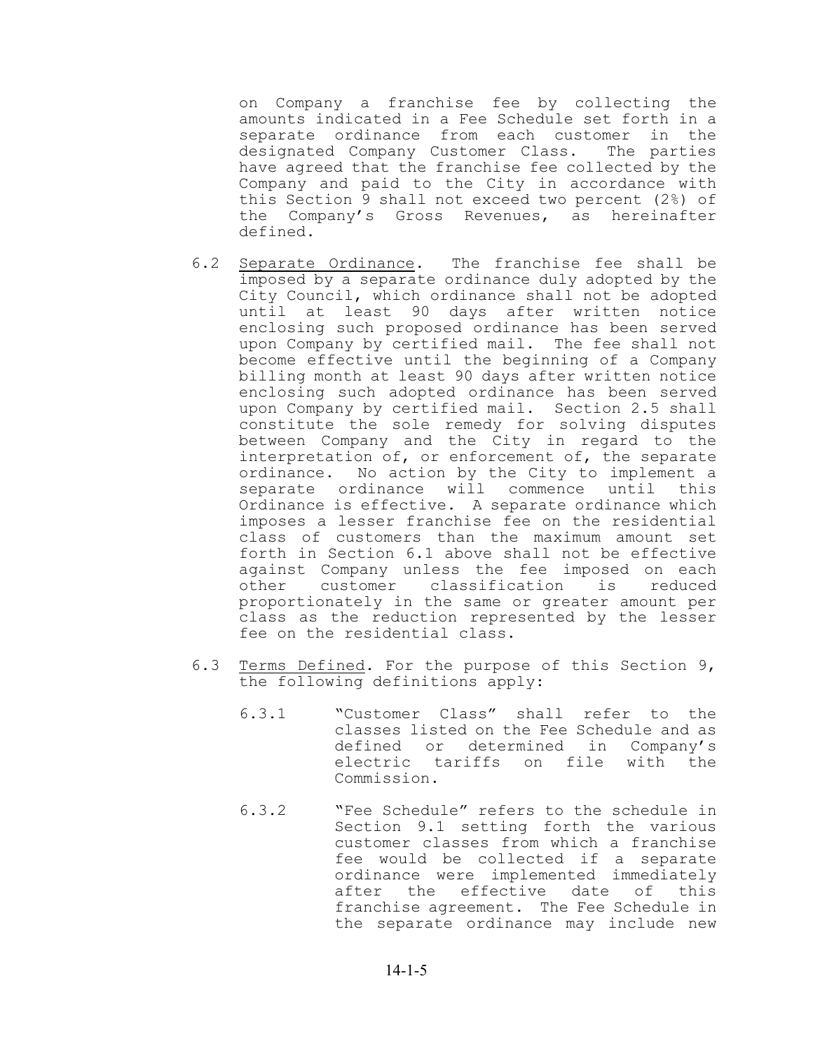on Company a franchise fee by collecting the amounts indicated in a Fee Schedule set forth in a separate ordinance from each customer in the designated Company Customer Class. The parties have agreed that the franchise fee collected by the Company and paid to the City in accordance with this Section 9 shall not exceed two percent (2%) of the Company's Gross Revenues, as hereinafter defined.

6.2 <u>Separate Ordinance</u>. The franchise fee shall be imposed by a separate ordinance duly adopted by the City Council, which ordinance shall not be adopted until at least 90 days after written notice enclosing such proposed ordinance has been served upon Company by certified mail. The fee shall not become effective until the beginning of a Company billing month at least 90 days after written notice enclosing such adopted ordinance has been served upon Company by certified mail. Section 2.5 shall constitute the sole remedy for solving disputes between Company and the City in regard to the interpretation of, or enforcement of, the separate ordinance. No action by the City to implement a separate ordinance will commence until this Ordinance is effective. A separate ordinance which imposes a lesser franchise fee on the residential class of customers than the maximum amount set forth in Section 6.1 above shall not be effective against Company unless the fee imposed on each other customer classification is reduced proportionately in the same or greater amount per class as the reduction represented by the lesser fee on the residential class.

6.3 <u>Terms Defined</u>. For the purpose of this Section 9, the following definitions apply:

6.3.1 "Customer Class" shall refer to the classes listed on the Fee Schedule and as defined or determined in Company's electric tariffs on file with the Commission.

6.3.2 "Fee Schedule" refers to the schedule in Section 9.1 setting forth the various customer classes from which a franchise fee would be collected if a separate ordinance were implemented immediately after the effective date of this franchise agreement. The Fee Schedule in the separate ordinance may include new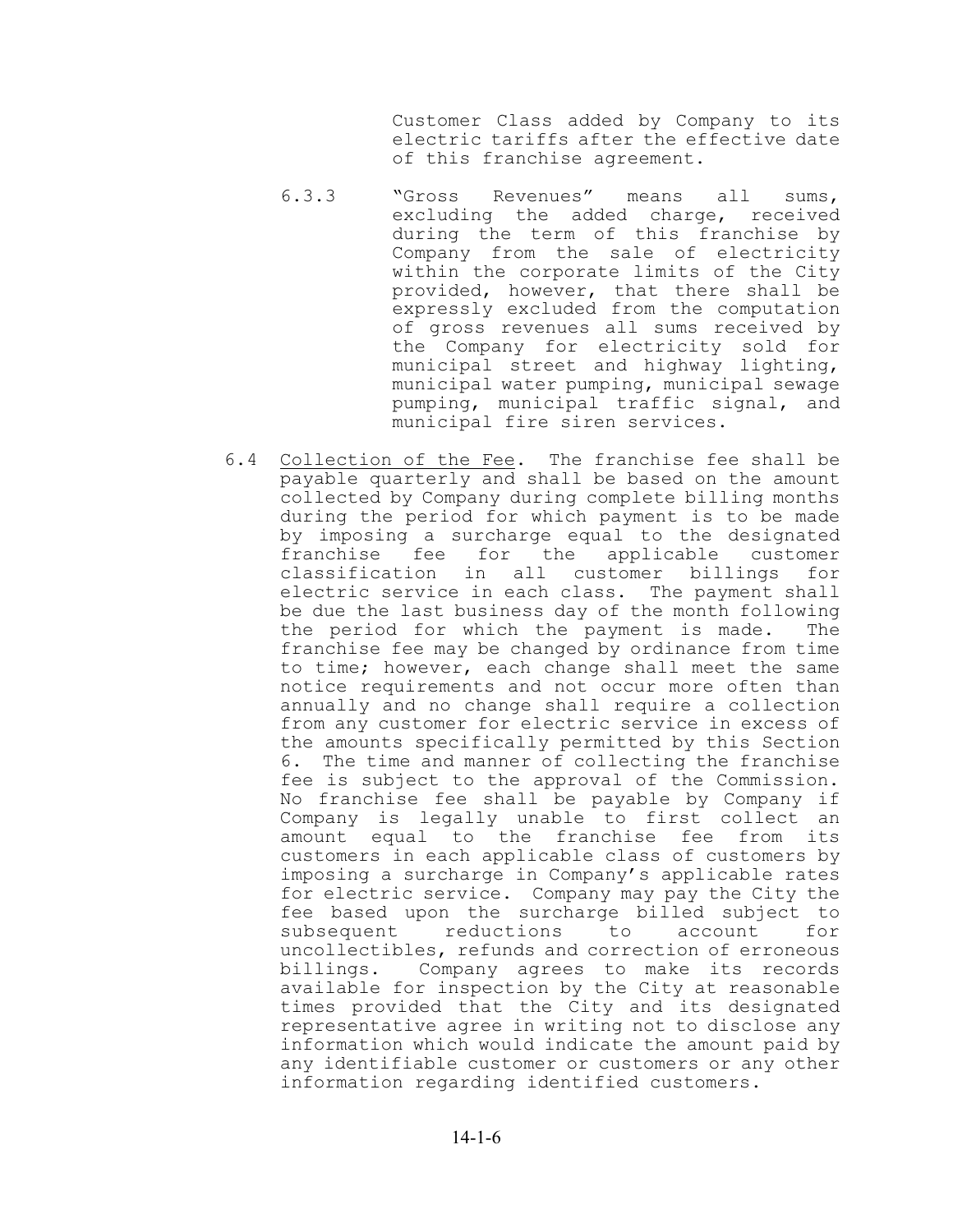Customer Class added by Company to its electric tariffs after the effective date of this franchise agreement.

6.3.3 "Gross Revenues" means all sums, excluding the added charge, received during the term of this franchise by Company from the sale of electricity within the corporate limits of the City provided, however, that there shall be expressly excluded from the computation of gross revenues all sums received by the Company for electricity sold for municipal street and highway lighting, municipal water pumping, municipal sewage pumping, municipal traffic signal, and municipal fire siren services.

6.4 Collection of the Fee. The franchise fee shall be payable quarterly and shall be based on the amount collected by Company during complete billing months during the period for which payment is to be made by imposing a surcharge equal to the designated franchise fee for the applicable customer classification in all customer billings for electric service in each class. The payment shall be due the last business day of the month following the period for which the payment is made. The franchise fee may be changed by ordinance from time to time; however, each change shall meet the same notice requirements and not occur more often than annually and no change shall require a collection from any customer for electric service in excess of the amounts specifically permitted by this Section 6. The time and manner of collecting the franchise fee is subject to the approval of the Commission. No franchise fee shall be payable by Company if Company is legally unable to first collect an amount equal to the franchise fee from its customers in each applicable class of customers by imposing a surcharge in Company's applicable rates for electric service. Company may pay the City the fee based upon the surcharge billed subject to subsequent reductions to account for uncollectibles, refunds and correction of erroneous billings. Company agrees to make its records available for inspection by the City at reasonable times provided that the City and its designated representative agree in writing not to disclose any information which would indicate the amount paid by any identifiable customer or customers or any other information regarding identified customers.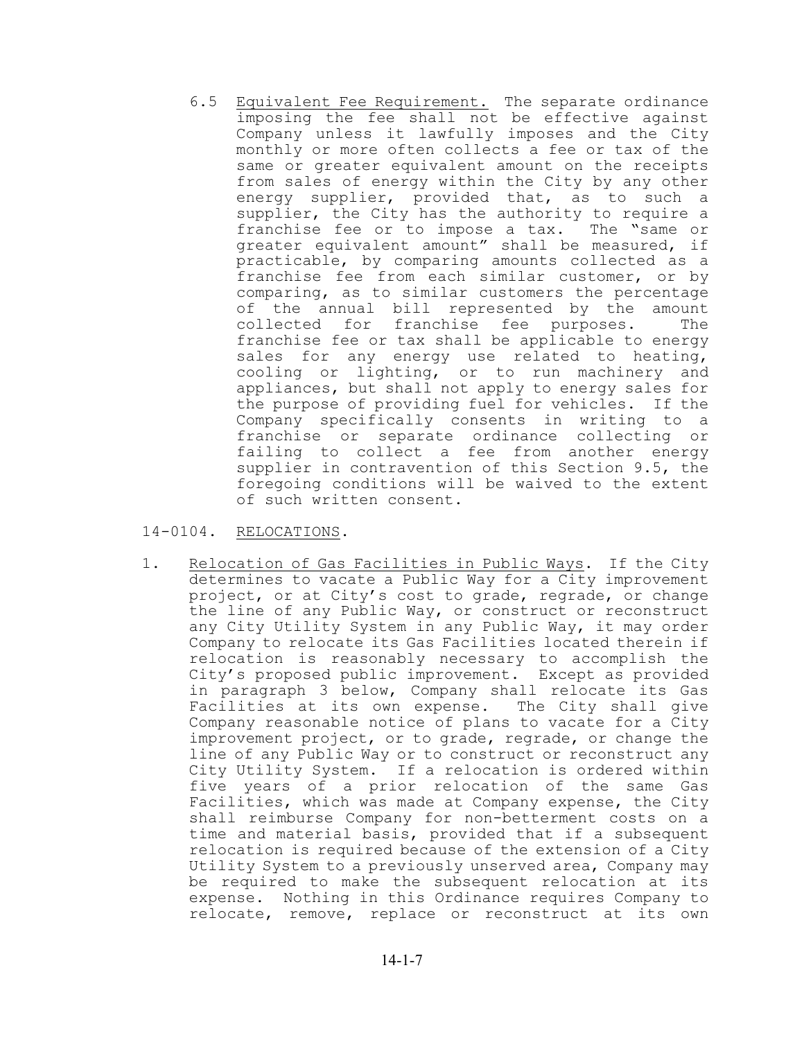6.5 Equivalent Fee Requirement. The separate ordinance imposing the fee shall not be effective against Company unless it lawfully imposes and the City monthly or more often collects a fee or tax of the same or greater equivalent amount on the receipts from sales of energy within the City by any other energy supplier, provided that, as to such a supplier, the City has the authority to require a franchise fee or to impose a tax. The "same or greater equivalent amount" shall be measured, if practicable, by comparing amounts collected as a franchise fee from each similar customer, or by comparing, as to similar customers the percentage of the annual bill represented by the amount collected for franchise fee purposes. The franchise fee or tax shall be applicable to energy sales for any energy use related to heating, cooling or lighting, or to run machinery and appliances, but shall not apply to energy sales for the purpose of providing fuel for vehicles. If the Company specifically consents in writing to a franchise or separate ordinance collecting or failing to collect a fee from another energy supplier in contravention of this Section 9.5, the foregoing conditions will be waived to the extent of such written consent.

14-0104. RELOCATIONS.

1. Relocation of Gas Facilities in Public Ways. If the City determines to vacate a Public Way for a City improvement project, or at City's cost to grade, regrade, or change the line of any Public Way, or construct or reconstruct any City Utility System in any Public Way, it may order Company to relocate its Gas Facilities located therein if relocation is reasonably necessary to accomplish the City's proposed public improvement. Except as provided in paragraph 3 below, Company shall relocate its Gas Facilities at its own expense. The City shall give Company reasonable notice of plans to vacate for a City improvement project, or to grade, regrade, or change the line of any Public Way or to construct or reconstruct any City Utility System. If a relocation is ordered within five years of a prior relocation of the same Gas Facilities, which was made at Company expense, the City shall reimburse Company for non-betterment costs on a time and material basis, provided that if a subsequent relocation is required because of the extension of a City Utility System to a previously unserved area, Company may be required to make the subsequent relocation at its expense. Nothing in this Ordinance requires Company to relocate, remove, replace or reconstruct at its own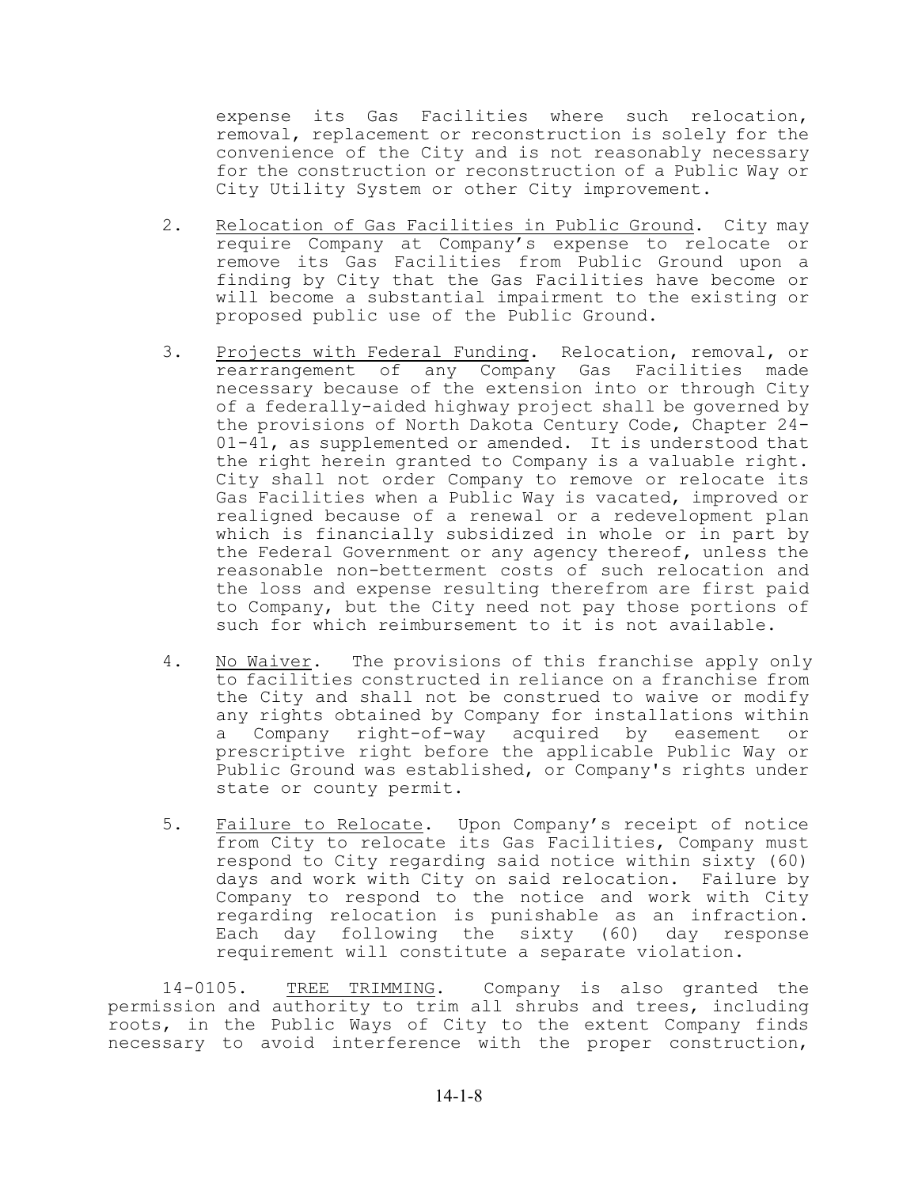expense its Gas Facilities where such relocation, removal, replacement or reconstruction is solely for the convenience of the City and is not reasonably necessary for the construction or reconstruction of a Public Way or City Utility System or other City improvement.

2. Relocation of Gas Facilities in Public Ground. City may require Company at Company's expense to relocate or remove its Gas Facilities from Public Ground upon a finding by City that the Gas Facilities have become or will become a substantial impairment to the existing or proposed public use of the Public Ground.

3. Projects with Federal Funding. Relocation, removal, or rearrangement of any Company Gas Facilities made necessary because of the extension into or through City of a federally-aided highway project shall be governed by the provisions of North Dakota Century Code, Chapter 24-01-41, as supplemented or amended. It is understood that the right herein granted to Company is a valuable right. City shall not order Company to remove or relocate its Gas Facilities when a Public Way is vacated, improved or realigned because of a renewal or a redevelopment plan which is financially subsidized in whole or in part by the Federal Government or any agency thereof, unless the reasonable non-betterment costs of such relocation and the loss and expense resulting therefrom are first paid to Company, but the City need not pay those portions of such for which reimbursement to it is not available.

4. No Waiver. The provisions of this franchise apply only to facilities constructed in reliance on a franchise from the City and shall not be construed to waive or modify any rights obtained by Company for installations within a Company right-of-way acquired by easement or prescriptive right before the applicable Public Way or Public Ground was established, or Company's rights under state or county permit.

5. Failure to Relocate. Upon Company's receipt of notice from City to relocate its Gas Facilities, Company must respond to City regarding said notice within sixty (60) days and work with City on said relocation. Failure by Company to respond to the notice and work with City regarding relocation is punishable as an infraction. Each day following the sixty (60) day response requirement will constitute a separate violation.

14-0105. TREE TRIMMING. Company is also granted the permission and authority to trim all shrubs and trees, including roots, in the Public Ways of City to the extent Company finds necessary to avoid interference with the proper construction,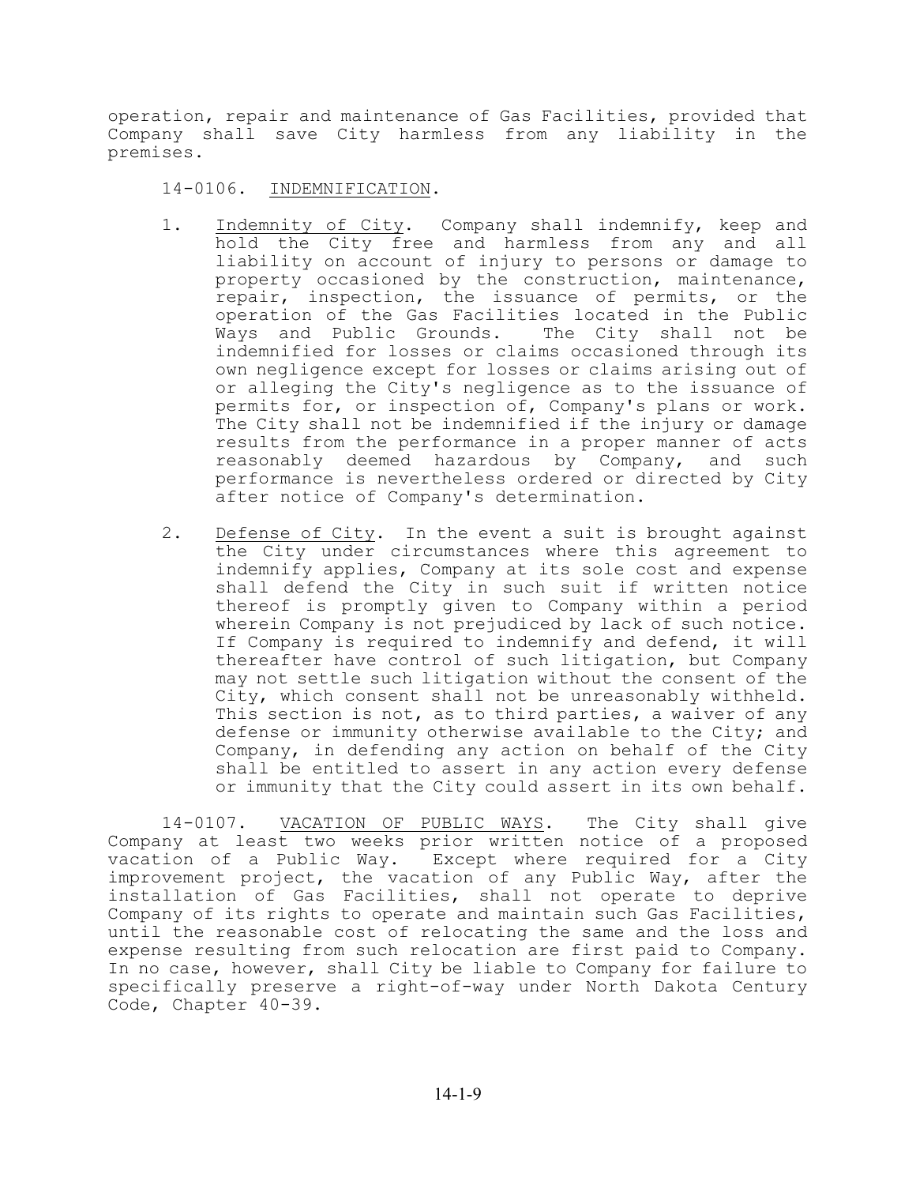operation, repair and maintenance of Gas Facilities, provided that Company shall save City harmless from any liability in the premises.

14-0106. <u>INDEMNIFICATION</u>.

1. <u>Indemnity of City</u>. Company shall indemnify, keep and hold the City free and harmless from any and all liability on account of injury to persons or damage to property occasioned by the construction, maintenance, repair, inspection, the issuance of permits, or the operation of the Gas Facilities located in the Public Ways and Public Grounds. The City shall not be indemnified for losses or claims occasioned through its own negligence except for losses or claims arising out of or alleging the City's negligence as to the issuance of permits for, or inspection of, Company's plans or work. The City shall not be indemnified if the injury or damage results from the performance in a proper manner of acts reasonably deemed hazardous by Company, and such performance is nevertheless ordered or directed by City after notice of Company's determination.

2. <u>Defense of City</u>. In the event a suit is brought against the City under circumstances where this agreement to indemnify applies, Company at its sole cost and expense shall defend the City in such suit if written notice thereof is promptly given to Company within a period wherein Company is not prejudiced by lack of such notice. If Company is required to indemnify and defend, it will thereafter have control of such litigation, but Company may not settle such litigation without the consent of the City, which consent shall not be unreasonably withheld. This section is not, as to third parties, a waiver of any defense or immunity otherwise available to the City; and Company, in defending any action on behalf of the City shall be entitled to assert in any action every defense or immunity that the City could assert in its own behalf.

14-0107. <u>VACATION OF PUBLIC WAYS</u>. The City shall give Company at least two weeks prior written notice of a proposed vacation of a Public Way. Except where required for a City improvement project, the vacation of any Public Way, after the installation of Gas Facilities, shall not operate to deprive Company of its rights to operate and maintain such Gas Facilities, until the reasonable cost of relocating the same and the loss and expense resulting from such relocation are first paid to Company. In no case, however, shall City be liable to Company for failure to specifically preserve a right-of-way under North Dakota Century Code, Chapter 40-39.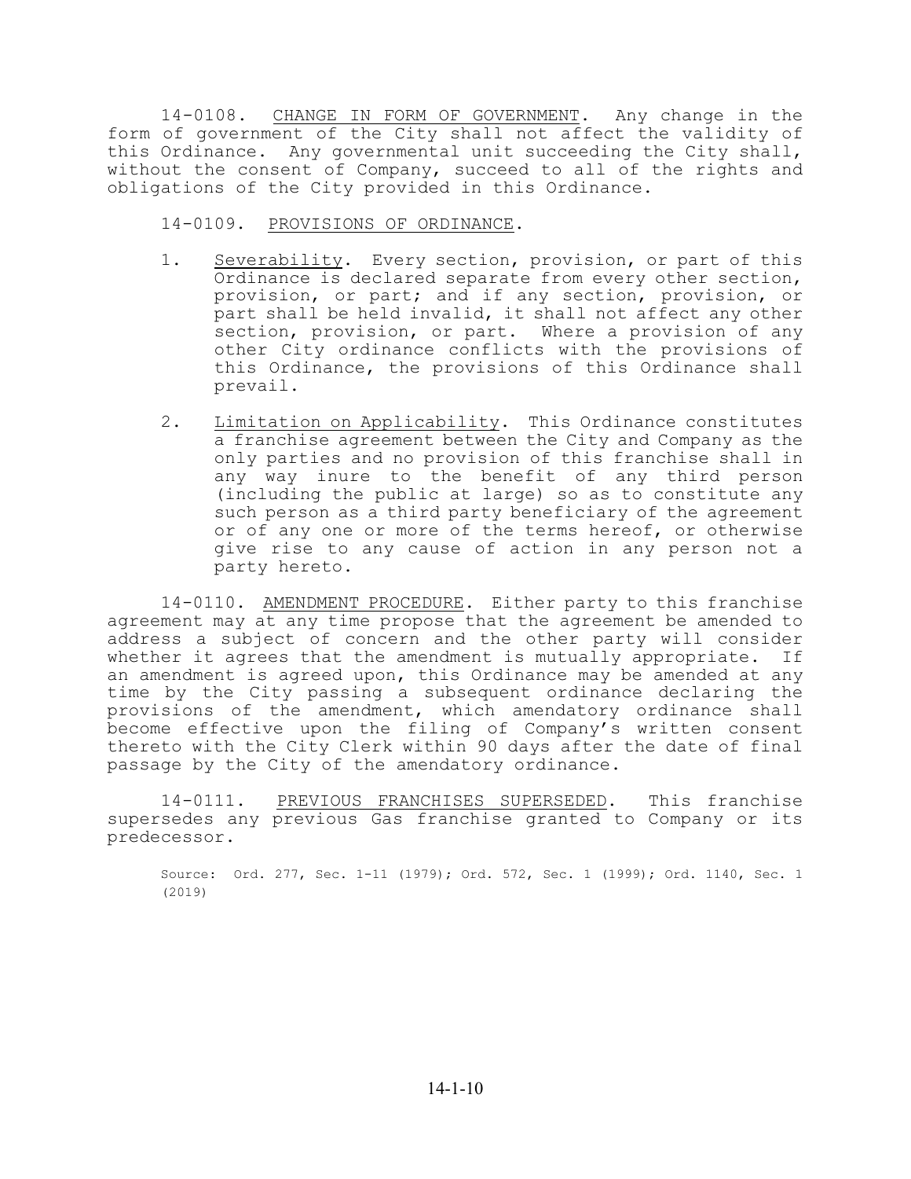14-0108. CHANGE IN FORM OF GOVERNMENT. Any change in the form of government of the City shall not affect the validity of this Ordinance. Any governmental unit succeeding the City shall, without the consent of Company, succeed to all of the rights and obligations of the City provided in this Ordinance.

14-0109. PROVISIONS OF ORDINANCE.

1. Severability. Every section, provision, or part of this Ordinance is declared separate from every other section, provision, or part; and if any section, provision, or part shall be held invalid, it shall not affect any other section, provision, or part. Where a provision of any other City ordinance conflicts with the provisions of this Ordinance, the provisions of this Ordinance shall prevail.

2. Limitation on Applicability. This Ordinance constitutes a franchise agreement between the City and Company as the only parties and no provision of this franchise shall in any way inure to the benefit of any third person (including the public at large) so as to constitute any such person as a third party beneficiary of the agreement or of any one or more of the terms hereof, or otherwise give rise to any cause of action in any person not a party hereto.

14-0110. AMENDMENT PROCEDURE. Either party to this franchise agreement may at any time propose that the agreement be amended to address a subject of concern and the other party will consider whether it agrees that the amendment is mutually appropriate. If an amendment is agreed upon, this Ordinance may be amended at any time by the City passing a subsequent ordinance declaring the provisions of the amendment, which amendatory ordinance shall become effective upon the filing of Company's written consent thereto with the City Clerk within 90 days after the date of final passage by the City of the amendatory ordinance.

14-0111. PREVIOUS FRANCHISES SUPERSEDED. This franchise supersedes any previous Gas franchise granted to Company or its predecessor.

Source: Ord. 277, Sec. 1-11 (1979); Ord. 572, Sec. 1 (1999); Ord. 1140, Sec. 1 (2019)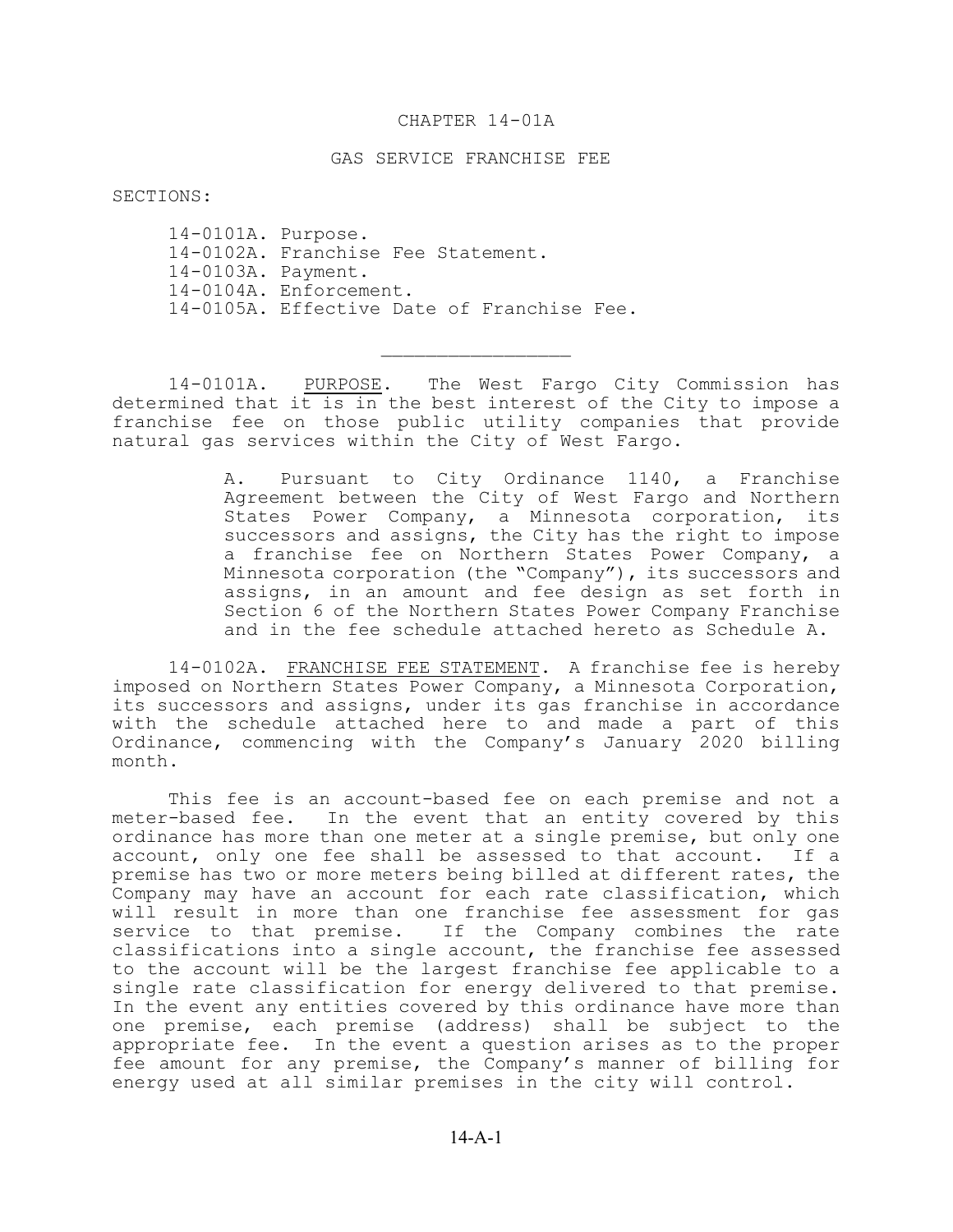# CHAPTER 14-01A

## GAS SERVICE FRANCHISE FEE

SECTIONS:

- 14-0101A. Purpose.
- 14-0102A. Franchise Fee Statement.
- 14-0103A. Payment.
- 14-0104A. Enforcement.
- 14-0105A. Effective Date of Franchise Fee.

---

14-0101A. PURPOSE. The West Fargo City Commission has determined that it is in the best interest of the City to impose a franchise fee on those public utility companies that provide natural gas services within the City of West Fargo.

> A. Pursuant to City Ordinance 1140, a Franchise Agreement between the City of West Fargo and Northern States Power Company, a Minnesota corporation, its successors and assigns, the City has the right to impose a franchise fee on Northern States Power Company, a Minnesota corporation (the "Company"), its successors and assigns, in an amount and fee design as set forth in Section 6 of the Northern States Power Company Franchise and in the fee schedule attached hereto as Schedule A.

14-0102A. FRANCHISE FEE STATEMENT. A franchise fee is hereby imposed on Northern States Power Company, a Minnesota Corporation, its successors and assigns, under its gas franchise in accordance with the schedule attached here to and made a part of this Ordinance, commencing with the Company's January 2020 billing month.

This fee is an account-based fee on each premise and not a meter-based fee. In the event that an entity covered by this ordinance has more than one meter at a single premise, but only one account, only one fee shall be assessed to that account. If a premise has two or more meters being billed at different rates, the Company may have an account for each rate classification, which will result in more than one franchise fee assessment for gas service to that premise. If the Company combines the rate classifications into a single account, the franchise fee assessed to the account will be the largest franchise fee applicable to a single rate classification for energy delivered to that premise. In the event any entities covered by this ordinance have more than one premise, each premise (address) shall be subject to the appropriate fee. In the event a question arises as to the proper fee amount for any premise, the Company's manner of billing for energy used at all similar premises in the city will control.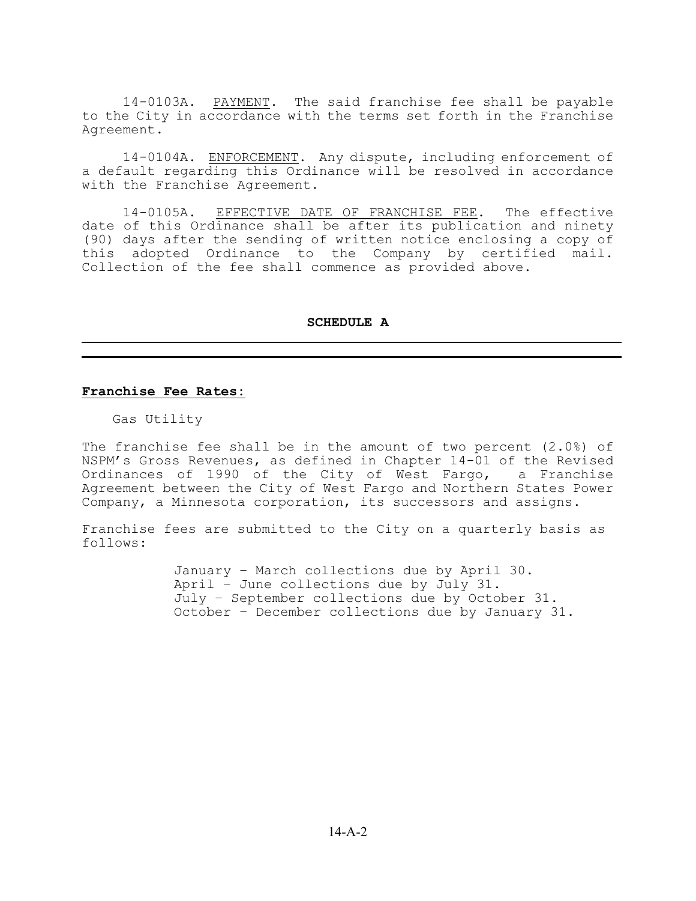14-0103A. PAYMENT. The said franchise fee shall be payable to the City in accordance with the terms set forth in the Franchise Agreement.

14-0104A. ENFORCEMENT. Any dispute, including enforcement of a default regarding this Ordinance will be resolved in accordance with the Franchise Agreement.

14-0105A. EFFECTIVE DATE OF FRANCHISE FEE. The effective date of this Ordinance shall be after its publication and ninety (90) days after the sending of written notice enclosing a copy of this adopted Ordinance to the Company by certified mail. Collection of the fee shall commence as provided above.

## SCHEDULE A

---

**Franchise Fee Rates:**

Gas Utility

The franchise fee shall be in the amount of two percent (2.0%) of NSPM's Gross Revenues, as defined in Chapter 14-01 of the Revised Ordinances of 1990 of the City of West Fargo, a Franchise Agreement between the City of West Fargo and Northern States Power Company, a Minnesota corporation, its successors and assigns.

Franchise fees are submitted to the City on a quarterly basis as follows:

January – March collections due by April 30.
April – June collections due by July 31.
July – September collections due by October 31.
October – December collections due by January 31.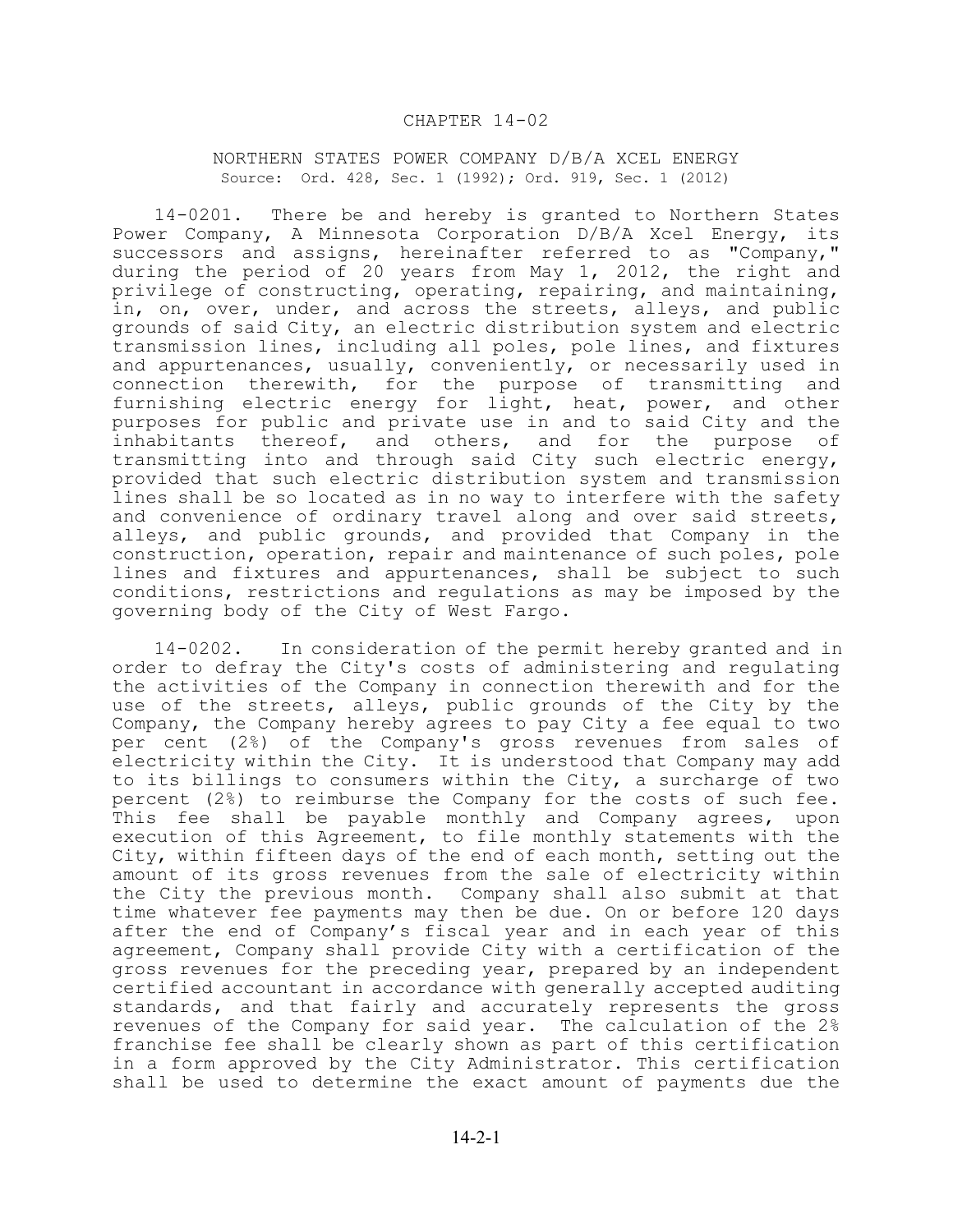# CHAPTER 14-02

## NORTHERN STATES POWER COMPANY D/B/A XCEL ENERGY

Source: Ord. 428, Sec. 1 (1992); Ord. 919, Sec. 1 (2012)

14-0201. There be and hereby is granted to Northern States Power Company, A Minnesota Corporation D/B/A Xcel Energy, its successors and assigns, hereinafter referred to as "Company," during the period of 20 years from May 1, 2012, the right and privilege of constructing, operating, repairing, and maintaining, in, on, over, under, and across the streets, alleys, and public grounds of said City, an electric distribution system and electric transmission lines, including all poles, pole lines, and fixtures and appurtenances, usually, conveniently, or necessarily used in connection therewith, for the purpose of transmitting and furnishing electric energy for light, heat, power, and other purposes for public and private use in and to said City and the inhabitants thereof, and others, and for the purpose of transmitting into and through said City such electric energy, provided that such electric distribution system and transmission lines shall be so located as in no way to interfere with the safety and convenience of ordinary travel along and over said streets, alleys, and public grounds, and provided that Company in the construction, operation, repair and maintenance of such poles, pole lines and fixtures and appurtenances, shall be subject to such conditions, restrictions and regulations as may be imposed by the governing body of the City of West Fargo.

14-0202. In consideration of the permit hereby granted and in order to defray the City's costs of administering and regulating the activities of the Company in connection therewith and for the use of the streets, alleys, public grounds of the City by the Company, the Company hereby agrees to pay City a fee equal to two per cent (2%) of the Company's gross revenues from sales of electricity within the City. It is understood that Company may add to its billings to consumers within the City, a surcharge of two percent (2%) to reimburse the Company for the costs of such fee. This fee shall be payable monthly and Company agrees, upon execution of this Agreement, to file monthly statements with the City, within fifteen days of the end of each month, setting out the amount of its gross revenues from the sale of electricity within the City the previous month. Company shall also submit at that time whatever fee payments may then be due. On or before 120 days after the end of Company's fiscal year and in each year of this agreement, Company shall provide City with a certification of the gross revenues for the preceding year, prepared by an independent certified accountant in accordance with generally accepted auditing standards, and that fairly and accurately represents the gross revenues of the Company for said year. The calculation of the 2% franchise fee shall be clearly shown as part of this certification in a form approved by the City Administrator. This certification shall be used to determine the exact amount of payments due the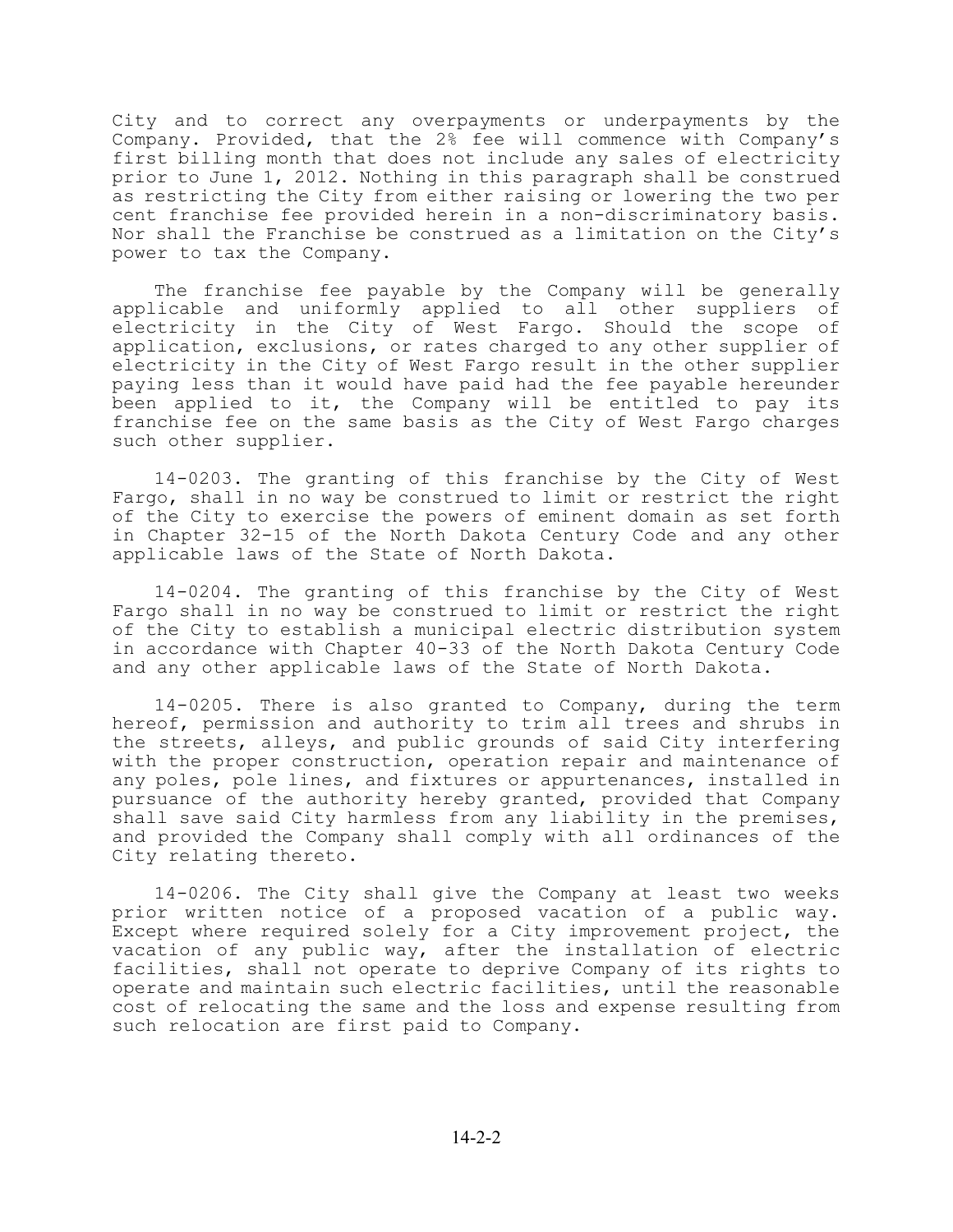City and to correct any overpayments or underpayments by the Company. Provided, that the 2% fee will commence with Company's first billing month that does not include any sales of electricity prior to June 1, 2012. Nothing in this paragraph shall be construed as restricting the City from either raising or lowering the two per cent franchise fee provided herein in a non-discriminatory basis. Nor shall the Franchise be construed as a limitation on the City's power to tax the Company.

The franchise fee payable by the Company will be generally applicable and uniformly applied to all other suppliers of electricity in the City of West Fargo. Should the scope of application, exclusions, or rates charged to any other supplier of electricity in the City of West Fargo result in the other supplier paying less than it would have paid had the fee payable hereunder been applied to it, the Company will be entitled to pay its franchise fee on the same basis as the City of West Fargo charges such other supplier.

14-0203. The granting of this franchise by the City of West Fargo, shall in no way be construed to limit or restrict the right of the City to exercise the powers of eminent domain as set forth in Chapter 32-15 of the North Dakota Century Code and any other applicable laws of the State of North Dakota.

14-0204. The granting of this franchise by the City of West Fargo shall in no way be construed to limit or restrict the right of the City to establish a municipal electric distribution system in accordance with Chapter 40-33 of the North Dakota Century Code and any other applicable laws of the State of North Dakota.

14-0205. There is also granted to Company, during the term hereof, permission and authority to trim all trees and shrubs in the streets, alleys, and public grounds of said City interfering with the proper construction, operation repair and maintenance of any poles, pole lines, and fixtures or appurtenances, installed in pursuance of the authority hereby granted, provided that Company shall save said City harmless from any liability in the premises, and provided the Company shall comply with all ordinances of the City relating thereto.

14-0206. The City shall give the Company at least two weeks prior written notice of a proposed vacation of a public way. Except where required solely for a City improvement project, the vacation of any public way, after the installation of electric facilities, shall not operate to deprive Company of its rights to operate and maintain such electric facilities, until the reasonable cost of relocating the same and the loss and expense resulting from such relocation are first paid to Company.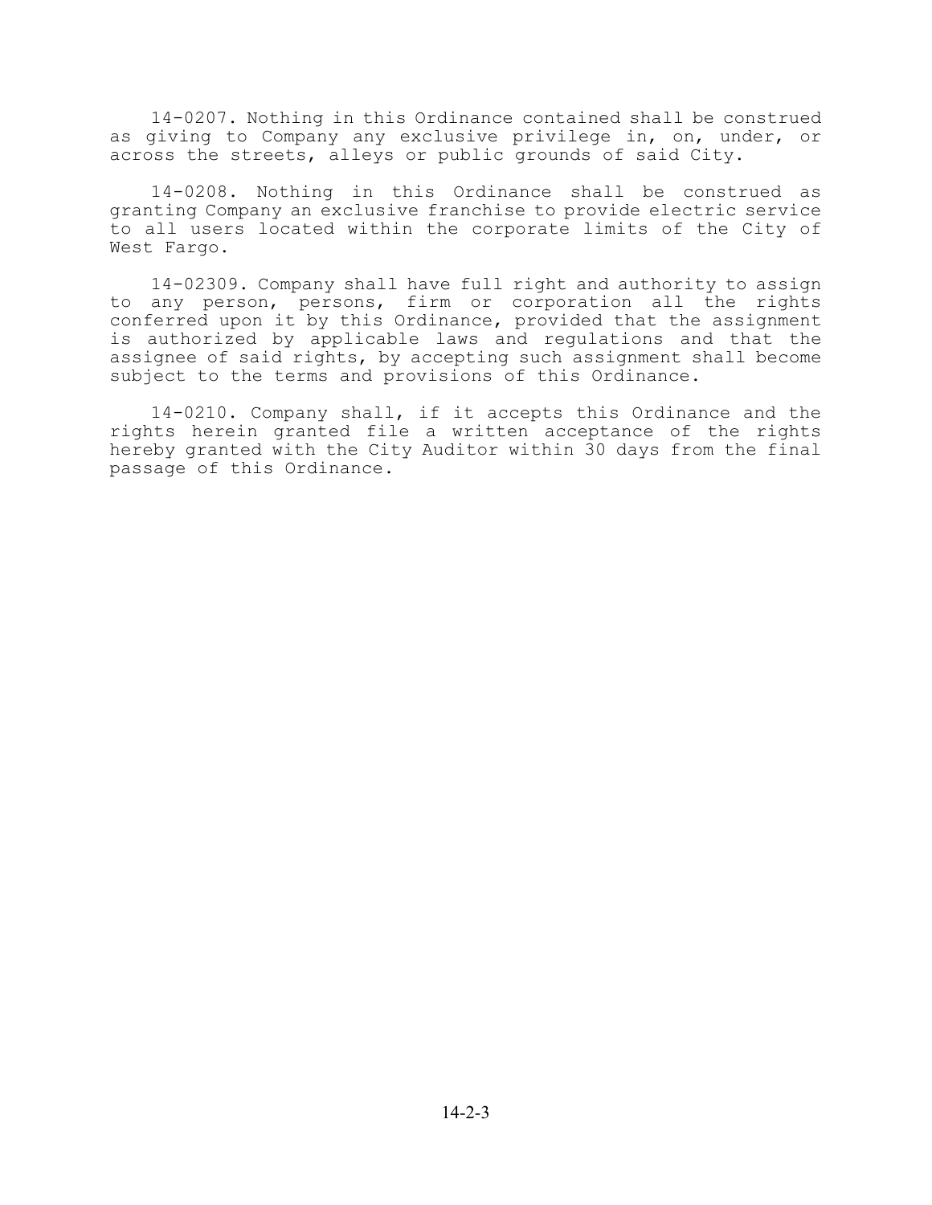14-0207. Nothing in this Ordinance contained shall be construed as giving to Company any exclusive privilege in, on, under, or across the streets, alleys or public grounds of said City.

14-0208. Nothing in this Ordinance shall be construed as granting Company an exclusive franchise to provide electric service to all users located within the corporate limits of the City of West Fargo.

14-02309. Company shall have full right and authority to assign to any person, persons, firm or corporation all the rights conferred upon it by this Ordinance, provided that the assignment is authorized by applicable laws and regulations and that the assignee of said rights, by accepting such assignment shall become subject to the terms and provisions of this Ordinance.

14-0210. Company shall, if it accepts this Ordinance and the rights herein granted file a written acceptance of the rights hereby granted with the City Auditor within 30 days from the final passage of this Ordinance.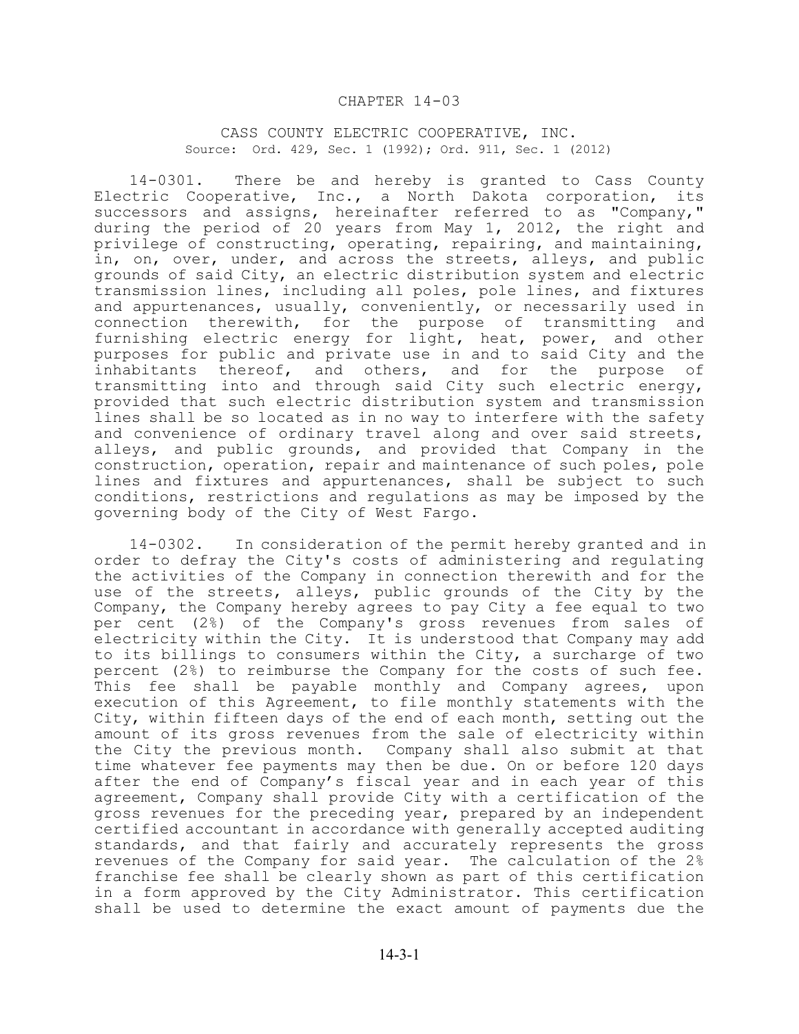# CHAPTER 14-03

## CASS COUNTY ELECTRIC COOPERATIVE, INC.

Source: Ord. 429, Sec. 1 (1992); Ord. 911, Sec. 1 (2012)

14-0301. There be and hereby is granted to Cass County Electric Cooperative, Inc., a North Dakota corporation, its successors and assigns, hereinafter referred to as "Company," during the period of 20 years from May 1, 2012, the right and privilege of constructing, operating, repairing, and maintaining, in, on, over, under, and across the streets, alleys, and public grounds of said City, an electric distribution system and electric transmission lines, including all poles, pole lines, and fixtures and appurtenances, usually, conveniently, or necessarily used in connection therewith, for the purpose of transmitting and furnishing electric energy for light, heat, power, and other purposes for public and private use in and to said City and the inhabitants thereof, and others, and for the purpose of transmitting into and through said City such electric energy, provided that such electric distribution system and transmission lines shall be so located as in no way to interfere with the safety and convenience of ordinary travel along and over said streets, alleys, and public grounds, and provided that Company in the construction, operation, repair and maintenance of such poles, pole lines and fixtures and appurtenances, shall be subject to such conditions, restrictions and regulations as may be imposed by the governing body of the City of West Fargo.

14-0302. In consideration of the permit hereby granted and in order to defray the City's costs of administering and regulating the activities of the Company in connection therewith and for the use of the streets, alleys, public grounds of the City by the Company, the Company hereby agrees to pay City a fee equal to two per cent (2%) of the Company's gross revenues from sales of electricity within the City. It is understood that Company may add to its billings to consumers within the City, a surcharge of two percent (2%) to reimburse the Company for the costs of such fee. This fee shall be payable monthly and Company agrees, upon execution of this Agreement, to file monthly statements with the City, within fifteen days of the end of each month, setting out the amount of its gross revenues from the sale of electricity within the City the previous month. Company shall also submit at that time whatever fee payments may then be due. On or before 120 days after the end of Company's fiscal year and in each year of this agreement, Company shall provide City with a certification of the gross revenues for the preceding year, prepared by an independent certified accountant in accordance with generally accepted auditing standards, and that fairly and accurately represents the gross revenues of the Company for said year. The calculation of the 2% franchise fee shall be clearly shown as part of this certification in a form approved by the City Administrator. This certification shall be used to determine the exact amount of payments due the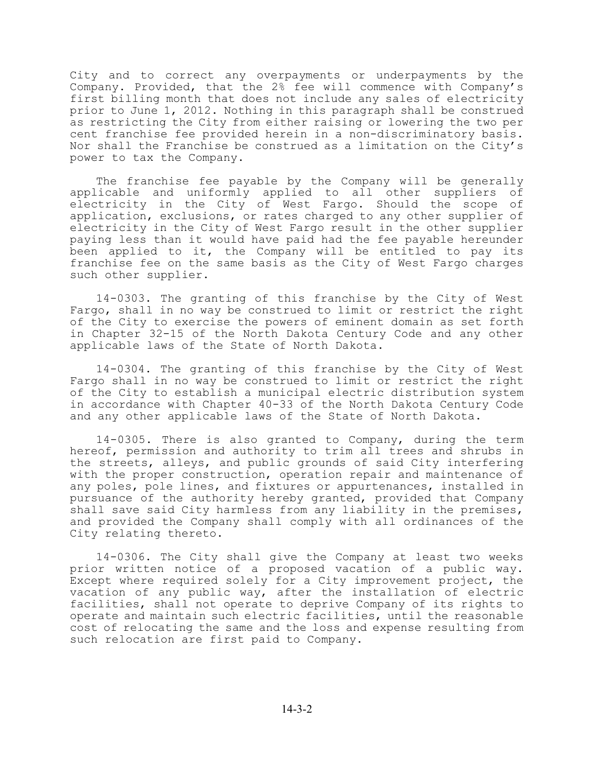City and to correct any overpayments or underpayments by the Company. Provided, that the 2% fee will commence with Company's first billing month that does not include any sales of electricity prior to June 1, 2012. Nothing in this paragraph shall be construed as restricting the City from either raising or lowering the two per cent franchise fee provided herein in a non-discriminatory basis. Nor shall the Franchise be construed as a limitation on the City's power to tax the Company.

The franchise fee payable by the Company will be generally applicable and uniformly applied to all other suppliers of electricity in the City of West Fargo. Should the scope of application, exclusions, or rates charged to any other supplier of electricity in the City of West Fargo result in the other supplier paying less than it would have paid had the fee payable hereunder been applied to it, the Company will be entitled to pay its franchise fee on the same basis as the City of West Fargo charges such other supplier.

14-0303. The granting of this franchise by the City of West Fargo, shall in no way be construed to limit or restrict the right of the City to exercise the powers of eminent domain as set forth in Chapter 32-15 of the North Dakota Century Code and any other applicable laws of the State of North Dakota.

14-0304. The granting of this franchise by the City of West Fargo shall in no way be construed to limit or restrict the right of the City to establish a municipal electric distribution system in accordance with Chapter 40-33 of the North Dakota Century Code and any other applicable laws of the State of North Dakota.

14-0305. There is also granted to Company, during the term hereof, permission and authority to trim all trees and shrubs in the streets, alleys, and public grounds of said City interfering with the proper construction, operation repair and maintenance of any poles, pole lines, and fixtures or appurtenances, installed in pursuance of the authority hereby granted, provided that Company shall save said City harmless from any liability in the premises, and provided the Company shall comply with all ordinances of the City relating thereto.

14-0306. The City shall give the Company at least two weeks prior written notice of a proposed vacation of a public way. Except where required solely for a City improvement project, the vacation of any public way, after the installation of electric facilities, shall not operate to deprive Company of its rights to operate and maintain such electric facilities, until the reasonable cost of relocating the same and the loss and expense resulting from such relocation are first paid to Company.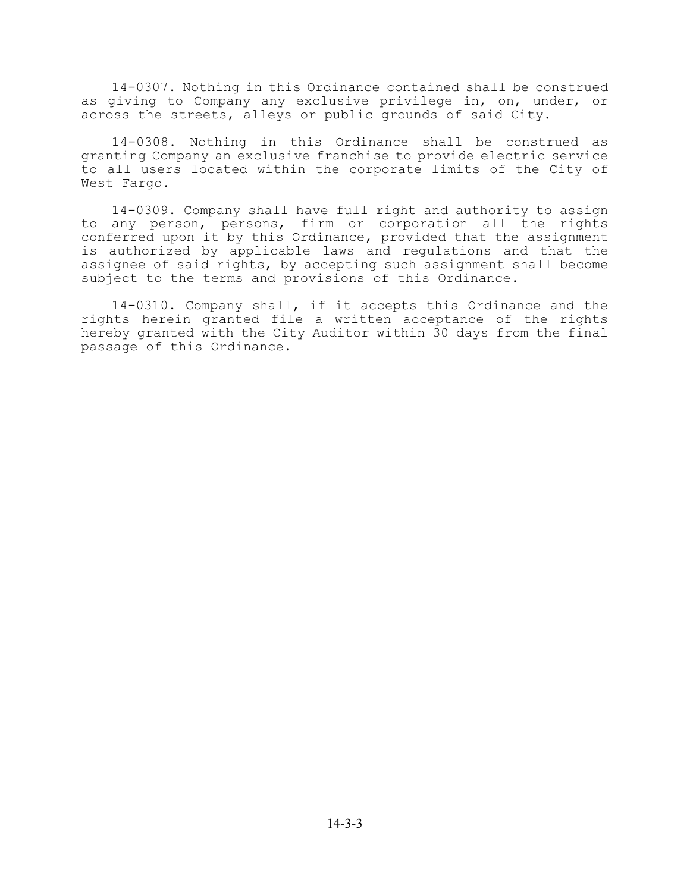14-0307. Nothing in this Ordinance contained shall be construed as giving to Company any exclusive privilege in, on, under, or across the streets, alleys or public grounds of said City.

14-0308. Nothing in this Ordinance shall be construed as granting Company an exclusive franchise to provide electric service to all users located within the corporate limits of the City of West Fargo.

14-0309. Company shall have full right and authority to assign to any person, persons, firm or corporation all the rights conferred upon it by this Ordinance, provided that the assignment is authorized by applicable laws and regulations and that the assignee of said rights, by accepting such assignment shall become subject to the terms and provisions of this Ordinance.

14-0310. Company shall, if it accepts this Ordinance and the rights herein granted file a written acceptance of the rights hereby granted with the City Auditor within 30 days from the final passage of this Ordinance.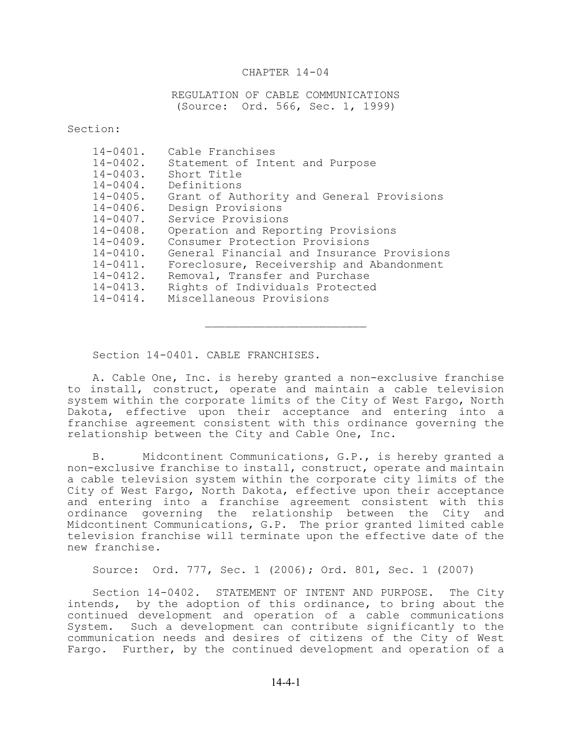# CHAPTER 14-04

## REGULATION OF CABLE COMMUNICATIONS
(Source: Ord. 566, Sec. 1, 1999)

Section:

- 14-0401. Cable Franchises
- 14-0402. Statement of Intent and Purpose
- 14-0403. Short Title
- 14-0404. Definitions
- 14-0405. Grant of Authority and General Provisions
- 14-0406. Design Provisions
- 14-0407. Service Provisions
- 14-0408. Operation and Reporting Provisions
- 14-0409. Consumer Protection Provisions
- 14-0410. General Financial and Insurance Provisions
- 14-0411. Foreclosure, Receivership and Abandonment
- 14-0412. Removal, Transfer and Purchase
- 14-0413. Rights of Individuals Protected
- 14-0414. Miscellaneous Provisions

---

Section 14-0401. CABLE FRANCHISES.

A. Cable One, Inc. is hereby granted a non-exclusive franchise to install, construct, operate and maintain a cable television system within the corporate limits of the City of West Fargo, North Dakota, effective upon their acceptance and entering into a franchise agreement consistent with this ordinance governing the relationship between the City and Cable One, Inc.

B. Midcontinent Communications, G.P., is hereby granted a non-exclusive franchise to install, construct, operate and maintain a cable television system within the corporate city limits of the City of West Fargo, North Dakota, effective upon their acceptance and entering into a franchise agreement consistent with this ordinance governing the relationship between the City and Midcontinent Communications, G.P. The prior granted limited cable television franchise will terminate upon the effective date of the new franchise.

Source: Ord. 777, Sec. 1 (2006); Ord. 801, Sec. 1 (2007)

Section 14-0402. STATEMENT OF INTENT AND PURPOSE. The City intends, by the adoption of this ordinance, to bring about the continued development and operation of a cable communications System. Such a development can contribute significantly to the communication needs and desires of citizens of the City of West Fargo. Further, by the continued development and operation of a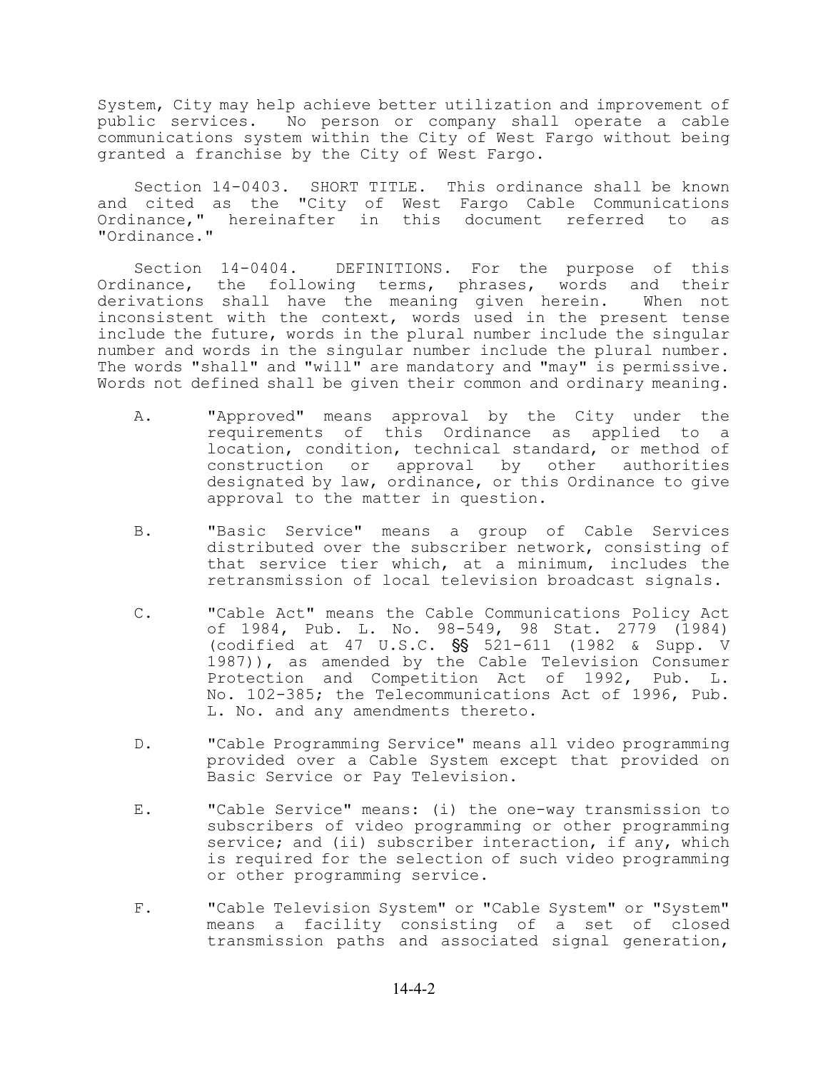System, City may help achieve better utilization and improvement of public services. No person or company shall operate a cable communications system within the City of West Fargo without being granted a franchise by the City of West Fargo.

Section 14-0403. SHORT TITLE. This ordinance shall be known and cited as the "City of West Fargo Cable Communications Ordinance," hereinafter in this document referred to as "Ordinance."

Section 14-0404. DEFINITIONS. For the purpose of this Ordinance, the following terms, phrases, words and their derivations shall have the meaning given herein. When not inconsistent with the context, words used in the present tense include the future, words in the plural number include the singular number and words in the singular number include the plural number. The words "shall" and "will" are mandatory and "may" is permissive. Words not defined shall be given their common and ordinary meaning.

A. "Approved" means approval by the City under the requirements of this Ordinance as applied to a location, condition, technical standard, or method of construction or approval by other authorities designated by law, ordinance, or this Ordinance to give approval to the matter in question.

B. "Basic Service" means a group of Cable Services distributed over the subscriber network, consisting of that service tier which, at a minimum, includes the retransmission of local television broadcast signals.

C. "Cable Act" means the Cable Communications Policy Act of 1984, Pub. L. No. 98-549, 98 Stat. 2779 (1984) (codified at 47 U.S.C. §§ 521-611 (1982 & Supp. V 1987)), as amended by the Cable Television Consumer Protection and Competition Act of 1992, Pub. L. No. 102-385; the Telecommunications Act of 1996, Pub. L. No. and any amendments thereto.

D. "Cable Programming Service" means all video programming provided over a Cable System except that provided on Basic Service or Pay Television.

E. "Cable Service" means: (i) the one-way transmission to subscribers of video programming or other programming service; and (ii) subscriber interaction, if any, which is required for the selection of such video programming or other programming service.

F. "Cable Television System" or "Cable System" or "System" means a facility consisting of a set of closed transmission paths and associated signal generation,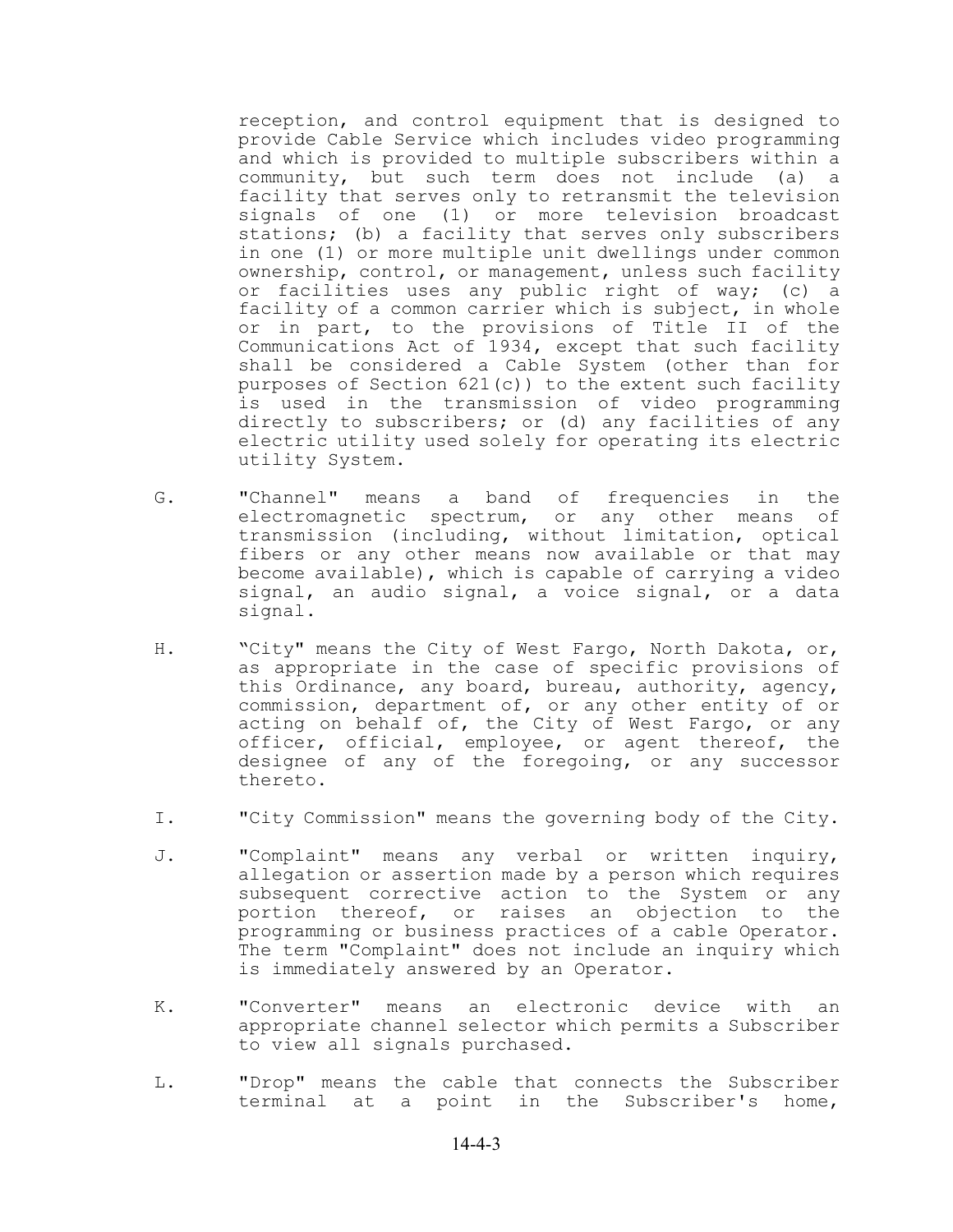reception, and control equipment that is designed to provide Cable Service which includes video programming and which is provided to multiple subscribers within a community, but such term does not include (a) a facility that serves only to retransmit the television signals of one (1) or more television broadcast stations; (b) a facility that serves only subscribers in one (1) or more multiple unit dwellings under common ownership, control, or management, unless such facility or facilities uses any public right of way; (c) a facility of a common carrier which is subject, in whole or in part, to the provisions of Title II of the Communications Act of 1934, except that such facility shall be considered a Cable System (other than for purposes of Section 621(c)) to the extent such facility is used in the transmission of video programming directly to subscribers; or (d) any facilities of any electric utility used solely for operating its electric utility System.

G. "Channel" means a band of frequencies in the electromagnetic spectrum, or any other means of transmission (including, without limitation, optical fibers or any other means now available or that may become available), which is capable of carrying a video signal, an audio signal, a voice signal, or a data signal.

H. "City" means the City of West Fargo, North Dakota, or, as appropriate in the case of specific provisions of this Ordinance, any board, bureau, authority, agency, commission, department of, or any other entity of or acting on behalf of, the City of West Fargo, or any officer, official, employee, or agent thereof, the designee of any of the foregoing, or any successor thereto.

I. "City Commission" means the governing body of the City.

J. "Complaint" means any verbal or written inquiry, allegation or assertion made by a person which requires subsequent corrective action to the System or any portion thereof, or raises an objection to the programming or business practices of a cable Operator. The term "Complaint" does not include an inquiry which is immediately answered by an Operator.

K. "Converter" means an electronic device with an appropriate channel selector which permits a Subscriber to view all signals purchased.

L. "Drop" means the cable that connects the Subscriber terminal at a point in the Subscriber's home,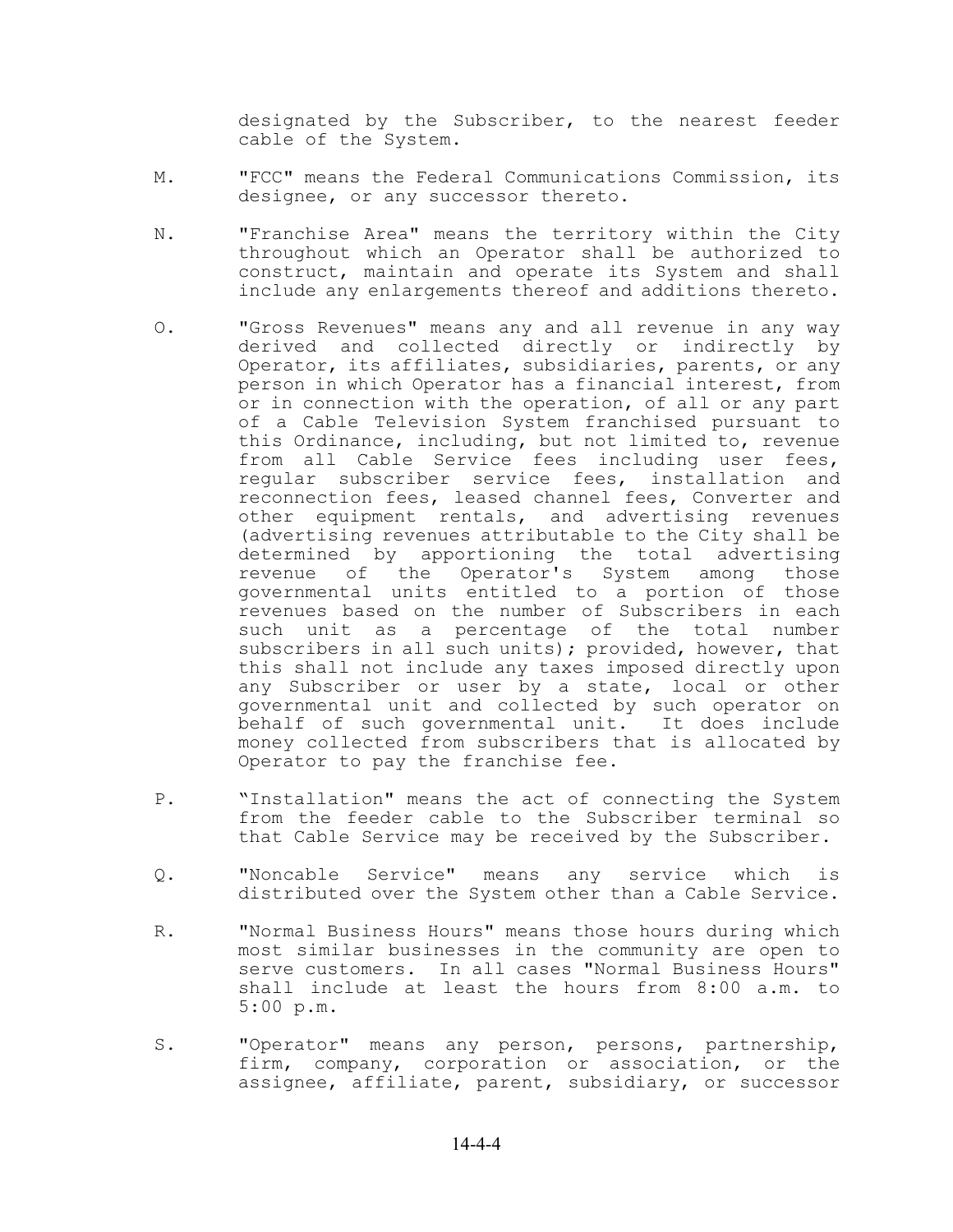designated by the Subscriber, to the nearest feeder cable of the System.

M. "FCC" means the Federal Communications Commission, its designee, or any successor thereto.

N. "Franchise Area" means the territory within the City throughout which an Operator shall be authorized to construct, maintain and operate its System and shall include any enlargements thereof and additions thereto.

O. "Gross Revenues" means any and all revenue in any way derived and collected directly or indirectly by Operator, its affiliates, subsidiaries, parents, or any person in which Operator has a financial interest, from or in connection with the operation, of all or any part of a Cable Television System franchised pursuant to this Ordinance, including, but not limited to, revenue from all Cable Service fees including user fees, regular subscriber service fees, installation and reconnection fees, leased channel fees, Converter and other equipment rentals, and advertising revenues (advertising revenues attributable to the City shall be determined by apportioning the total advertising revenue of the Operator's System among those governmental units entitled to a portion of those revenues based on the number of Subscribers in each such unit as a percentage of the total number subscribers in all such units); provided, however, that this shall not include any taxes imposed directly upon any Subscriber or user by a state, local or other governmental unit and collected by such operator on behalf of such governmental unit. It does include money collected from subscribers that is allocated by Operator to pay the franchise fee.

P. "Installation" means the act of connecting the System from the feeder cable to the Subscriber terminal so that Cable Service may be received by the Subscriber.

Q. "Noncable Service" means any service which is distributed over the System other than a Cable Service.

R. "Normal Business Hours" means those hours during which most similar businesses in the community are open to serve customers. In all cases "Normal Business Hours" shall include at least the hours from 8:00 a.m. to 5:00 p.m.

S. "Operator" means any person, persons, partnership, firm, company, corporation or association, or the assignee, affiliate, parent, subsidiary, or successor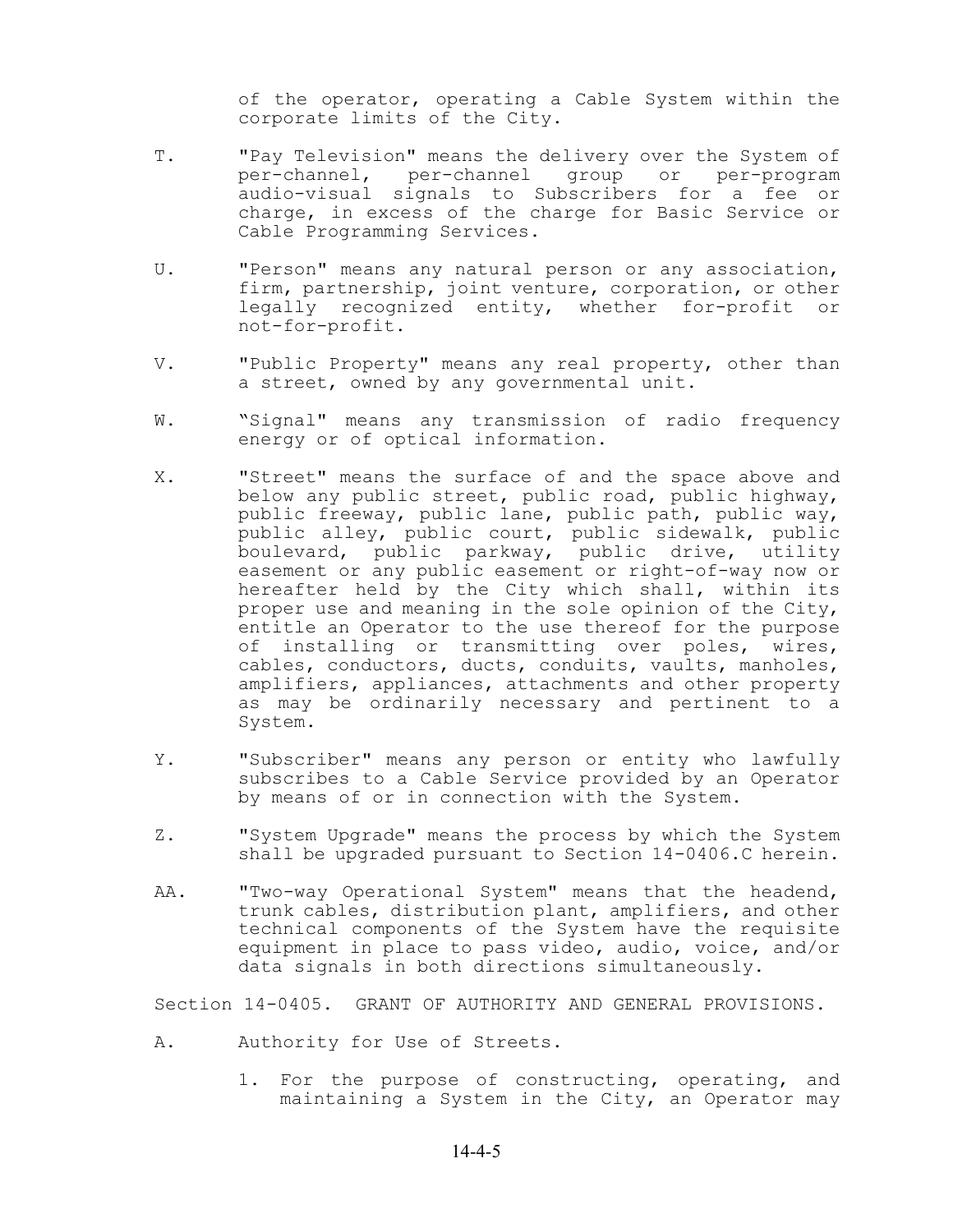of the operator, operating a Cable System within the corporate limits of the City.

T. "Pay Television" means the delivery over the System of per-channel, per-channel group or per-program audio-visual signals to Subscribers for a fee or charge, in excess of the charge for Basic Service or Cable Programming Services.

U. "Person" means any natural person or any association, firm, partnership, joint venture, corporation, or other legally recognized entity, whether for-profit or not-for-profit.

V. "Public Property" means any real property, other than a street, owned by any governmental unit.

W. "Signal" means any transmission of radio frequency energy or of optical information.

X. "Street" means the surface of and the space above and below any public street, public road, public highway, public freeway, public lane, public path, public way, public alley, public court, public sidewalk, public boulevard, public parkway, public drive, utility easement or any public easement or right-of-way now or hereafter held by the City which shall, within its proper use and meaning in the sole opinion of the City, entitle an Operator to the use thereof for the purpose of installing or transmitting over poles, wires, cables, conductors, ducts, conduits, vaults, manholes, amplifiers, appliances, attachments and other property as may be ordinarily necessary and pertinent to a System.

Y. "Subscriber" means any person or entity who lawfully subscribes to a Cable Service provided by an Operator by means of or in connection with the System.

Z. "System Upgrade" means the process by which the System shall be upgraded pursuant to Section 14-0406.C herein.

AA. "Two-way Operational System" means that the headend, trunk cables, distribution plant, amplifiers, and other technical components of the System have the requisite equipment in place to pass video, audio, voice, and/or data signals in both directions simultaneously.

## Section 14-0405. GRANT OF AUTHORITY AND GENERAL PROVISIONS.

A. Authority for Use of Streets.

1. For the purpose of constructing, operating, and maintaining a System in the City, an Operator may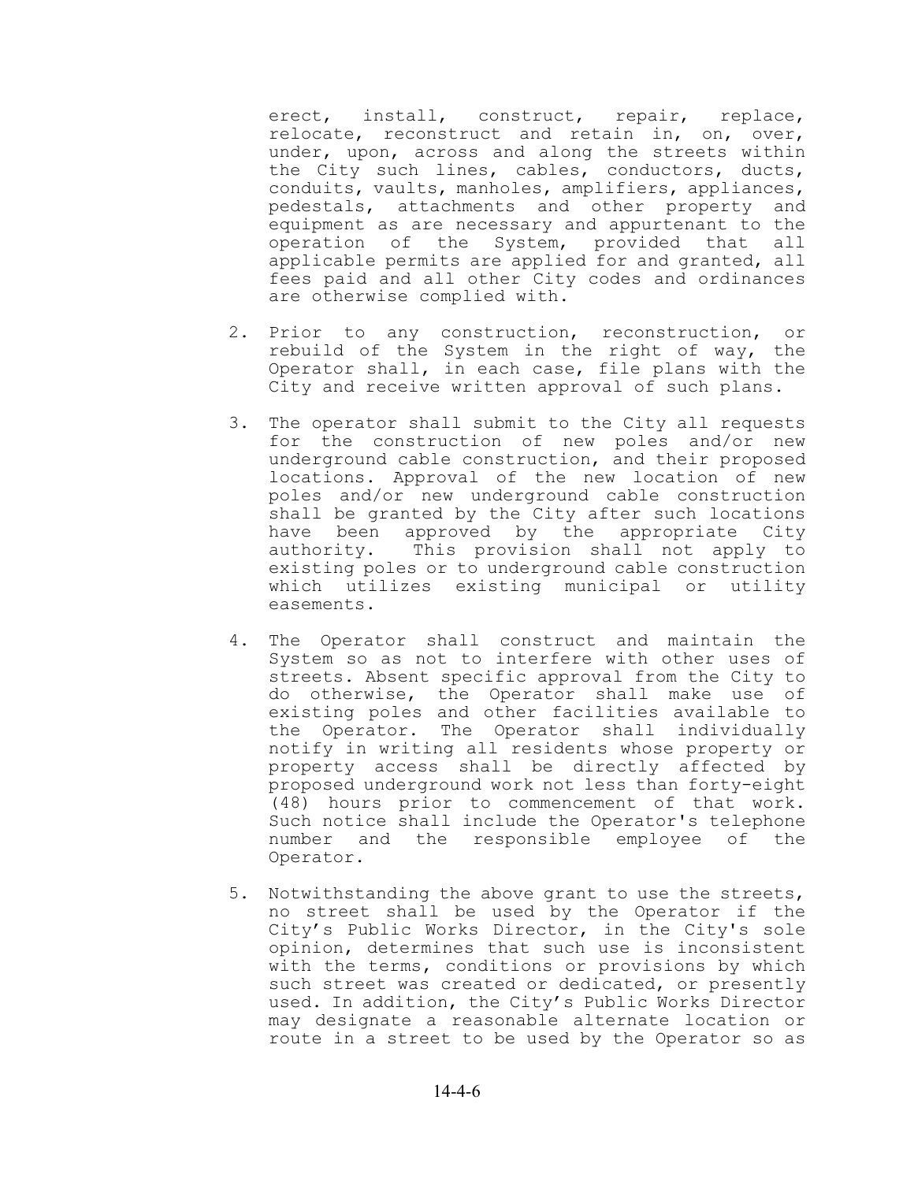erect, install, construct, repair, replace, relocate, reconstruct and retain in, on, over, under, upon, across and along the streets within the City such lines, cables, conductors, ducts, conduits, vaults, manholes, amplifiers, appliances, pedestals, attachments and other property and equipment as are necessary and appurtenant to the operation of the System, provided that all applicable permits are applied for and granted, all fees paid and all other City codes and ordinances are otherwise complied with.

2. Prior to any construction, reconstruction, or rebuild of the System in the right of way, the Operator shall, in each case, file plans with the City and receive written approval of such plans.

3. The operator shall submit to the City all requests for the construction of new poles and/or new underground cable construction, and their proposed locations. Approval of the new location of new poles and/or new underground cable construction shall be granted by the City after such locations have been approved by the appropriate City authority. This provision shall not apply to existing poles or to underground cable construction which utilizes existing municipal or utility easements.

4. The Operator shall construct and maintain the System so as not to interfere with other uses of streets. Absent specific approval from the City to do otherwise, the Operator shall make use of existing poles and other facilities available to the Operator. The Operator shall individually notify in writing all residents whose property or property access shall be directly affected by proposed underground work not less than forty-eight (48) hours prior to commencement of that work. Such notice shall include the Operator's telephone number and the responsible employee of the Operator.

5. Notwithstanding the above grant to use the streets, no street shall be used by the Operator if the City's Public Works Director, in the City's sole opinion, determines that such use is inconsistent with the terms, conditions or provisions by which such street was created or dedicated, or presently used. In addition, the City's Public Works Director may designate a reasonable alternate location or route in a street to be used by the Operator so as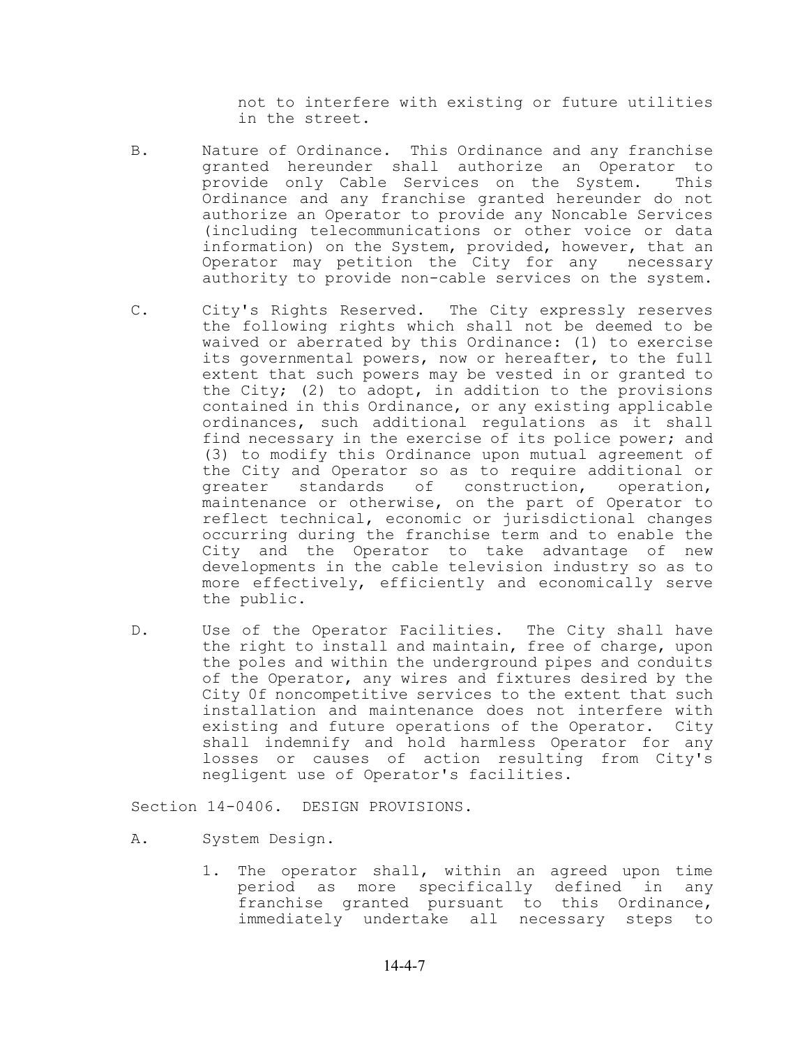not to interfere with existing or future utilities in the street.

B. Nature of Ordinance. This Ordinance and any franchise granted hereunder shall authorize an Operator to provide only Cable Services on the System. This Ordinance and any franchise granted hereunder do not authorize an Operator to provide any Noncable Services (including telecommunications or other voice or data information) on the System, provided, however, that an Operator may petition the City for any necessary authority to provide non-cable services on the system.

C. City's Rights Reserved. The City expressly reserves the following rights which shall not be deemed to be waived or aberrated by this Ordinance: (1) to exercise its governmental powers, now or hereafter, to the full extent that such powers may be vested in or granted to the City; (2) to adopt, in addition to the provisions contained in this Ordinance, or any existing applicable ordinances, such additional regulations as it shall find necessary in the exercise of its police power; and (3) to modify this Ordinance upon mutual agreement of the City and Operator so as to require additional or greater standards of construction, operation, maintenance or otherwise, on the part of Operator to reflect technical, economic or jurisdictional changes occurring during the franchise term and to enable the City and the Operator to take advantage of new developments in the cable television industry so as to more effectively, efficiently and economically serve the public.

D. Use of the Operator Facilities. The City shall have the right to install and maintain, free of charge, upon the poles and within the underground pipes and conduits of the Operator, any wires and fixtures desired by the City 0f noncompetitive services to the extent that such installation and maintenance does not interfere with existing and future operations of the Operator. City shall indemnify and hold harmless Operator for any losses or causes of action resulting from City's negligent use of Operator's facilities.

Section 14-0406. DESIGN PROVISIONS.

A. System Design.

1. The operator shall, within an agreed upon time period as more specifically defined in any franchise granted pursuant to this Ordinance, immediately undertake all necessary steps to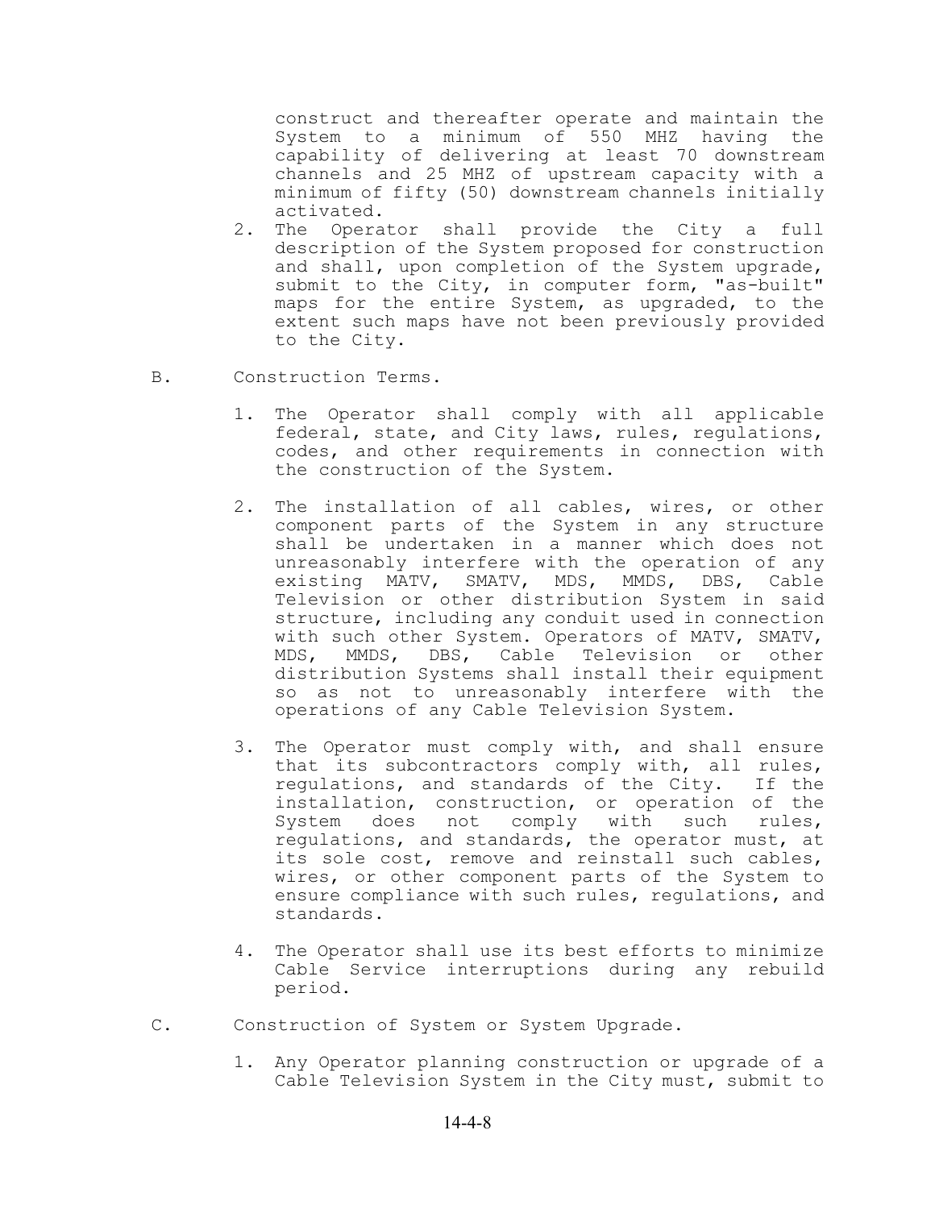construct and thereafter operate and maintain the System to a minimum of 550 MHZ having the capability of delivering at least 70 downstream channels and 25 MHZ of upstream capacity with a minimum of fifty (50) downstream channels initially activated.

2. The Operator shall provide the City a full description of the System proposed for construction and shall, upon completion of the System upgrade, submit to the City, in computer form, "as-built" maps for the entire System, as upgraded, to the extent such maps have not been previously provided to the City.

B. Construction Terms.

1. The Operator shall comply with all applicable federal, state, and City laws, rules, regulations, codes, and other requirements in connection with the construction of the System.

2. The installation of all cables, wires, or other component parts of the System in any structure shall be undertaken in a manner which does not unreasonably interfere with the operation of any existing MATV, SMATV, MDS, MMDS, DBS, Cable Television or other distribution System in said structure, including any conduit used in connection with such other System. Operators of MATV, SMATV, MDS, MMDS, DBS, Cable Television or other distribution Systems shall install their equipment so as not to unreasonably interfere with the operations of any Cable Television System.

3. The Operator must comply with, and shall ensure that its subcontractors comply with, all rules, regulations, and standards of the City. If the installation, construction, or operation of the System does not comply with such rules, regulations, and standards, the operator must, at its sole cost, remove and reinstall such cables, wires, or other component parts of the System to ensure compliance with such rules, regulations, and standards.

4. The Operator shall use its best efforts to minimize Cable Service interruptions during any rebuild period.

C. Construction of System or System Upgrade.

1. Any Operator planning construction or upgrade of a Cable Television System in the City must, submit to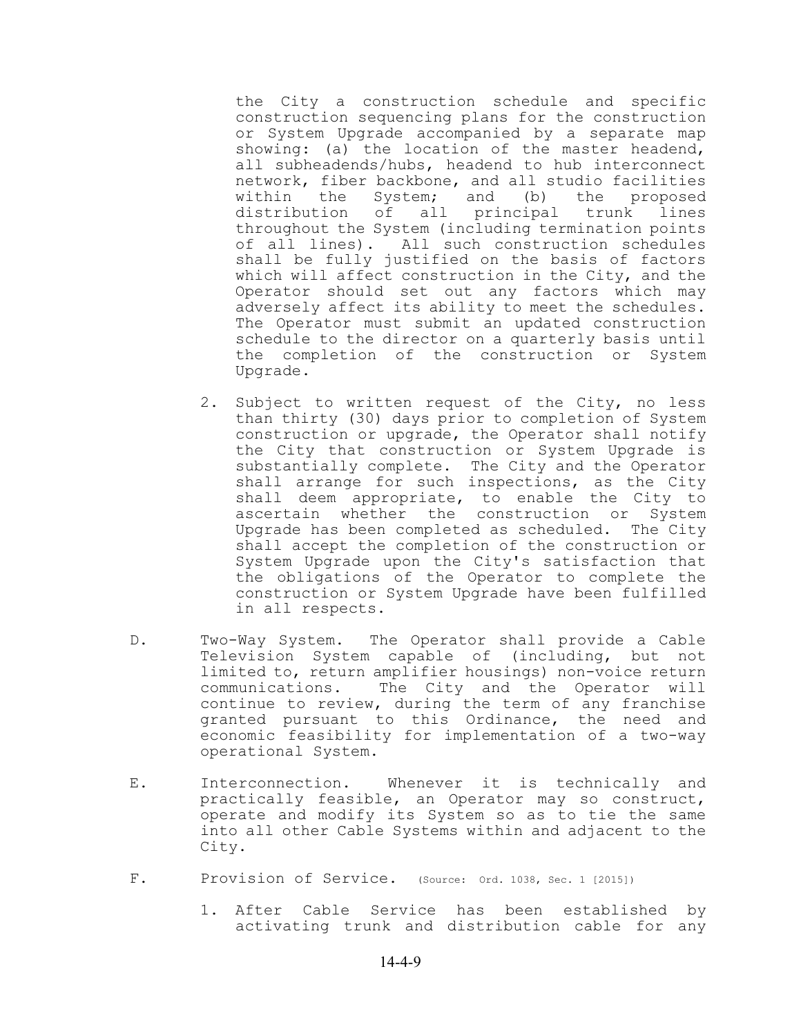the City a construction schedule and specific construction sequencing plans for the construction or System Upgrade accompanied by a separate map showing: (a) the location of the master headend, all subheadends/hubs, headend to hub interconnect network, fiber backbone, and all studio facilities within the System; and (b) the proposed distribution of all principal trunk lines throughout the System (including termination points of all lines). All such construction schedules shall be fully justified on the basis of factors which will affect construction in the City, and the Operator should set out any factors which may adversely affect its ability to meet the schedules. The Operator must submit an updated construction schedule to the director on a quarterly basis until the completion of the construction or System Upgrade.

2. Subject to written request of the City, no less than thirty (30) days prior to completion of System construction or upgrade, the Operator shall notify the City that construction or System Upgrade is substantially complete. The City and the Operator shall arrange for such inspections, as the City shall deem appropriate, to enable the City to ascertain whether the construction or System Upgrade has been completed as scheduled. The City shall accept the completion of the construction or System Upgrade upon the City's satisfaction that the obligations of the Operator to complete the construction or System Upgrade have been fulfilled in all respects.

D. Two-Way System. The Operator shall provide a Cable Television System capable of (including, but not limited to, return amplifier housings) non-voice return communications. The City and the Operator will continue to review, during the term of any franchise granted pursuant to this Ordinance, the need and economic feasibility for implementation of a two-way operational System.

E. Interconnection. Whenever it is technically and practically feasible, an Operator may so construct, operate and modify its System so as to tie the same into all other Cable Systems within and adjacent to the City.

F. Provision of Service. (Source: Ord. 1038, Sec. 1 [2015])

1. After Cable Service has been established by activating trunk and distribution cable for any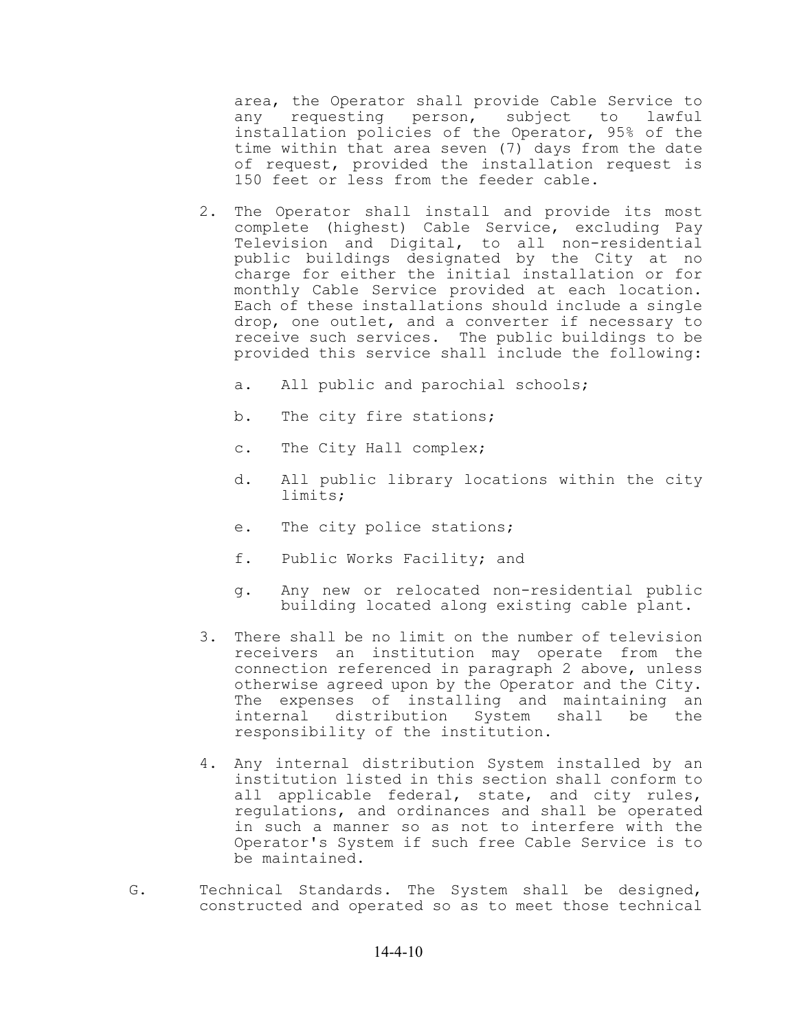area, the Operator shall provide Cable Service to any requesting person, subject to lawful installation policies of the Operator, 95% of the time within that area seven (7) days from the date of request, provided the installation request is 150 feet or less from the feeder cable.

2. The Operator shall install and provide its most complete (highest) Cable Service, excluding Pay Television and Digital, to all non-residential public buildings designated by the City at no charge for either the initial installation or for monthly Cable Service provided at each location. Each of these installations should include a single drop, one outlet, and a converter if necessary to receive such services. The public buildings to be provided this service shall include the following:

   a. All public and parochial schools;

   b. The city fire stations;

   c. The City Hall complex;

   d. All public library locations within the city limits;

   e. The city police stations;

   f. Public Works Facility; and

   g. Any new or relocated non-residential public building located along existing cable plant.

3. There shall be no limit on the number of television receivers an institution may operate from the connection referenced in paragraph 2 above, unless otherwise agreed upon by the Operator and the City. The expenses of installing and maintaining an internal distribution System shall be the responsibility of the institution.

4. Any internal distribution System installed by an institution listed in this section shall conform to all applicable federal, state, and city rules, regulations, and ordinances and shall be operated in such a manner so as not to interfere with the Operator's System if such free Cable Service is to be maintained.

G. Technical Standards. The System shall be designed, constructed and operated so as to meet those technical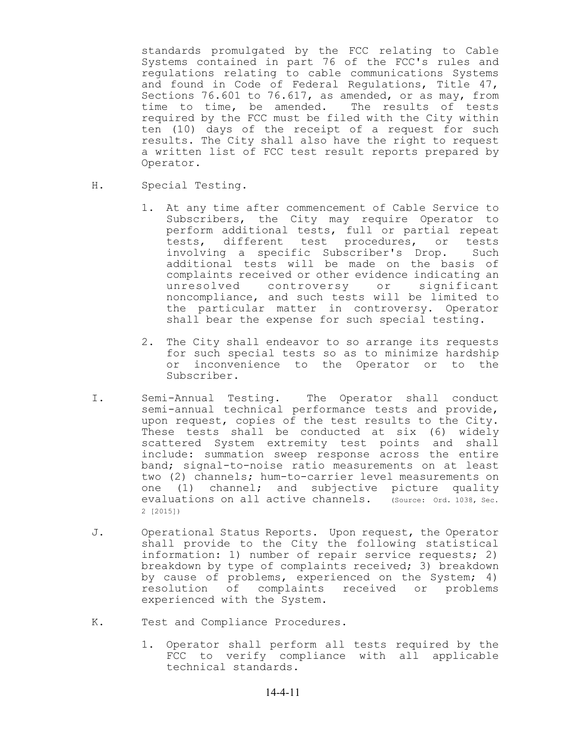standards promulgated by the FCC relating to Cable Systems contained in part 76 of the FCC's rules and regulations relating to cable communications Systems and found in Code of Federal Regulations, Title 47, Sections 76.601 to 76.617, as amended, or as may, from time to time, be amended. The results of tests required by the FCC must be filed with the City within ten (10) days of the receipt of a request for such results. The City shall also have the right to request a written list of FCC test result reports prepared by Operator.

H. Special Testing.

1. At any time after commencement of Cable Service to Subscribers, the City may require Operator to perform additional tests, full or partial repeat tests, different test procedures, or tests involving a specific Subscriber's Drop. Such additional tests will be made on the basis of complaints received or other evidence indicating an unresolved controversy or significant noncompliance, and such tests will be limited to the particular matter in controversy. Operator shall bear the expense for such special testing.

2. The City shall endeavor to so arrange its requests for such special tests so as to minimize hardship or inconvenience to the Operator or to the Subscriber.

I. Semi-Annual Testing. The Operator shall conduct semi-annual technical performance tests and provide, upon request, copies of the test results to the City. These tests shall be conducted at six (6) widely scattered System extremity test points and shall include: summation sweep response across the entire band; signal-to-noise ratio measurements on at least two (2) channels; hum-to-carrier level measurements on one (1) channel; and subjective picture quality evaluations on all active channels. (Source: Ord. 1038, Sec. 2 [2015])

J. Operational Status Reports. Upon request, the Operator shall provide to the City the following statistical information: 1) number of repair service requests; 2) breakdown by type of complaints received; 3) breakdown by cause of problems, experienced on the System; 4) resolution of complaints received or problems experienced with the System.

K. Test and Compliance Procedures.

1. Operator shall perform all tests required by the FCC to verify compliance with all applicable technical standards.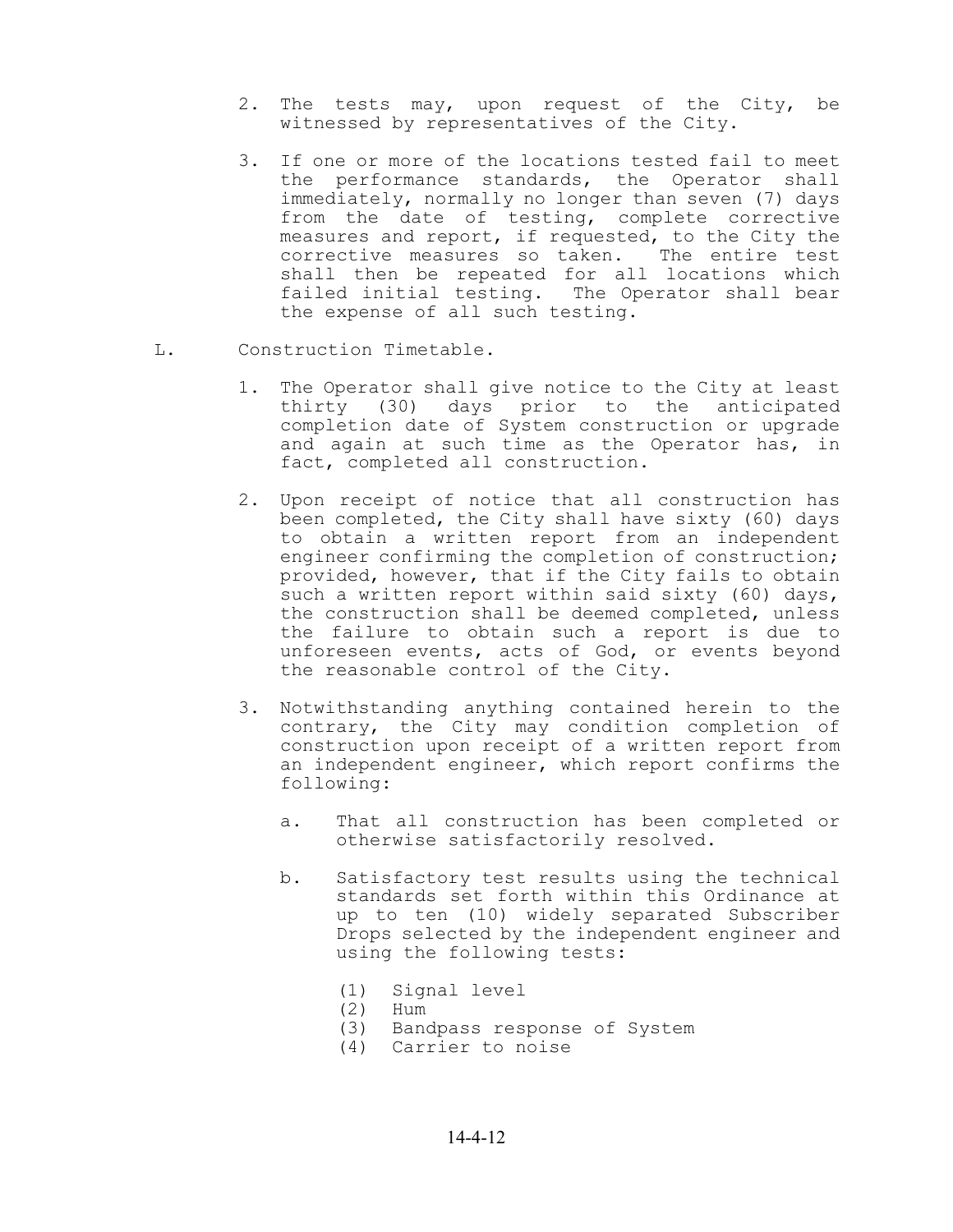2. The tests may, upon request of the City, be witnessed by representatives of the City.

3. If one or more of the locations tested fail to meet the performance standards, the Operator shall immediately, normally no longer than seven (7) days from the date of testing, complete corrective measures and report, if requested, to the City the corrective measures so taken. The entire test shall then be repeated for all locations which failed initial testing. The Operator shall bear the expense of all such testing.

L. Construction Timetable.

1. The Operator shall give notice to the City at least thirty (30) days prior to the anticipated completion date of System construction or upgrade and again at such time as the Operator has, in fact, completed all construction.

2. Upon receipt of notice that all construction has been completed, the City shall have sixty (60) days to obtain a written report from an independent engineer confirming the completion of construction; provided, however, that if the City fails to obtain such a written report within said sixty (60) days, the construction shall be deemed completed, unless the failure to obtain such a report is due to unforeseen events, acts of God, or events beyond the reasonable control of the City.

3. Notwithstanding anything contained herein to the contrary, the City may condition completion of construction upon receipt of a written report from an independent engineer, which report confirms the following:

   a. That all construction has been completed or otherwise satisfactorily resolved.

   b. Satisfactory test results using the technical standards set forth within this Ordinance at up to ten (10) widely separated Subscriber Drops selected by the independent engineer and using the following tests:

      (1) Signal level
      (2) Hum
      (3) Bandpass response of System
      (4) Carrier to noise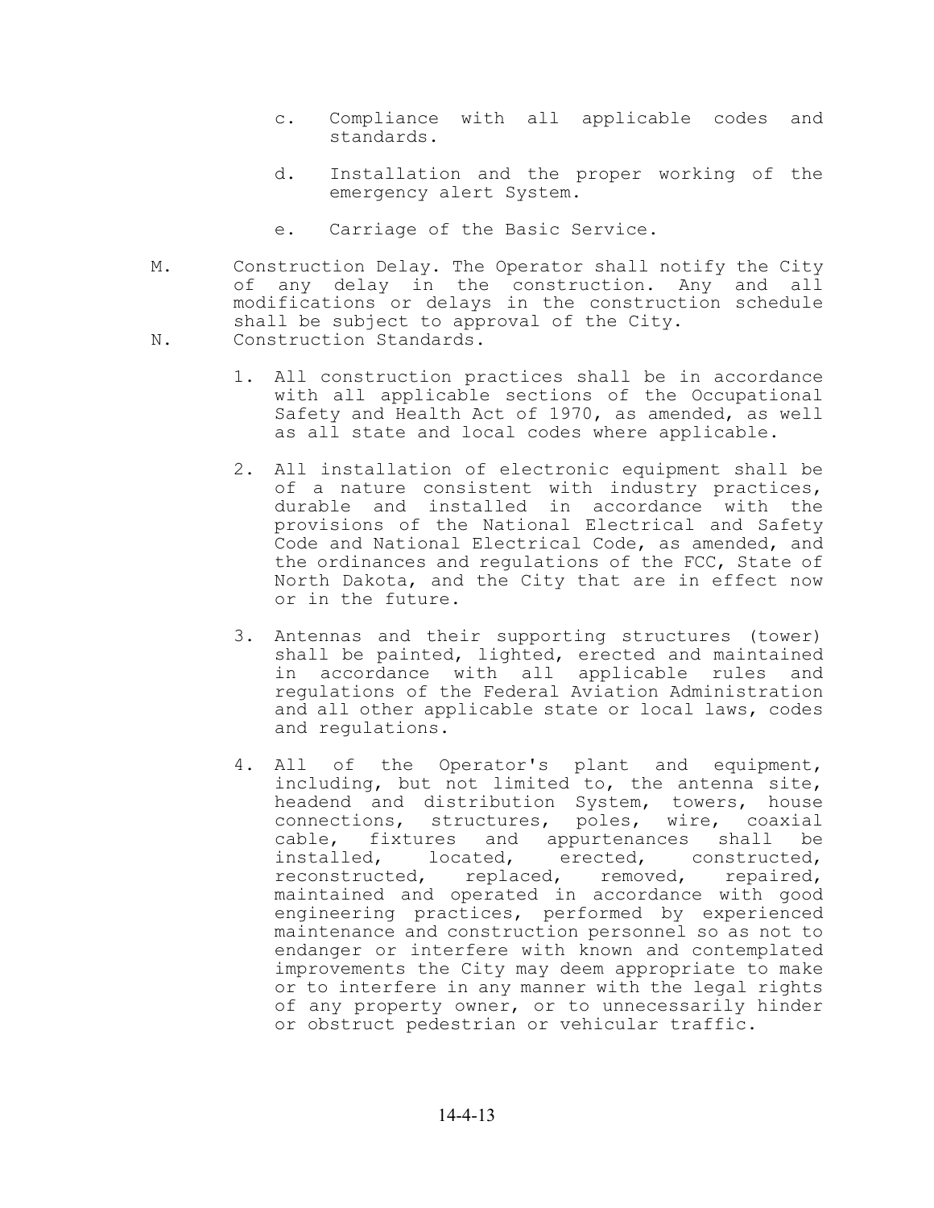c. Compliance with all applicable codes and standards.

d. Installation and the proper working of the emergency alert System.

e. Carriage of the Basic Service.

M. Construction Delay. The Operator shall notify the City of any delay in the construction. Any and all modifications or delays in the construction schedule shall be subject to approval of the City.

N. Construction Standards.

1. All construction practices shall be in accordance with all applicable sections of the Occupational Safety and Health Act of 1970, as amended, as well as all state and local codes where applicable.

2. All installation of electronic equipment shall be of a nature consistent with industry practices, durable and installed in accordance with the provisions of the National Electrical and Safety Code and National Electrical Code, as amended, and the ordinances and regulations of the FCC, State of North Dakota, and the City that are in effect now or in the future.

3. Antennas and their supporting structures (tower) shall be painted, lighted, erected and maintained in accordance with all applicable rules and regulations of the Federal Aviation Administration and all other applicable state or local laws, codes and regulations.

4. All of the Operator's plant and equipment, including, but not limited to, the antenna site, headend and distribution System, towers, house connections, structures, poles, wire, coaxial cable, fixtures and appurtenances shall be installed, located, erected, constructed, reconstructed, replaced, removed, repaired, maintained and operated in accordance with good engineering practices, performed by experienced maintenance and construction personnel so as not to endanger or interfere with known and contemplated improvements the City may deem appropriate to make or to interfere in any manner with the legal rights of any property owner, or to unnecessarily hinder or obstruct pedestrian or vehicular traffic.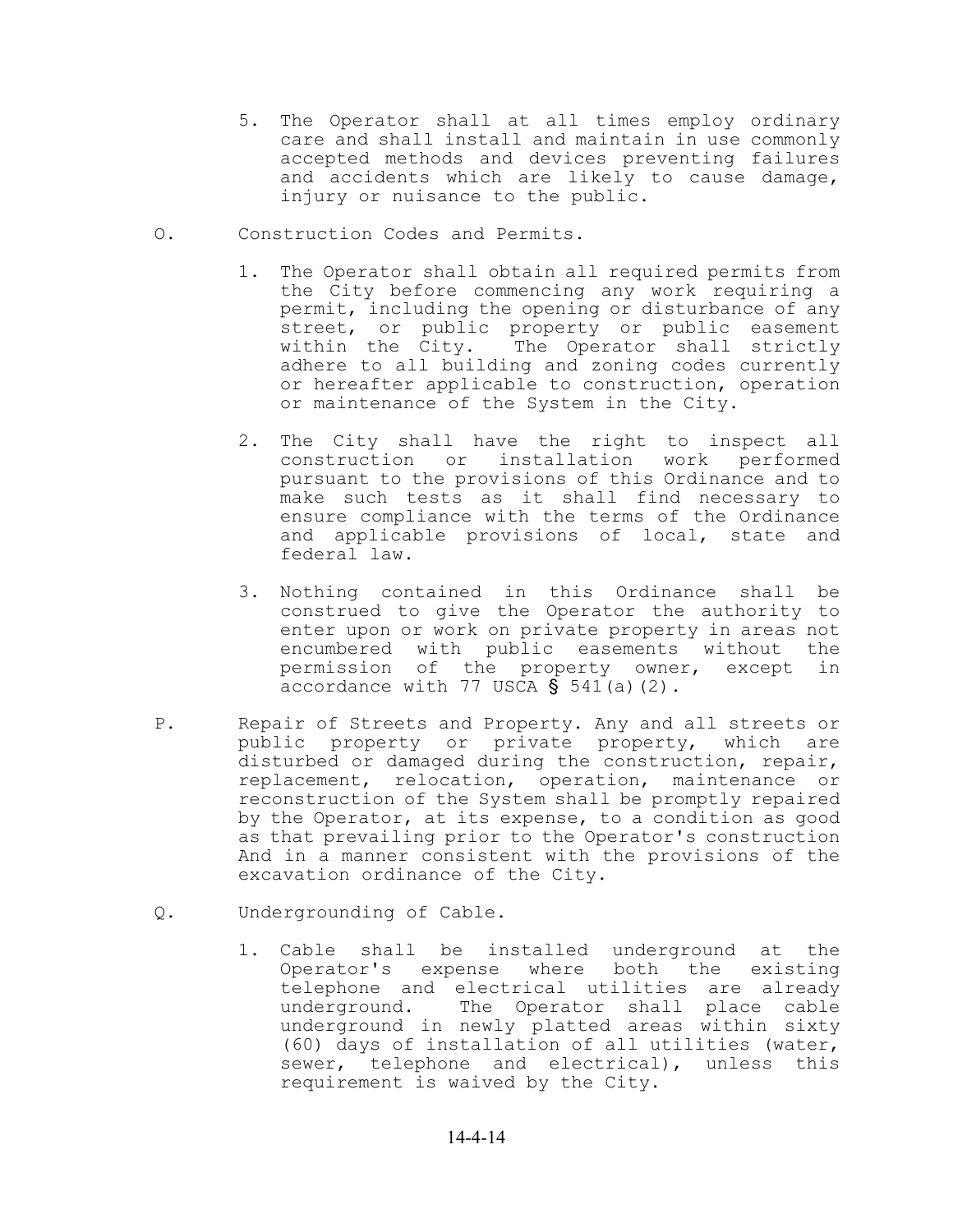5. The Operator shall at all times employ ordinary care and shall install and maintain in use commonly accepted methods and devices preventing failures and accidents which are likely to cause damage, injury or nuisance to the public.

O. Construction Codes and Permits.

1. The Operator shall obtain all required permits from the City before commencing any work requiring a permit, including the opening or disturbance of any street, or public property or public easement within the City. The Operator shall strictly adhere to all building and zoning codes currently or hereafter applicable to construction, operation or maintenance of the System in the City.

2. The City shall have the right to inspect all construction or installation work performed pursuant to the provisions of this Ordinance and to make such tests as it shall find necessary to ensure compliance with the terms of the Ordinance and applicable provisions of local, state and federal law.

3. Nothing contained in this Ordinance shall be construed to give the Operator the authority to enter upon or work on private property in areas not encumbered with public easements without the permission of the property owner, except in accordance with 77 USCA § 541(a)(2).

P. Repair of Streets and Property. Any and all streets or public property or private property, which are disturbed or damaged during the construction, repair, replacement, relocation, operation, maintenance or reconstruction of the System shall be promptly repaired by the Operator, at its expense, to a condition as good as that prevailing prior to the Operator's construction And in a manner consistent with the provisions of the excavation ordinance of the City.

Q. Undergrounding of Cable.

1. Cable shall be installed underground at the Operator's expense where both the existing telephone and electrical utilities are already underground. The Operator shall place cable underground in newly platted areas within sixty (60) days of installation of all utilities (water, sewer, telephone and electrical), unless this requirement is waived by the City.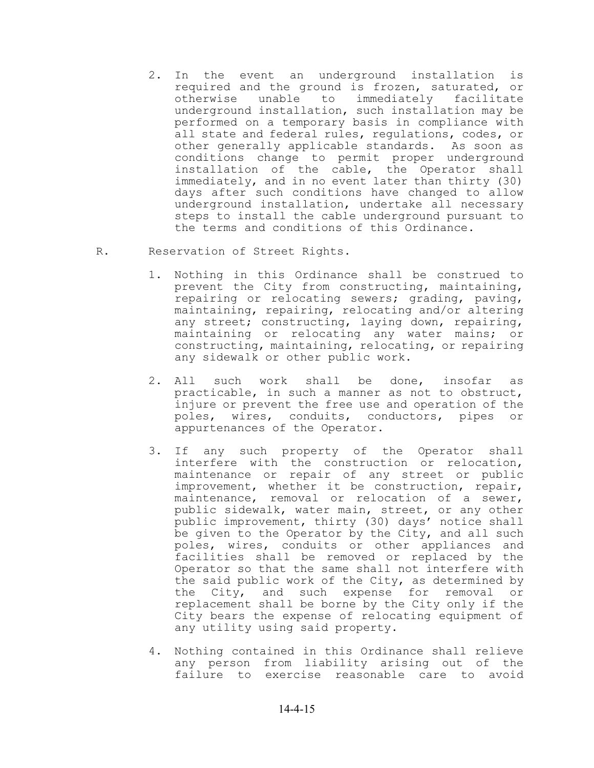2. In the event an underground installation is required and the ground is frozen, saturated, or otherwise unable to immediately facilitate underground installation, such installation may be performed on a temporary basis in compliance with all state and federal rules, regulations, codes, or other generally applicable standards. As soon as conditions change to permit proper underground installation of the cable, the Operator shall immediately, and in no event later than thirty (30) days after such conditions have changed to allow underground installation, undertake all necessary steps to install the cable underground pursuant to the terms and conditions of this Ordinance.

R. Reservation of Street Rights.

1. Nothing in this Ordinance shall be construed to prevent the City from constructing, maintaining, repairing or relocating sewers; grading, paving, maintaining, repairing, relocating and/or altering any street; constructing, laying down, repairing, maintaining or relocating any water mains; or constructing, maintaining, relocating, or repairing any sidewalk or other public work.

2. All such work shall be done, insofar as practicable, in such a manner as not to obstruct, injure or prevent the free use and operation of the poles, wires, conduits, conductors, pipes or appurtenances of the Operator.

3. If any such property of the Operator shall interfere with the construction or relocation, maintenance or repair of any street or public improvement, whether it be construction, repair, maintenance, removal or relocation of a sewer, public sidewalk, water main, street, or any other public improvement, thirty (30) days' notice shall be given to the Operator by the City, and all such poles, wires, conduits or other appliances and facilities shall be removed or replaced by the Operator so that the same shall not interfere with the said public work of the City, as determined by the City, and such expense for removal or replacement shall be borne by the City only if the City bears the expense of relocating equipment of any utility using said property.

4. Nothing contained in this Ordinance shall relieve any person from liability arising out of the failure to exercise reasonable care to avoid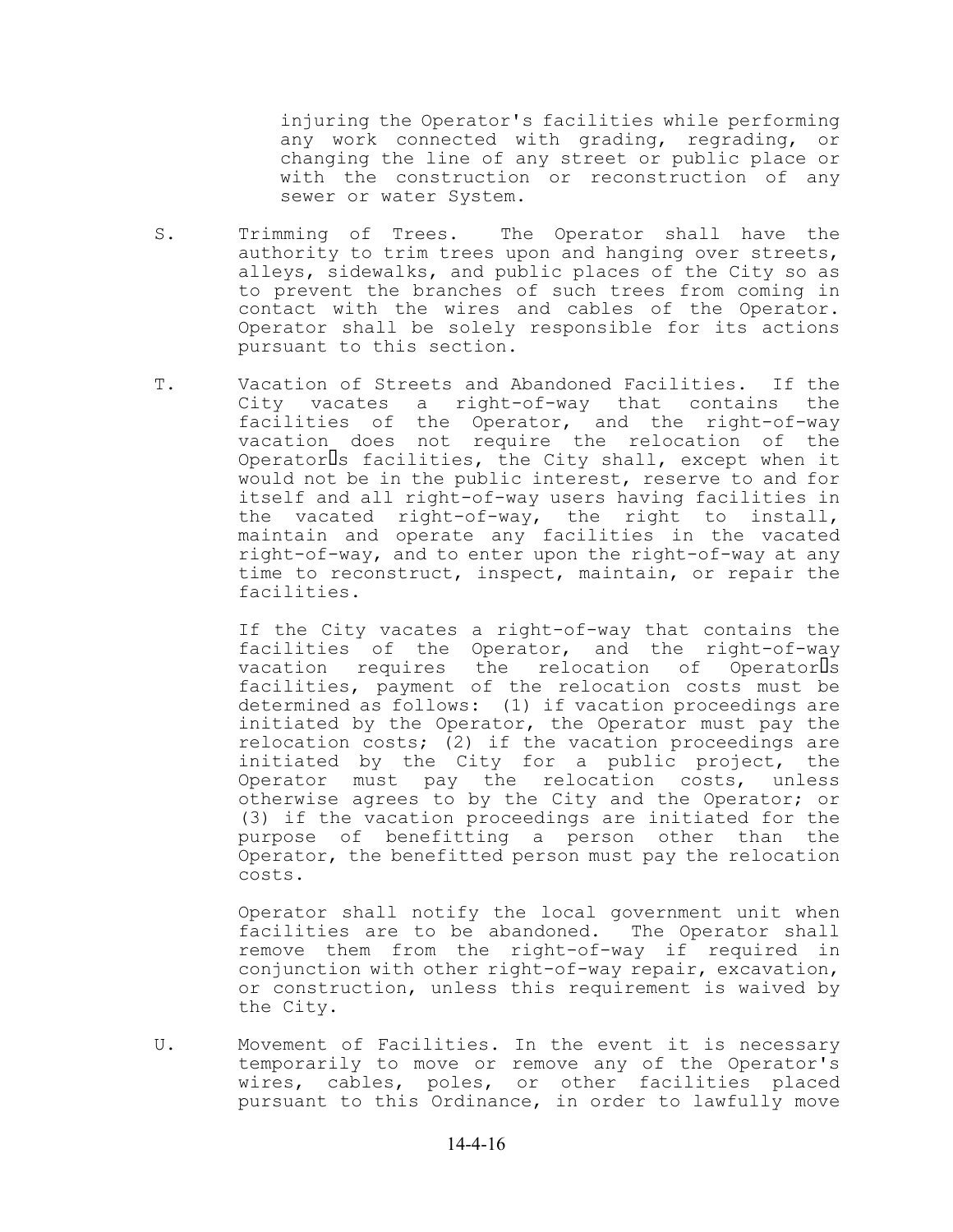injuring the Operator's facilities while performing any work connected with grading, regrading, or changing the line of any street or public place or with the construction or reconstruction of any sewer or water System.

S. Trimming of Trees. The Operator shall have the authority to trim trees upon and hanging over streets, alleys, sidewalks, and public places of the City so as to prevent the branches of such trees from coming in contact with the wires and cables of the Operator. Operator shall be solely responsible for its actions pursuant to this section.

T. Vacation of Streets and Abandoned Facilities. If the City vacates a right-of-way that contains the facilities of the Operator, and the right-of-way vacation does not require the relocation of the Operator's facilities, the City shall, except when it would not be in the public interest, reserve to and for itself and all right-of-way users having facilities in the vacated right-of-way, the right to install, maintain and operate any facilities in the vacated right-of-way, and to enter upon the right-of-way at any time to reconstruct, inspect, maintain, or repair the facilities.

If the City vacates a right-of-way that contains the facilities of the Operator, and the right-of-way vacation requires the relocation of Operator's facilities, payment of the relocation costs must be determined as follows: (1) if vacation proceedings are initiated by the Operator, the Operator must pay the relocation costs; (2) if the vacation proceedings are initiated by the City for a public project, the Operator must pay the relocation costs, unless otherwise agrees to by the City and the Operator; or (3) if the vacation proceedings are initiated for the purpose of benefitting a person other than the Operator, the benefitted person must pay the relocation costs.

Operator shall notify the local government unit when facilities are to be abandoned. The Operator shall remove them from the right-of-way if required in conjunction with other right-of-way repair, excavation, or construction, unless this requirement is waived by the City.

U. Movement of Facilities. In the event it is necessary temporarily to move or remove any of the Operator's wires, cables, poles, or other facilities placed pursuant to this Ordinance, in order to lawfully move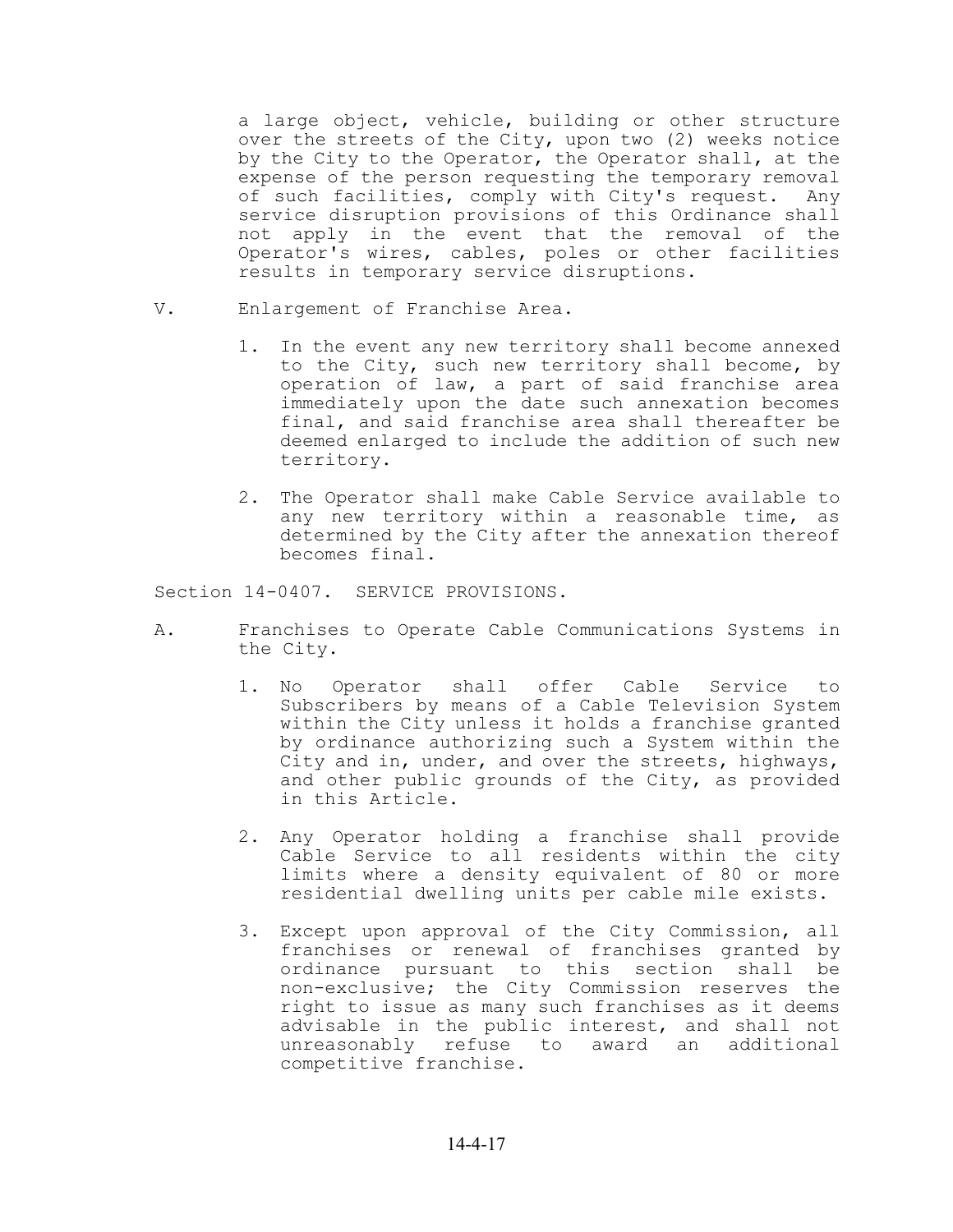a large object, vehicle, building or other structure over the streets of the City, upon two (2) weeks notice by the City to the Operator, the Operator shall, at the expense of the person requesting the temporary removal of such facilities, comply with City's request. Any service disruption provisions of this Ordinance shall not apply in the event that the removal of the Operator's wires, cables, poles or other facilities results in temporary service disruptions.

V. Enlargement of Franchise Area.

1. In the event any new territory shall become annexed to the City, such new territory shall become, by operation of law, a part of said franchise area immediately upon the date such annexation becomes final, and said franchise area shall thereafter be deemed enlarged to include the addition of such new territory.

2. The Operator shall make Cable Service available to any new territory within a reasonable time, as determined by the City after the annexation thereof becomes final.

Section 14-0407. SERVICE PROVISIONS.

A. Franchises to Operate Cable Communications Systems in the City.

1. No Operator shall offer Cable Service to Subscribers by means of a Cable Television System within the City unless it holds a franchise granted by ordinance authorizing such a System within the City and in, under, and over the streets, highways, and other public grounds of the City, as provided in this Article.

2. Any Operator holding a franchise shall provide Cable Service to all residents within the city limits where a density equivalent of 80 or more residential dwelling units per cable mile exists.

3. Except upon approval of the City Commission, all franchises or renewal of franchises granted by ordinance pursuant to this section shall be non-exclusive; the City Commission reserves the right to issue as many such franchises as it deems advisable in the public interest, and shall not unreasonably refuse to award an additional competitive franchise.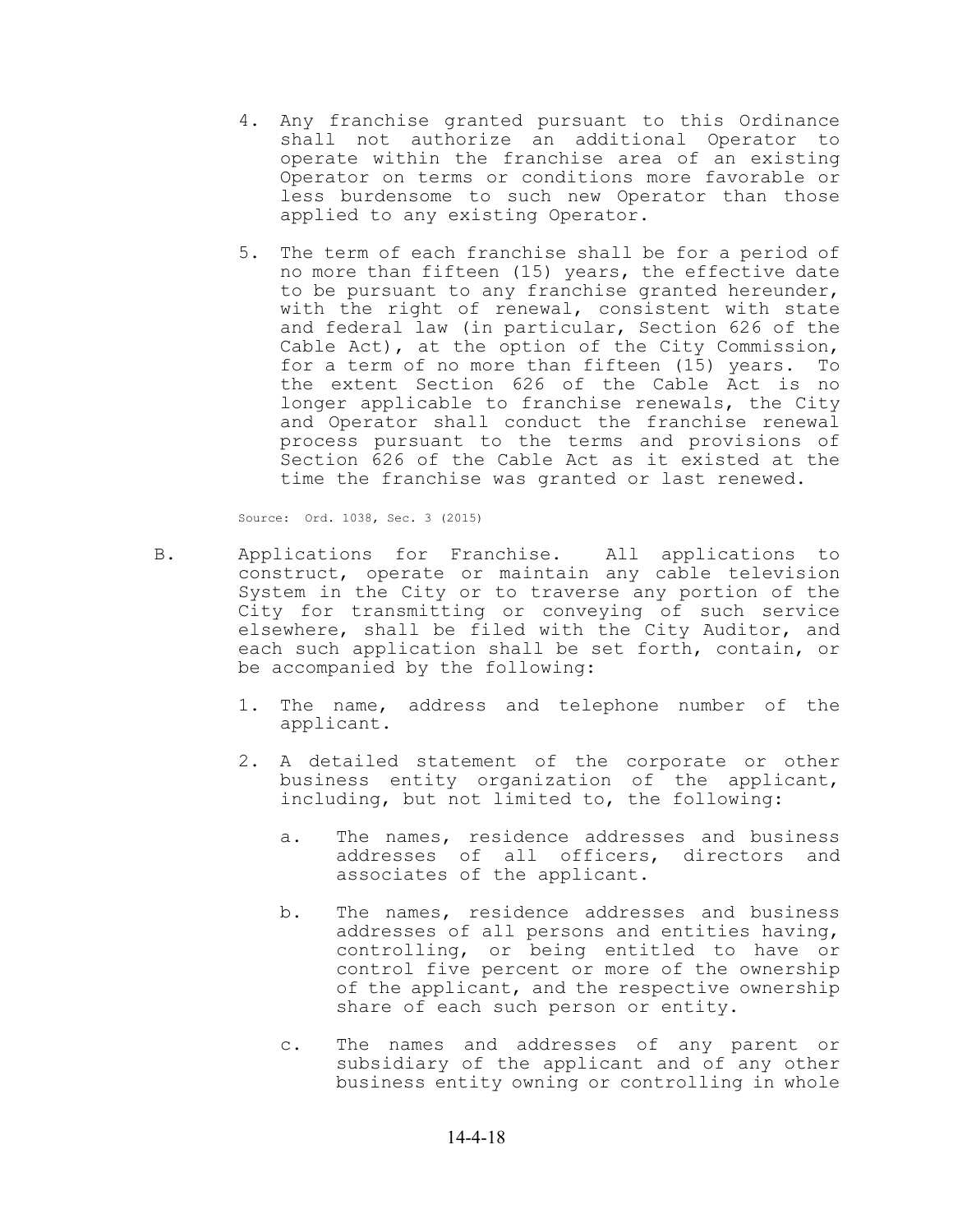4. Any franchise granted pursuant to this Ordinance shall not authorize an additional Operator to operate within the franchise area of an existing Operator on terms or conditions more favorable or less burdensome to such new Operator than those applied to any existing Operator.

5. The term of each franchise shall be for a period of no more than fifteen (15) years, the effective date to be pursuant to any franchise granted hereunder, with the right of renewal, consistent with state and federal law (in particular, Section 626 of the Cable Act), at the option of the City Commission, for a term of no more than fifteen (15) years. To the extent Section 626 of the Cable Act is no longer applicable to franchise renewals, the City and Operator shall conduct the franchise renewal process pursuant to the terms and provisions of Section 626 of the Cable Act as it existed at the time the franchise was granted or last renewed.

Source: Ord. 1038, Sec. 3 (2015)

B. Applications for Franchise. All applications to construct, operate or maintain any cable television System in the City or to traverse any portion of the City for transmitting or conveying of such service elsewhere, shall be filed with the City Auditor, and each such application shall be set forth, contain, or be accompanied by the following:

1. The name, address and telephone number of the applicant.

2. A detailed statement of the corporate or other business entity organization of the applicant, including, but not limited to, the following:

   a. The names, residence addresses and business addresses of all officers, directors and associates of the applicant.

   b. The names, residence addresses and business addresses of all persons and entities having, controlling, or being entitled to have or control five percent or more of the ownership of the applicant, and the respective ownership share of each such person or entity.

   c. The names and addresses of any parent or subsidiary of the applicant and of any other business entity owning or controlling in whole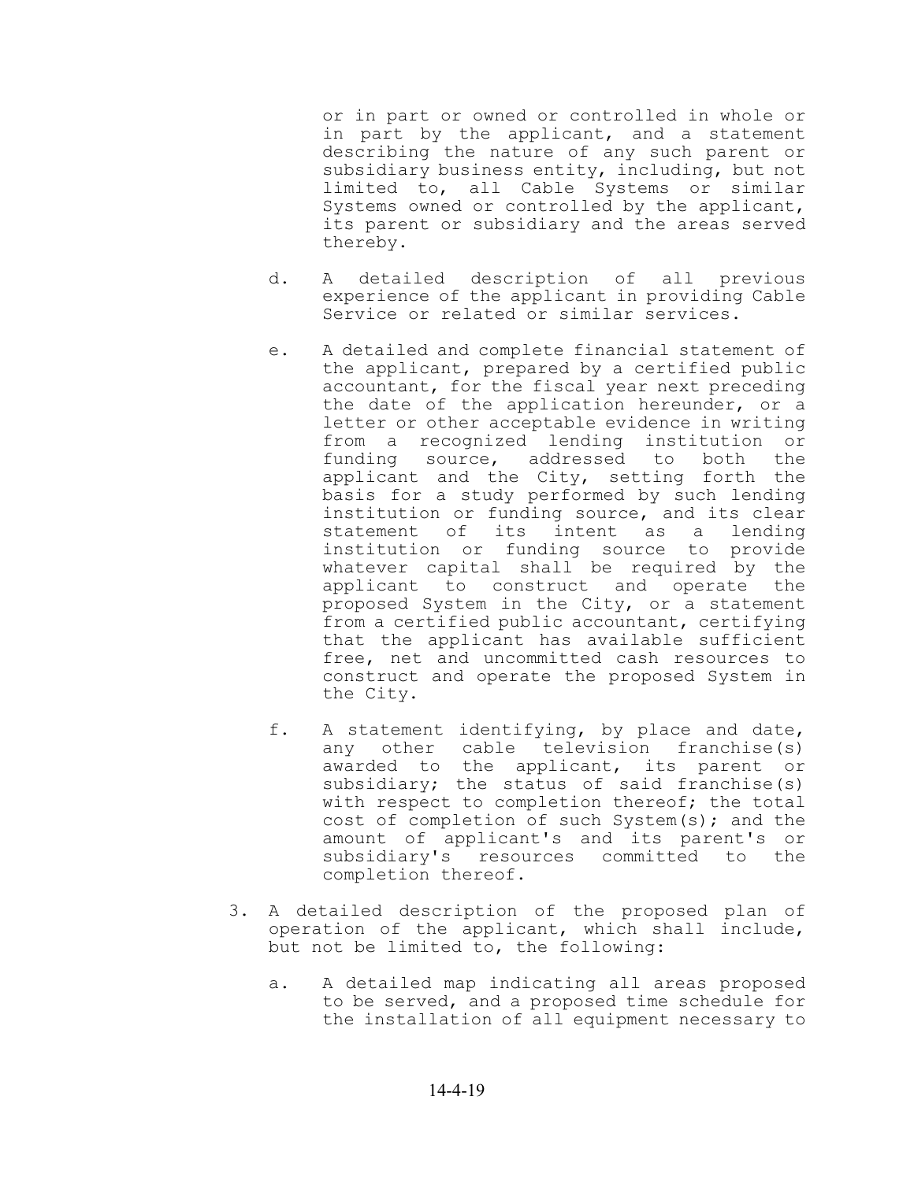or in part or owned or controlled in whole or in part by the applicant, and a statement describing the nature of any such parent or subsidiary business entity, including, but not limited to, all Cable Systems or similar Systems owned or controlled by the applicant, its parent or subsidiary and the areas served thereby.

   d. A detailed description of all previous experience of the applicant in providing Cable Service or related or similar services.

   e. A detailed and complete financial statement of the applicant, prepared by a certified public accountant, for the fiscal year next preceding the date of the application hereunder, or a letter or other acceptable evidence in writing from a recognized lending institution or funding source, addressed to both the applicant and the City, setting forth the basis for a study performed by such lending institution or funding source, and its clear statement of its intent as a lending institution or funding source to provide whatever capital shall be required by the applicant to construct and operate the proposed System in the City, or a statement from a certified public accountant, certifying that the applicant has available sufficient free, net and uncommitted cash resources to construct and operate the proposed System in the City.

   f. A statement identifying, by place and date, any other cable television franchise(s) awarded to the applicant, its parent or subsidiary; the status of said franchise(s) with respect to completion thereof; the total cost of completion of such System(s); and the amount of applicant's and its parent's or subsidiary's resources committed to the completion thereof.

3. A detailed description of the proposed plan of operation of the applicant, which shall include, but not be limited to, the following:

   a. A detailed map indicating all areas proposed to be served, and a proposed time schedule for the installation of all equipment necessary to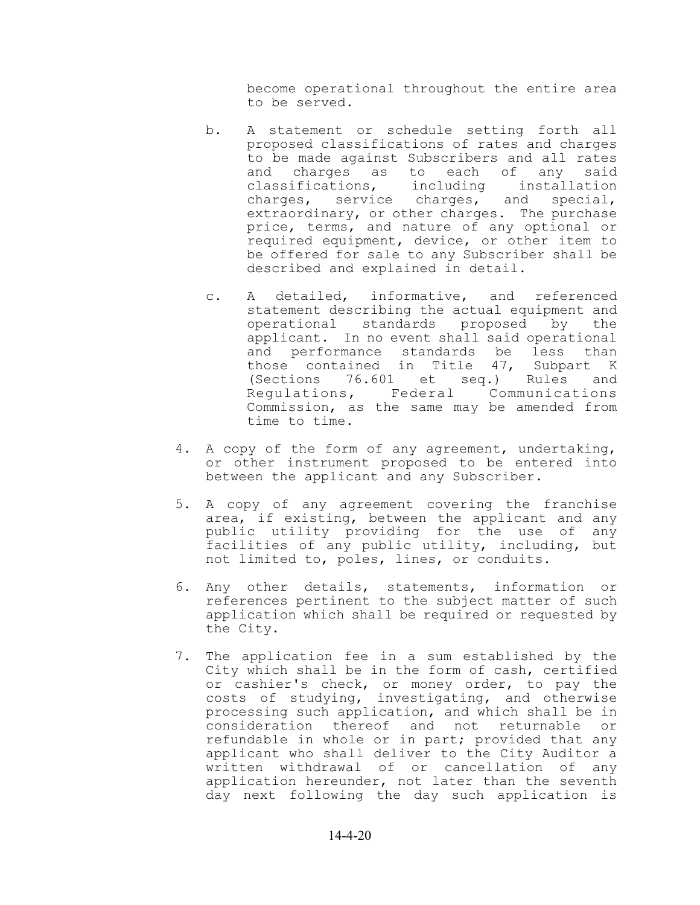become operational throughout the entire area to be served.

b. A statement or schedule setting forth all proposed classifications of rates and charges to be made against Subscribers and all rates and charges as to each of any said classifications, including installation charges, service charges, and special, extraordinary, or other charges. The purchase price, terms, and nature of any optional or required equipment, device, or other item to be offered for sale to any Subscriber shall be described and explained in detail.

c. A detailed, informative, and referenced statement describing the actual equipment and operational standards proposed by the applicant. In no event shall said operational and performance standards be less than those contained in Title 47, Subpart K (Sections 76.601 et seq.) Rules and Regulations, Federal Communications Commission, as the same may be amended from time to time.

4. A copy of the form of any agreement, undertaking, or other instrument proposed to be entered into between the applicant and any Subscriber.

5. A copy of any agreement covering the franchise area, if existing, between the applicant and any public utility providing for the use of any facilities of any public utility, including, but not limited to, poles, lines, or conduits.

6. Any other details, statements, information or references pertinent to the subject matter of such application which shall be required or requested by the City.

7. The application fee in a sum established by the City which shall be in the form of cash, certified or cashier's check, or money order, to pay the costs of studying, investigating, and otherwise processing such application, and which shall be in consideration thereof and not returnable or refundable in whole or in part; provided that any applicant who shall deliver to the City Auditor a written withdrawal of or cancellation of any application hereunder, not later than the seventh day next following the day such application is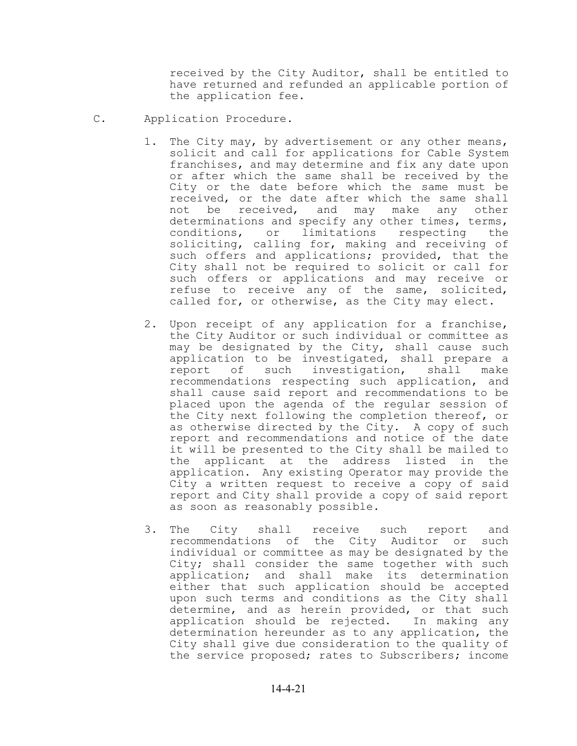received by the City Auditor, shall be entitled to have returned and refunded an applicable portion of the application fee.

C. Application Procedure.

1. The City may, by advertisement or any other means, solicit and call for applications for Cable System franchises, and may determine and fix any date upon or after which the same shall be received by the City or the date before which the same must be received, or the date after which the same shall not be received, and may make any other determinations and specify any other times, terms, conditions, or limitations respecting the soliciting, calling for, making and receiving of such offers and applications; provided, that the City shall not be required to solicit or call for such offers or applications and may receive or refuse to receive any of the same, solicited, called for, or otherwise, as the City may elect.

2. Upon receipt of any application for a franchise, the City Auditor or such individual or committee as may be designated by the City, shall cause such application to be investigated, shall prepare a report of such investigation, shall make recommendations respecting such application, and shall cause said report and recommendations to be placed upon the agenda of the regular session of the City next following the completion thereof, or as otherwise directed by the City. A copy of such report and recommendations and notice of the date it will be presented to the City shall be mailed to the applicant at the address listed in the application. Any existing Operator may provide the City a written request to receive a copy of said report and City shall provide a copy of said report as soon as reasonably possible.

3. The City shall receive such report and recommendations of the City Auditor or such individual or committee as may be designated by the City; shall consider the same together with such application; and shall make its determination either that such application should be accepted upon such terms and conditions as the City shall determine, and as herein provided, or that such application should be rejected. In making any determination hereunder as to any application, the City shall give due consideration to the quality of the service proposed; rates to Subscribers; income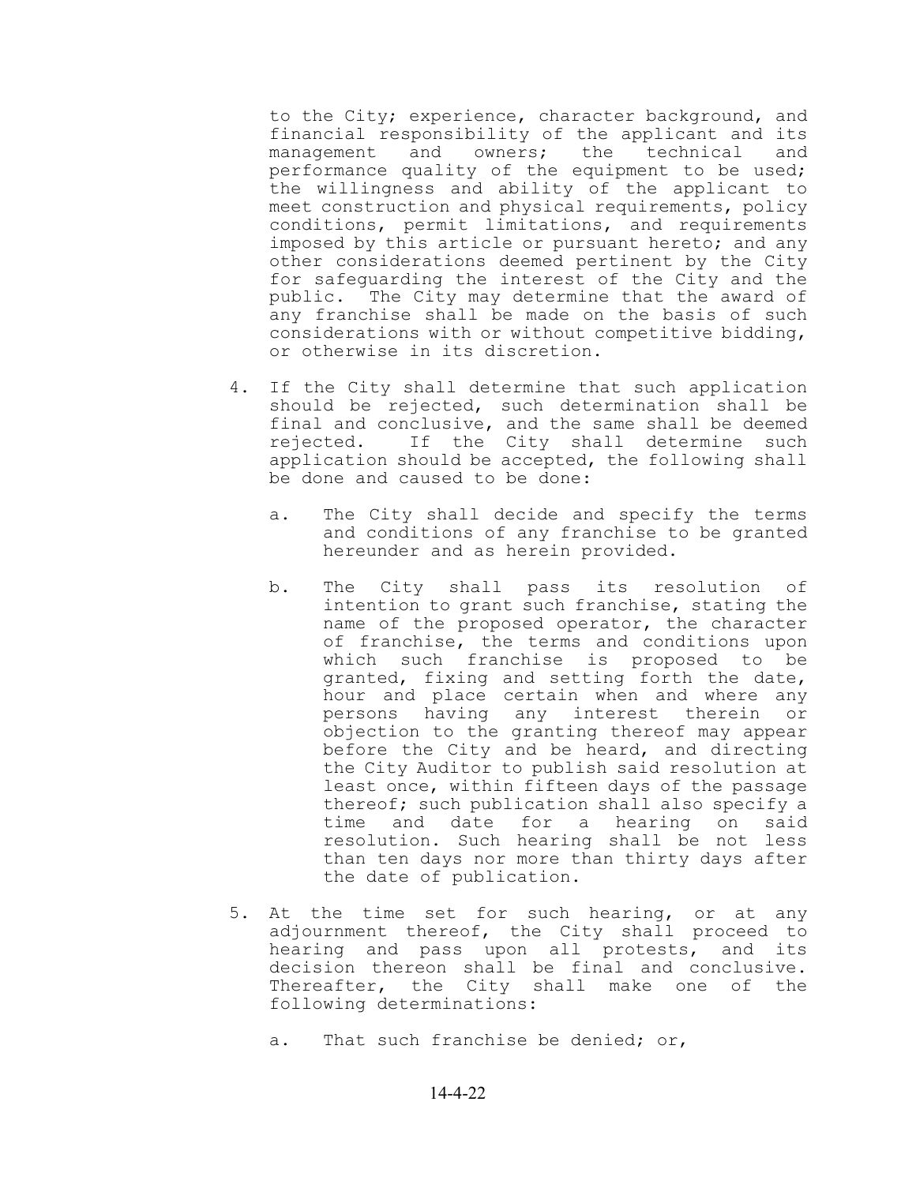to the City; experience, character background, and financial responsibility of the applicant and its management and owners; the technical and performance quality of the equipment to be used; the willingness and ability of the applicant to meet construction and physical requirements, policy conditions, permit limitations, and requirements imposed by this article or pursuant hereto; and any other considerations deemed pertinent by the City for safeguarding the interest of the City and the public. The City may determine that the award of any franchise shall be made on the basis of such considerations with or without competitive bidding, or otherwise in its discretion.

4. If the City shall determine that such application should be rejected, such determination shall be final and conclusive, and the same shall be deemed rejected. If the City shall determine such application should be accepted, the following shall be done and caused to be done:

   a. The City shall decide and specify the terms and conditions of any franchise to be granted hereunder and as herein provided.

   b. The City shall pass its resolution of intention to grant such franchise, stating the name of the proposed operator, the character of franchise, the terms and conditions upon which such franchise is proposed to be granted, fixing and setting forth the date, hour and place certain when and where any persons having any interest therein or objection to the granting thereof may appear before the City and be heard, and directing the City Auditor to publish said resolution at least once, within fifteen days of the passage thereof; such publication shall also specify a time and date for a hearing on said resolution. Such hearing shall be not less than ten days nor more than thirty days after the date of publication.

5. At the time set for such hearing, or at any adjournment thereof, the City shall proceed to hearing and pass upon all protests, and its decision thereon shall be final and conclusive. Thereafter, the City shall make one of the following determinations:

   a. That such franchise be denied; or,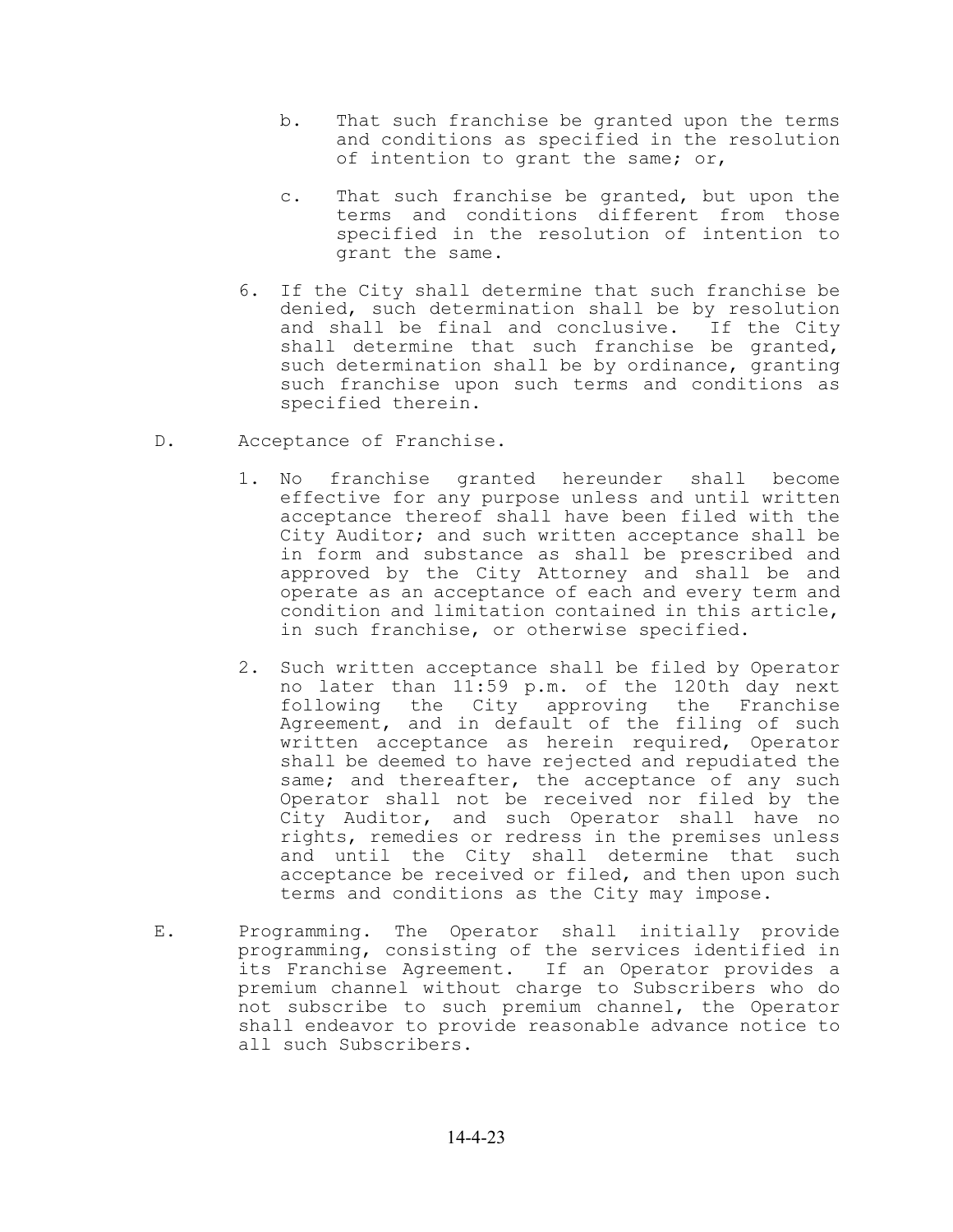b. That such franchise be granted upon the terms and conditions as specified in the resolution of intention to grant the same; or,

c. That such franchise be granted, but upon the terms and conditions different from those specified in the resolution of intention to grant the same.

6. If the City shall determine that such franchise be denied, such determination shall be by resolution and shall be final and conclusive. If the City shall determine that such franchise be granted, such determination shall be by ordinance, granting such franchise upon such terms and conditions as specified therein.

D. Acceptance of Franchise.

1. No franchise granted hereunder shall become effective for any purpose unless and until written acceptance thereof shall have been filed with the City Auditor; and such written acceptance shall be in form and substance as shall be prescribed and approved by the City Attorney and shall be and operate as an acceptance of each and every term and condition and limitation contained in this article, in such franchise, or otherwise specified.

2. Such written acceptance shall be filed by Operator no later than 11:59 p.m. of the 120th day next following the City approving the Franchise Agreement, and in default of the filing of such written acceptance as herein required, Operator shall be deemed to have rejected and repudiated the same; and thereafter, the acceptance of any such Operator shall not be received nor filed by the City Auditor, and such Operator shall have no rights, remedies or redress in the premises unless and until the City shall determine that such acceptance be received or filed, and then upon such terms and conditions as the City may impose.

E. Programming. The Operator shall initially provide programming, consisting of the services identified in its Franchise Agreement. If an Operator provides a premium channel without charge to Subscribers who do not subscribe to such premium channel, the Operator shall endeavor to provide reasonable advance notice to all such Subscribers.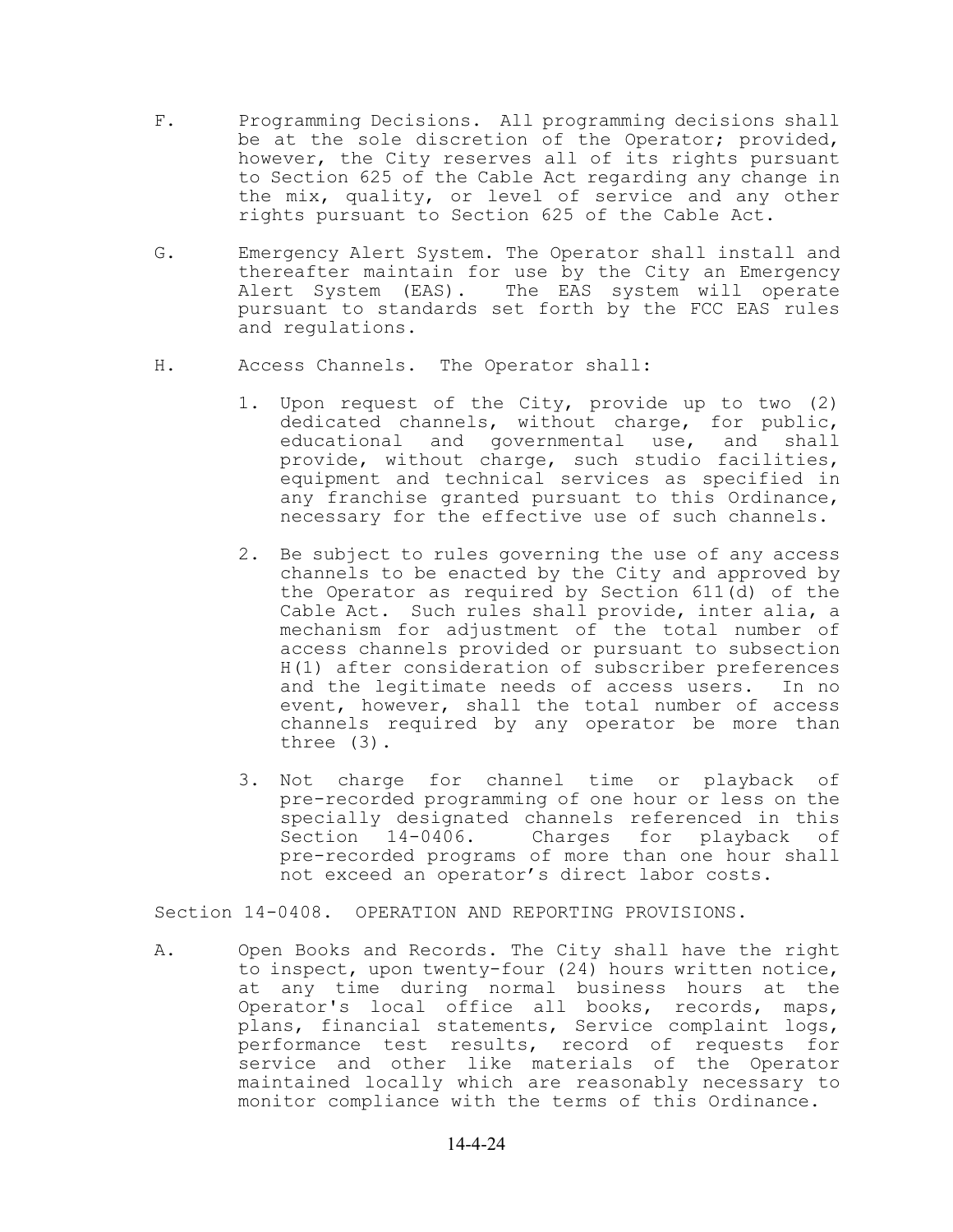F. Programming Decisions. All programming decisions shall be at the sole discretion of the Operator; provided, however, the City reserves all of its rights pursuant to Section 625 of the Cable Act regarding any change in the mix, quality, or level of service and any other rights pursuant to Section 625 of the Cable Act.

G. Emergency Alert System. The Operator shall install and thereafter maintain for use by the City an Emergency Alert System (EAS). The EAS system will operate pursuant to standards set forth by the FCC EAS rules and regulations.

H. Access Channels. The Operator shall:

1. Upon request of the City, provide up to two (2) dedicated channels, without charge, for public, educational and governmental use, and shall provide, without charge, such studio facilities, equipment and technical services as specified in any franchise granted pursuant to this Ordinance, necessary for the effective use of such channels.

2. Be subject to rules governing the use of any access channels to be enacted by the City and approved by the Operator as required by Section 611(d) of the Cable Act. Such rules shall provide, inter alia, a mechanism for adjustment of the total number of access channels provided or pursuant to subsection H(1) after consideration of subscriber preferences and the legitimate needs of access users. In no event, however, shall the total number of access channels required by any operator be more than three (3).

3. Not charge for channel time or playback of pre-recorded programming of one hour or less on the specially designated channels referenced in this Section 14-0406. Charges for playback of pre-recorded programs of more than one hour shall not exceed an operator's direct labor costs.

## Section 14-0408. OPERATION AND REPORTING PROVISIONS.

A. Open Books and Records. The City shall have the right to inspect, upon twenty-four (24) hours written notice, at any time during normal business hours at the Operator's local office all books, records, maps, plans, financial statements, Service complaint logs, performance test results, record of requests for service and other like materials of the Operator maintained locally which are reasonably necessary to monitor compliance with the terms of this Ordinance.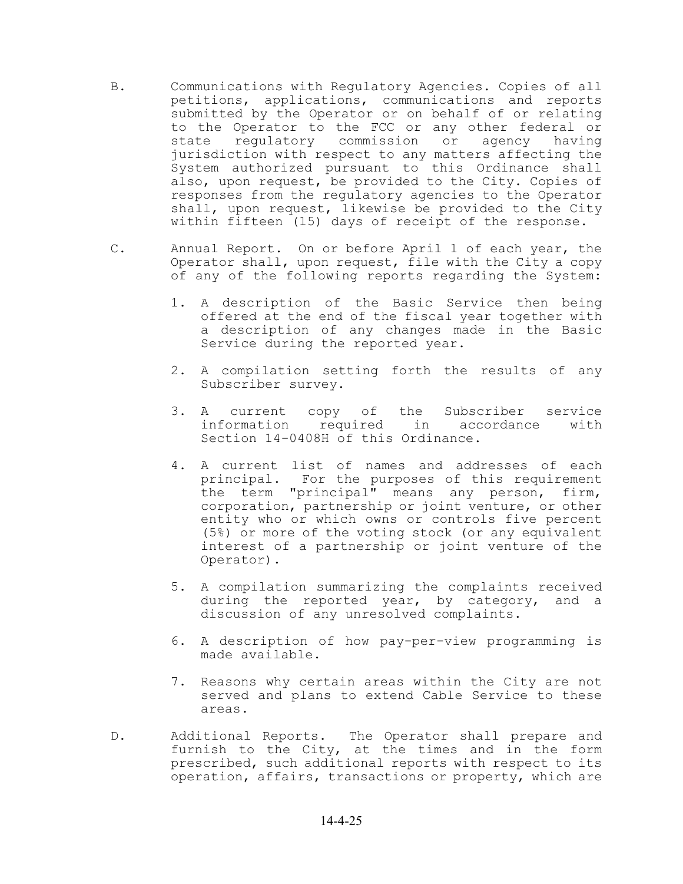B. Communications with Regulatory Agencies. Copies of all petitions, applications, communications and reports submitted by the Operator or on behalf of or relating to the Operator to the FCC or any other federal or state regulatory commission or agency having jurisdiction with respect to any matters affecting the System authorized pursuant to this Ordinance shall also, upon request, be provided to the City. Copies of responses from the regulatory agencies to the Operator shall, upon request, likewise be provided to the City within fifteen (15) days of receipt of the response.

C. Annual Report. On or before April 1 of each year, the Operator shall, upon request, file with the City a copy of any of the following reports regarding the System:

1. A description of the Basic Service then being offered at the end of the fiscal year together with a description of any changes made in the Basic Service during the reported year.

2. A compilation setting forth the results of any Subscriber survey.

3. A current copy of the Subscriber service information required in accordance with Section 14-0408H of this Ordinance.

4. A current list of names and addresses of each principal. For the purposes of this requirement the term "principal" means any person, firm, corporation, partnership or joint venture, or other entity who or which owns or controls five percent (5%) or more of the voting stock (or any equivalent interest of a partnership or joint venture of the Operator).

5. A compilation summarizing the complaints received during the reported year, by category, and a discussion of any unresolved complaints.

6. A description of how pay-per-view programming is made available.

7. Reasons why certain areas within the City are not served and plans to extend Cable Service to these areas.

D. Additional Reports. The Operator shall prepare and furnish to the City, at the times and in the form prescribed, such additional reports with respect to its operation, affairs, transactions or property, which are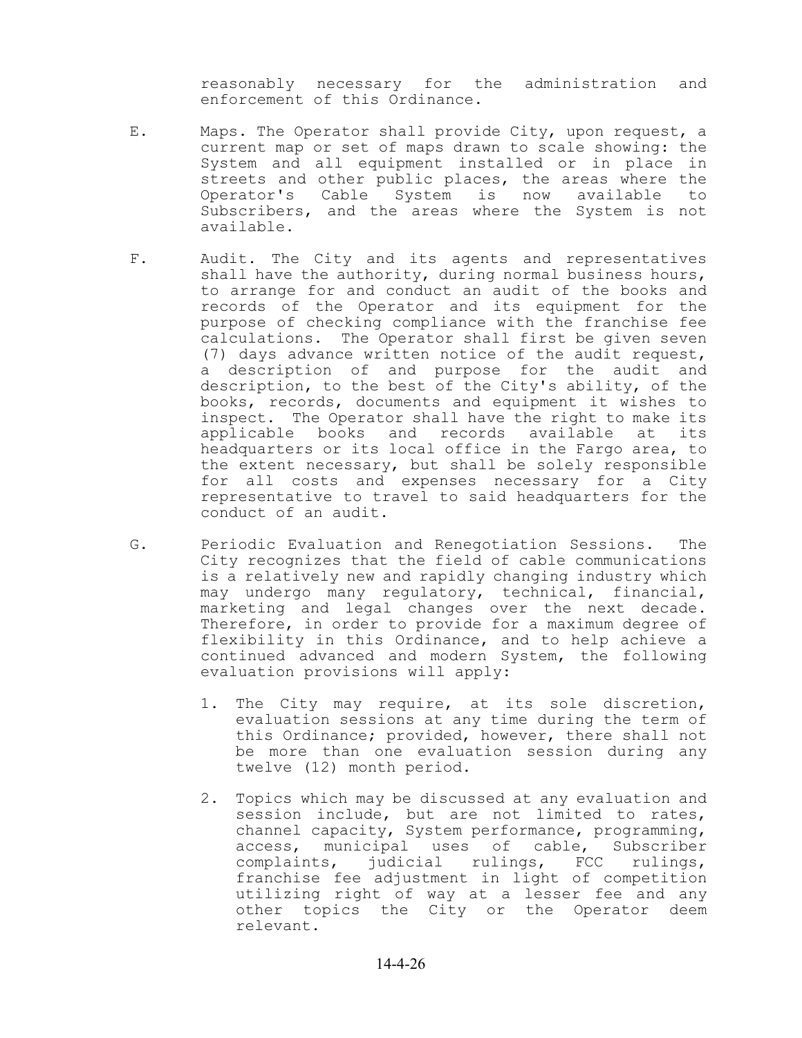reasonably necessary for the administration and enforcement of this Ordinance.

E. Maps. The Operator shall provide City, upon request, a current map or set of maps drawn to scale showing: the System and all equipment installed or in place in streets and other public places, the areas where the Operator's Cable System is now available to Subscribers, and the areas where the System is not available.

F. Audit. The City and its agents and representatives shall have the authority, during normal business hours, to arrange for and conduct an audit of the books and records of the Operator and its equipment for the purpose of checking compliance with the franchise fee calculations. The Operator shall first be given seven (7) days advance written notice of the audit request, a description of and purpose for the audit and description, to the best of the City's ability, of the books, records, documents and equipment it wishes to inspect. The Operator shall have the right to make its applicable books and records available at its headquarters or its local office in the Fargo area, to the extent necessary, but shall be solely responsible for all costs and expenses necessary for a City representative to travel to said headquarters for the conduct of an audit.

G. Periodic Evaluation and Renegotiation Sessions. The City recognizes that the field of cable communications is a relatively new and rapidly changing industry which may undergo many regulatory, technical, financial, marketing and legal changes over the next decade. Therefore, in order to provide for a maximum degree of flexibility in this Ordinance, and to help achieve a continued advanced and modern System, the following evaluation provisions will apply:

1. The City may require, at its sole discretion, evaluation sessions at any time during the term of this Ordinance; provided, however, there shall not be more than one evaluation session during any twelve (12) month period.

2. Topics which may be discussed at any evaluation and session include, but are not limited to rates, channel capacity, System performance, programming, access, municipal uses of cable, Subscriber complaints, judicial rulings, FCC rulings, franchise fee adjustment in light of competition utilizing right of way at a lesser fee and any other topics the City or the Operator deem relevant.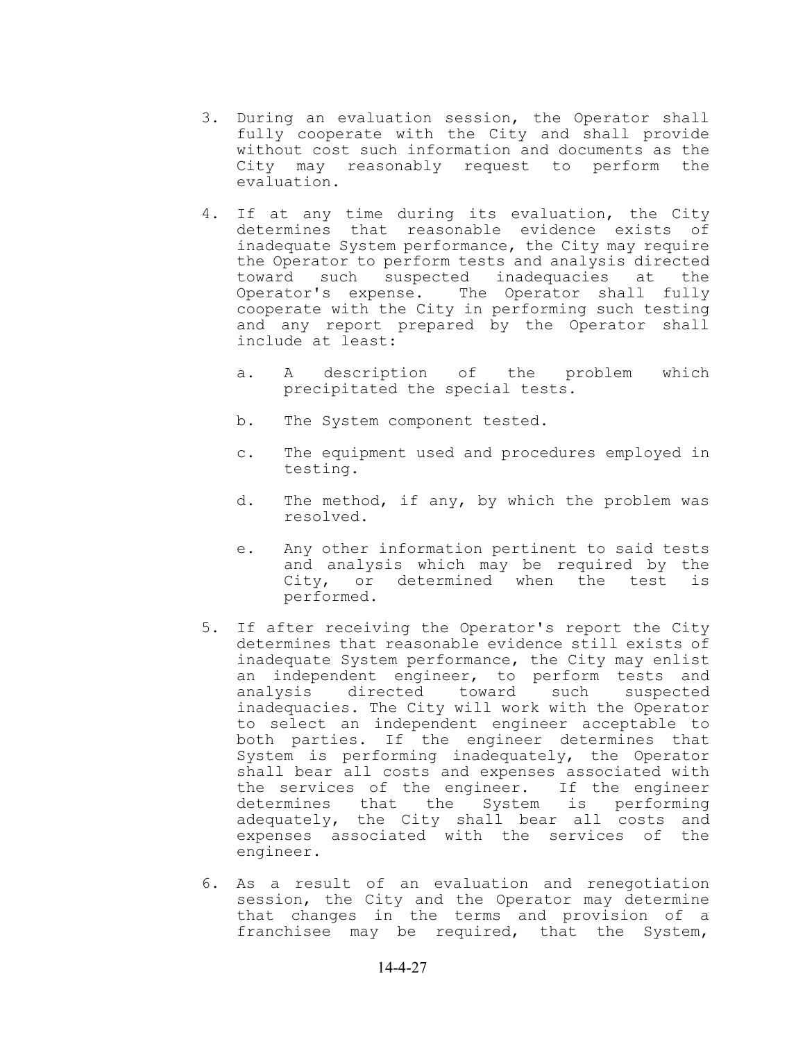3. During an evaluation session, the Operator shall fully cooperate with the City and shall provide without cost such information and documents as the City may reasonably request to perform the evaluation.

4. If at any time during its evaluation, the City determines that reasonable evidence exists of inadequate System performance, the City may require the Operator to perform tests and analysis directed toward such suspected inadequacies at the Operator's expense. The Operator shall fully cooperate with the City in performing such testing and any report prepared by the Operator shall include at least:

   a. A description of the problem which precipitated the special tests.

   b. The System component tested.

   c. The equipment used and procedures employed in testing.

   d. The method, if any, by which the problem was resolved.

   e. Any other information pertinent to said tests and analysis which may be required by the City, or determined when the test is performed.

5. If after receiving the Operator's report the City determines that reasonable evidence still exists of inadequate System performance, the City may enlist an independent engineer, to perform tests and analysis directed toward such suspected inadequacies. The City will work with the Operator to select an independent engineer acceptable to both parties. If the engineer determines that System is performing inadequately, the Operator shall bear all costs and expenses associated with the services of the engineer. If the engineer determines that the System is performing adequately, the City shall bear all costs and expenses associated with the services of the engineer.

6. As a result of an evaluation and renegotiation session, the City and the Operator may determine that changes in the terms and provision of a franchisee may be required, that the System,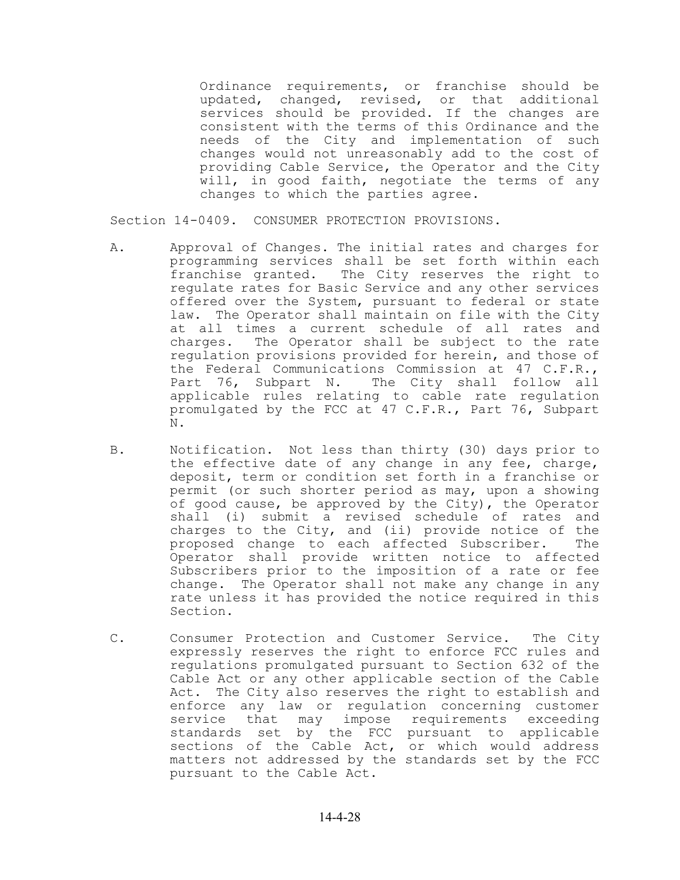Ordinance requirements, or franchise should be updated, changed, revised, or that additional services should be provided. If the changes are consistent with the terms of this Ordinance and the needs of the City and implementation of such changes would not unreasonably add to the cost of providing Cable Service, the Operator and the City will, in good faith, negotiate the terms of any changes to which the parties agree.

Section 14-0409. CONSUMER PROTECTION PROVISIONS.

A. Approval of Changes. The initial rates and charges for programming services shall be set forth within each franchise granted. The City reserves the right to regulate rates for Basic Service and any other services offered over the System, pursuant to federal or state law. The Operator shall maintain on file with the City at all times a current schedule of all rates and charges. The Operator shall be subject to the rate regulation provisions provided for herein, and those of the Federal Communications Commission at 47 C.F.R., Part 76, Subpart N. The City shall follow all applicable rules relating to cable rate regulation promulgated by the FCC at 47 C.F.R., Part 76, Subpart N.

B. Notification. Not less than thirty (30) days prior to the effective date of any change in any fee, charge, deposit, term or condition set forth in a franchise or permit (or such shorter period as may, upon a showing of good cause, be approved by the City), the Operator shall (i) submit a revised schedule of rates and charges to the City, and (ii) provide notice of the proposed change to each affected Subscriber. The Operator shall provide written notice to affected Subscribers prior to the imposition of a rate or fee change. The Operator shall not make any change in any rate unless it has provided the notice required in this Section.

C. Consumer Protection and Customer Service. The City expressly reserves the right to enforce FCC rules and regulations promulgated pursuant to Section 632 of the Cable Act or any other applicable section of the Cable Act. The City also reserves the right to establish and enforce any law or regulation concerning customer service that may impose requirements exceeding standards set by the FCC pursuant to applicable sections of the Cable Act, or which would address matters not addressed by the standards set by the FCC pursuant to the Cable Act.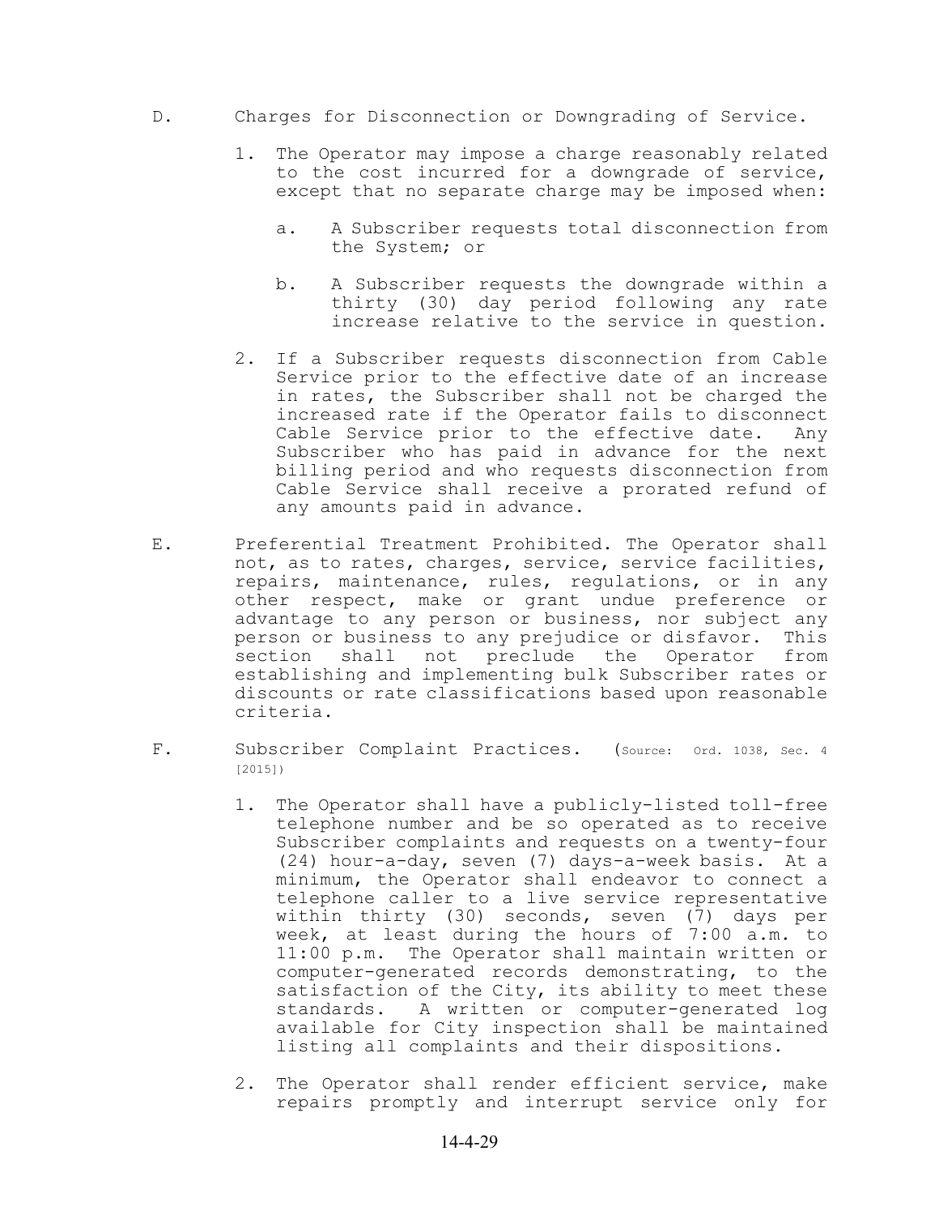D. Charges for Disconnection or Downgrading of Service.

1. The Operator may impose a charge reasonably related to the cost incurred for a downgrade of service, except that no separate charge may be imposed when:

   a. A Subscriber requests total disconnection from the System; or

   b. A Subscriber requests the downgrade within a thirty (30) day period following any rate increase relative to the service in question.

2. If a Subscriber requests disconnection from Cable Service prior to the effective date of an increase in rates, the Subscriber shall not be charged the increased rate if the Operator fails to disconnect Cable Service prior to the effective date. Any Subscriber who has paid in advance for the next billing period and who requests disconnection from Cable Service shall receive a prorated refund of any amounts paid in advance.

E. Preferential Treatment Prohibited. The Operator shall not, as to rates, charges, service, service facilities, repairs, maintenance, rules, regulations, or in any other respect, make or grant undue preference or advantage to any person or business, nor subject any person or business to any prejudice or disfavor. This section shall not preclude the Operator from establishing and implementing bulk Subscriber rates or discounts or rate classifications based upon reasonable criteria.

F. Subscriber Complaint Practices. (Source: Ord. 1038, Sec. 4 [2015])

1. The Operator shall have a publicly-listed toll-free telephone number and be so operated as to receive Subscriber complaints and requests on a twenty-four (24) hour-a-day, seven (7) days-a-week basis. At a minimum, the Operator shall endeavor to connect a telephone caller to a live service representative within thirty (30) seconds, seven (7) days per week, at least during the hours of 7:00 a.m. to 11:00 p.m. The Operator shall maintain written or computer-generated records demonstrating, to the satisfaction of the City, its ability to meet these standards. A written or computer-generated log available for City inspection shall be maintained listing all complaints and their dispositions.

2. The Operator shall render efficient service, make repairs promptly and interrupt service only for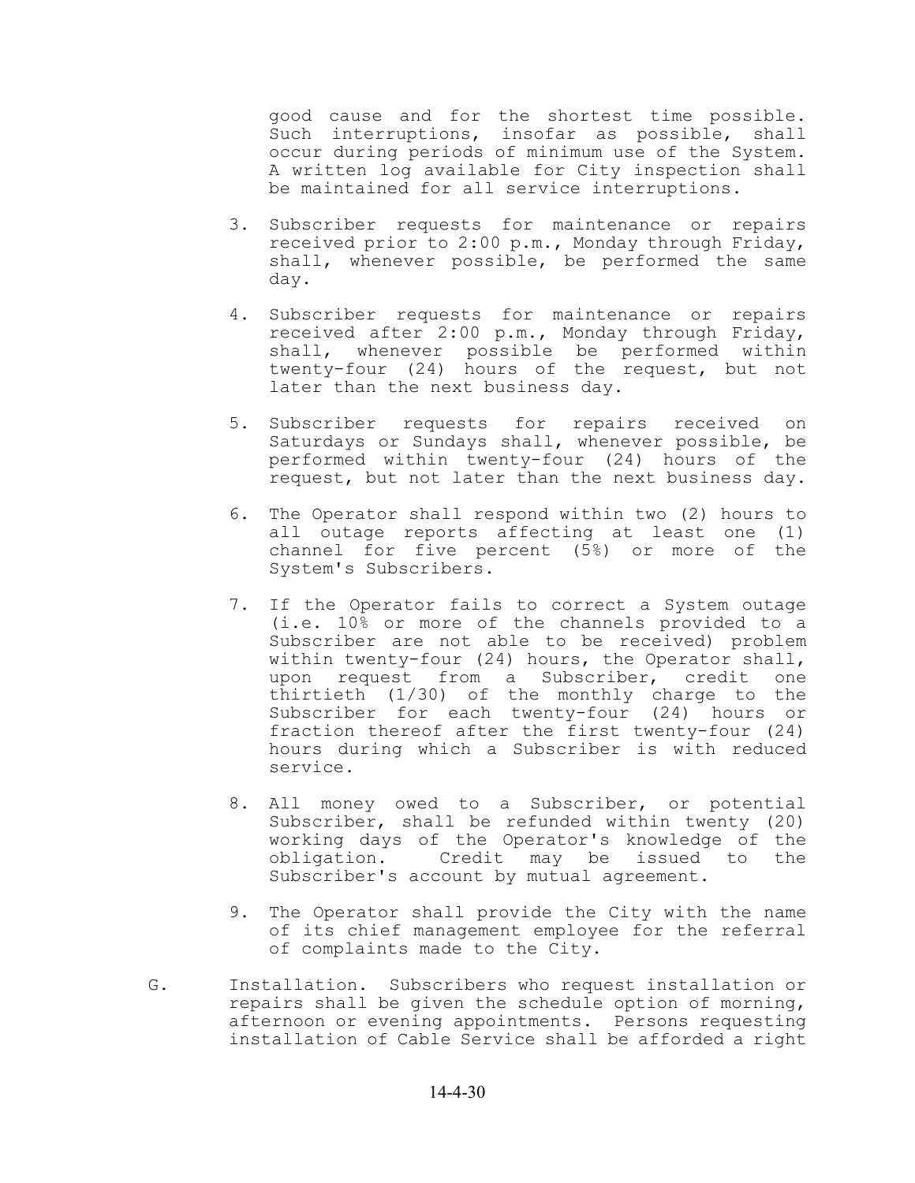good cause and for the shortest time possible. Such interruptions, insofar as possible, shall occur during periods of minimum use of the System. A written log available for City inspection shall be maintained for all service interruptions.

3. Subscriber requests for maintenance or repairs received prior to 2:00 p.m., Monday through Friday, shall, whenever possible, be performed the same day.

4. Subscriber requests for maintenance or repairs received after 2:00 p.m., Monday through Friday, shall, whenever possible be performed within twenty-four (24) hours of the request, but not later than the next business day.

5. Subscriber requests for repairs received on Saturdays or Sundays shall, whenever possible, be performed within twenty-four (24) hours of the request, but not later than the next business day.

6. The Operator shall respond within two (2) hours to all outage reports affecting at least one (1) channel for five percent (5%) or more of the System's Subscribers.

7. If the Operator fails to correct a System outage (i.e. 10% or more of the channels provided to a Subscriber are not able to be received) problem within twenty-four (24) hours, the Operator shall, upon request from a Subscriber, credit one thirtieth (1/30) of the monthly charge to the Subscriber for each twenty-four (24) hours or fraction thereof after the first twenty-four (24) hours during which a Subscriber is with reduced service.

8. All money owed to a Subscriber, or potential Subscriber, shall be refunded within twenty (20) working days of the Operator's knowledge of the obligation. Credit may be issued to the Subscriber's account by mutual agreement.

9. The Operator shall provide the City with the name of its chief management employee for the referral of complaints made to the City.

G. Installation. Subscribers who request installation or repairs shall be given the schedule option of morning, afternoon or evening appointments. Persons requesting installation of Cable Service shall be afforded a right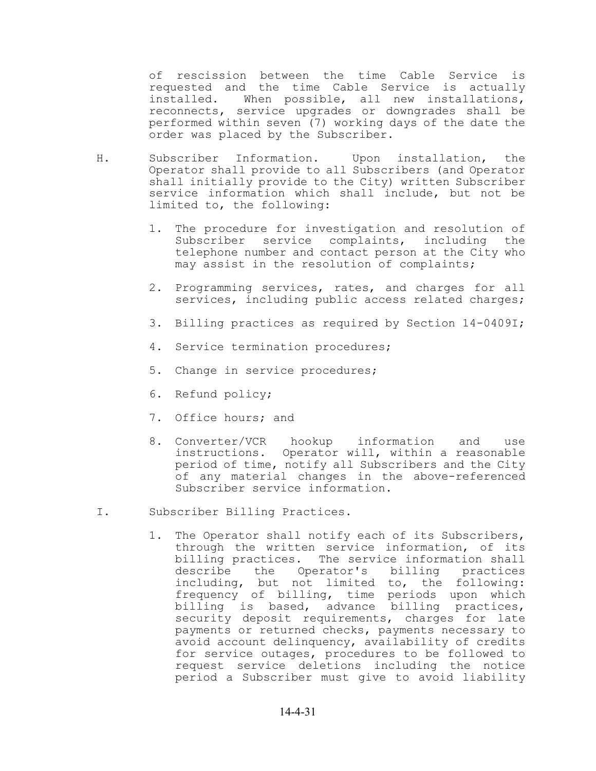of rescission between the time Cable Service is requested and the time Cable Service is actually installed. When possible, all new installations, reconnects, service upgrades or downgrades shall be performed within seven (7) working days of the date the order was placed by the Subscriber.

H. Subscriber Information. Upon installation, the Operator shall provide to all Subscribers (and Operator shall initially provide to the City) written Subscriber service information which shall include, but not be limited to, the following:

1. The procedure for investigation and resolution of Subscriber service complaints, including the telephone number and contact person at the City who may assist in the resolution of complaints;

2. Programming services, rates, and charges for all services, including public access related charges;

3. Billing practices as required by Section 14-0409I;

4. Service termination procedures;

5. Change in service procedures;

6. Refund policy;

7. Office hours; and

8. Converter/VCR hookup information and use instructions. Operator will, within a reasonable period of time, notify all Subscribers and the City of any material changes in the above-referenced Subscriber service information.

I. Subscriber Billing Practices.

1. The Operator shall notify each of its Subscribers, through the written service information, of its billing practices. The service information shall describe the Operator's billing practices including, but not limited to, the following: frequency of billing, time periods upon which billing is based, advance billing practices, security deposit requirements, charges for late payments or returned checks, payments necessary to avoid account delinquency, availability of credits for service outages, procedures to be followed to request service deletions including the notice period a Subscriber must give to avoid liability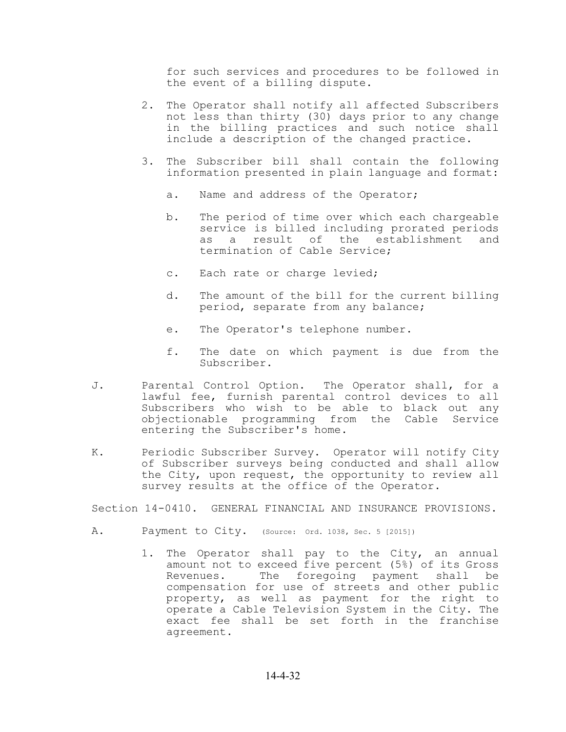for such services and procedures to be followed in the event of a billing dispute.

2. The Operator shall notify all affected Subscribers not less than thirty (30) days prior to any change in the billing practices and such notice shall include a description of the changed practice.

3. The Subscriber bill shall contain the following information presented in plain language and format:

   a. Name and address of the Operator;

   b. The period of time over which each chargeable service is billed including prorated periods as a result of the establishment and termination of Cable Service;

   c. Each rate or charge levied;

   d. The amount of the bill for the current billing period, separate from any balance;

   e. The Operator's telephone number.

   f. The date on which payment is due from the Subscriber.

J. Parental Control Option. The Operator shall, for a lawful fee, furnish parental control devices to all Subscribers who wish to be able to black out any objectionable programming from the Cable Service entering the Subscriber's home.

K. Periodic Subscriber Survey. Operator will notify City of Subscriber surveys being conducted and shall allow the City, upon request, the opportunity to review all survey results at the office of the Operator.

Section 14-0410. GENERAL FINANCIAL AND INSURANCE PROVISIONS.

A. Payment to City. (Source: Ord. 1038, Sec. 5 [2015])

1. The Operator shall pay to the City, an annual amount not to exceed five percent (5%) of its Gross Revenues. The foregoing payment shall be compensation for use of streets and other public property, as well as payment for the right to operate a Cable Television System in the City. The exact fee shall be set forth in the franchise agreement.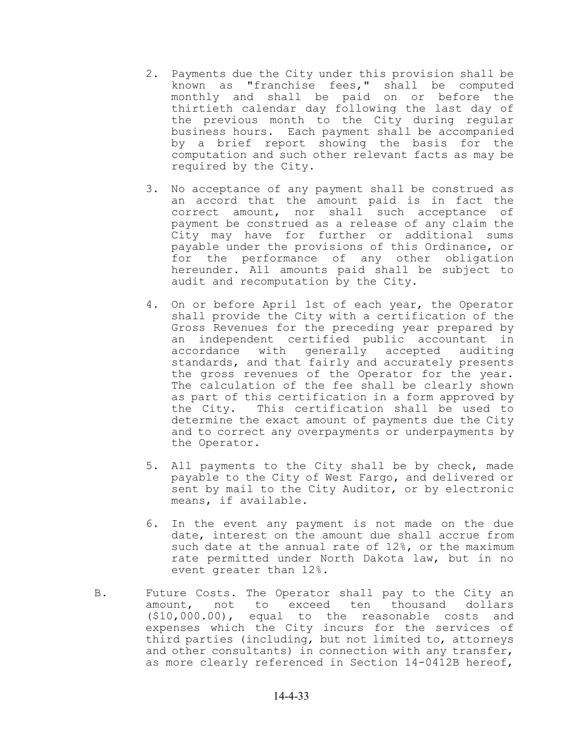2. Payments due the City under this provision shall be known as "franchise fees," shall be computed monthly and shall be paid on or before the thirtieth calendar day following the last day of the previous month to the City during regular business hours. Each payment shall be accompanied by a brief report showing the basis for the computation and such other relevant facts as may be required by the City.

3. No acceptance of any payment shall be construed as an accord that the amount paid is in fact the correct amount, nor shall such acceptance of payment be construed as a release of any claim the City may have for further or additional sums payable under the provisions of this Ordinance, or for the performance of any other obligation hereunder. All amounts paid shall be subject to audit and recomputation by the City.

4. On or before April 1st of each year, the Operator shall provide the City with a certification of the Gross Revenues for the preceding year prepared by an independent certified public accountant in accordance with generally accepted auditing standards, and that fairly and accurately presents the gross revenues of the Operator for the year. The calculation of the fee shall be clearly shown as part of this certification in a form approved by the City. This certification shall be used to determine the exact amount of payments due the City and to correct any overpayments or underpayments by the Operator.

5. All payments to the City shall be by check, made payable to the City of West Fargo, and delivered or sent by mail to the City Auditor, or by electronic means, if available.

6. In the event any payment is not made on the due date, interest on the amount due shall accrue from such date at the annual rate of 12%, or the maximum rate permitted under North Dakota law, but in no event greater than 12%.

B. Future Costs. The Operator shall pay to the City an amount, not to exceed ten thousand dollars ($10,000.00), equal to the reasonable costs and expenses which the City incurs for the services of third parties (including, but not limited to, attorneys and other consultants) in connection with any transfer, as more clearly referenced in Section 14-0412B hereof,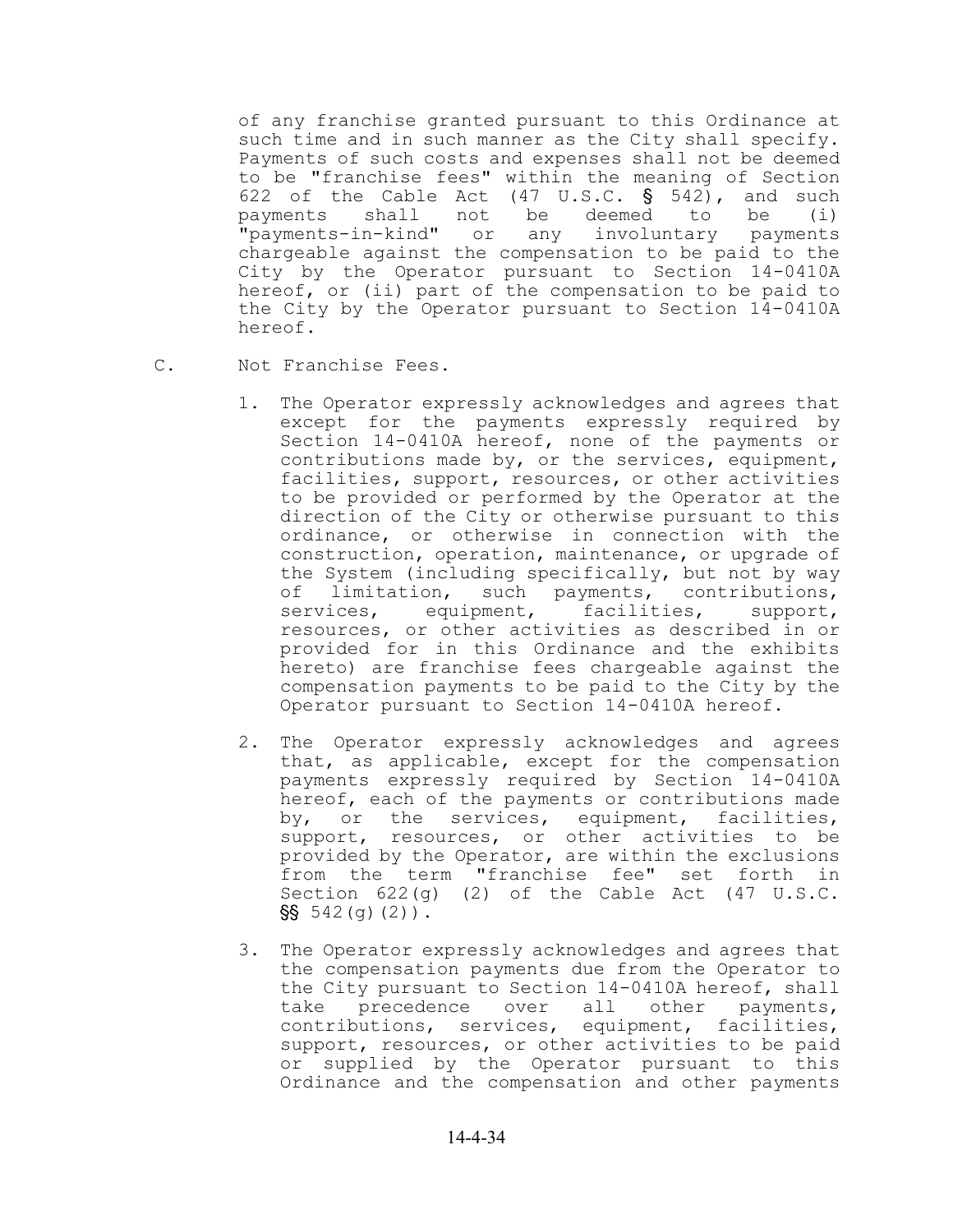of any franchise granted pursuant to this Ordinance at such time and in such manner as the City shall specify. Payments of such costs and expenses shall not be deemed to be "franchise fees" within the meaning of Section 622 of the Cable Act (47 U.S.C. § 542), and such payments shall not be deemed to be (i) "payments-in-kind" or any involuntary payments chargeable against the compensation to be paid to the City by the Operator pursuant to Section 14-0410A hereof, or (ii) part of the compensation to be paid to the City by the Operator pursuant to Section 14-0410A hereof.

C. Not Franchise Fees.

1. The Operator expressly acknowledges and agrees that except for the payments expressly required by Section 14-0410A hereof, none of the payments or contributions made by, or the services, equipment, facilities, support, resources, or other activities to be provided or performed by the Operator at the direction of the City or otherwise pursuant to this ordinance, or otherwise in connection with the construction, operation, maintenance, or upgrade of the System (including specifically, but not by way of limitation, such payments, contributions, services, equipment, facilities, support, resources, or other activities as described in or provided for in this Ordinance and the exhibits hereto) are franchise fees chargeable against the compensation payments to be paid to the City by the Operator pursuant to Section 14-0410A hereof.

2. The Operator expressly acknowledges and agrees that, as applicable, except for the compensation payments expressly required by Section 14-0410A hereof, each of the payments or contributions made by, or the services, equipment, facilities, support, resources, or other activities to be provided by the Operator, are within the exclusions from the term "franchise fee" set forth in Section 622(g) (2) of the Cable Act (47 U.S.C. §§ 542(g)(2)).

3. The Operator expressly acknowledges and agrees that the compensation payments due from the Operator to the City pursuant to Section 14-0410A hereof, shall take precedence over all other payments, contributions, services, equipment, facilities, support, resources, or other activities to be paid or supplied by the Operator pursuant to this Ordinance and the compensation and other payments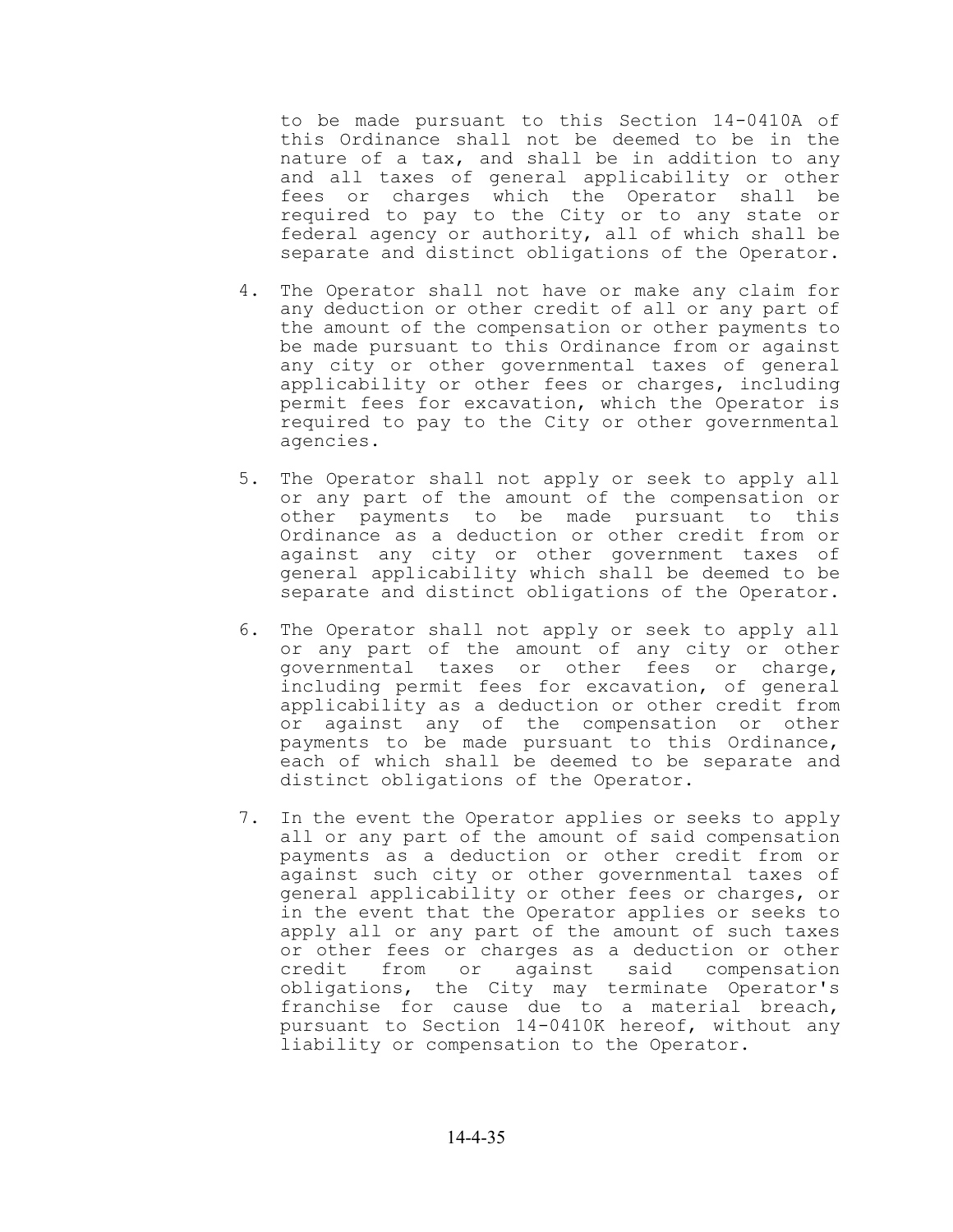to be made pursuant to this Section 14-0410A of this Ordinance shall not be deemed to be in the nature of a tax, and shall be in addition to any and all taxes of general applicability or other fees or charges which the Operator shall be required to pay to the City or to any state or federal agency or authority, all of which shall be separate and distinct obligations of the Operator.

4. The Operator shall not have or make any claim for any deduction or other credit of all or any part of the amount of the compensation or other payments to be made pursuant to this Ordinance from or against any city or other governmental taxes of general applicability or other fees or charges, including permit fees for excavation, which the Operator is required to pay to the City or other governmental agencies.

5. The Operator shall not apply or seek to apply all or any part of the amount of the compensation or other payments to be made pursuant to this Ordinance as a deduction or other credit from or against any city or other government taxes of general applicability which shall be deemed to be separate and distinct obligations of the Operator.

6. The Operator shall not apply or seek to apply all or any part of the amount of any city or other governmental taxes or other fees or charge, including permit fees for excavation, of general applicability as a deduction or other credit from or against any of the compensation or other payments to be made pursuant to this Ordinance, each of which shall be deemed to be separate and distinct obligations of the Operator.

7. In the event the Operator applies or seeks to apply all or any part of the amount of said compensation payments as a deduction or other credit from or against such city or other governmental taxes of general applicability or other fees or charges, or in the event that the Operator applies or seeks to apply all or any part of the amount of such taxes or other fees or charges as a deduction or other credit from or against said compensation obligations, the City may terminate Operator's franchise for cause due to a material breach, pursuant to Section 14-0410K hereof, without any liability or compensation to the Operator.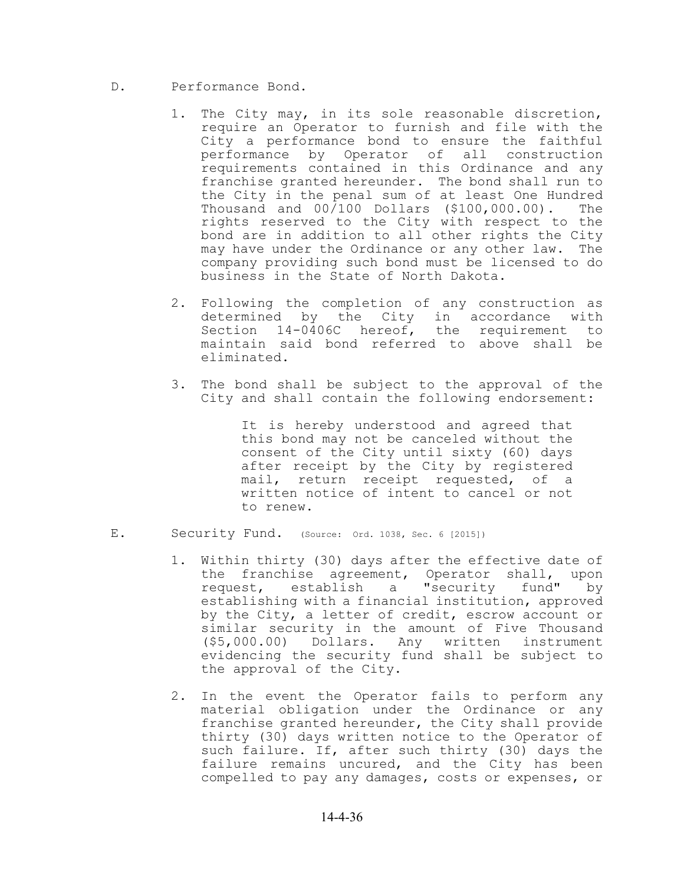D. Performance Bond.

1. The City may, in its sole reasonable discretion, require an Operator to furnish and file with the City a performance bond to ensure the faithful performance by Operator of all construction requirements contained in this Ordinance and any franchise granted hereunder. The bond shall run to the City in the penal sum of at least One Hundred Thousand and 00/100 Dollars ($100,000.00). The rights reserved to the City with respect to the bond are in addition to all other rights the City may have under the Ordinance or any other law. The company providing such bond must be licensed to do business in the State of North Dakota.

2. Following the completion of any construction as determined by the City in accordance with Section 14-0406C hereof, the requirement to maintain said bond referred to above shall be eliminated.

3. The bond shall be subject to the approval of the City and shall contain the following endorsement:

   > It is hereby understood and agreed that this bond may not be canceled without the consent of the City until sixty (60) days after receipt by the City by registered mail, return receipt requested, of a written notice of intent to cancel or not to renew.

E. Security Fund. (Source: Ord. 1038, Sec. 6 [2015])

1. Within thirty (30) days after the effective date of the franchise agreement, Operator shall, upon request, establish a "security fund" by establishing with a financial institution, approved by the City, a letter of credit, escrow account or similar security in the amount of Five Thousand ($5,000.00) Dollars. Any written instrument evidencing the security fund shall be subject to the approval of the City.

2. In the event the Operator fails to perform any material obligation under the Ordinance or any franchise granted hereunder, the City shall provide thirty (30) days written notice to the Operator of such failure. If, after such thirty (30) days the failure remains uncured, and the City has been compelled to pay any damages, costs or expenses, or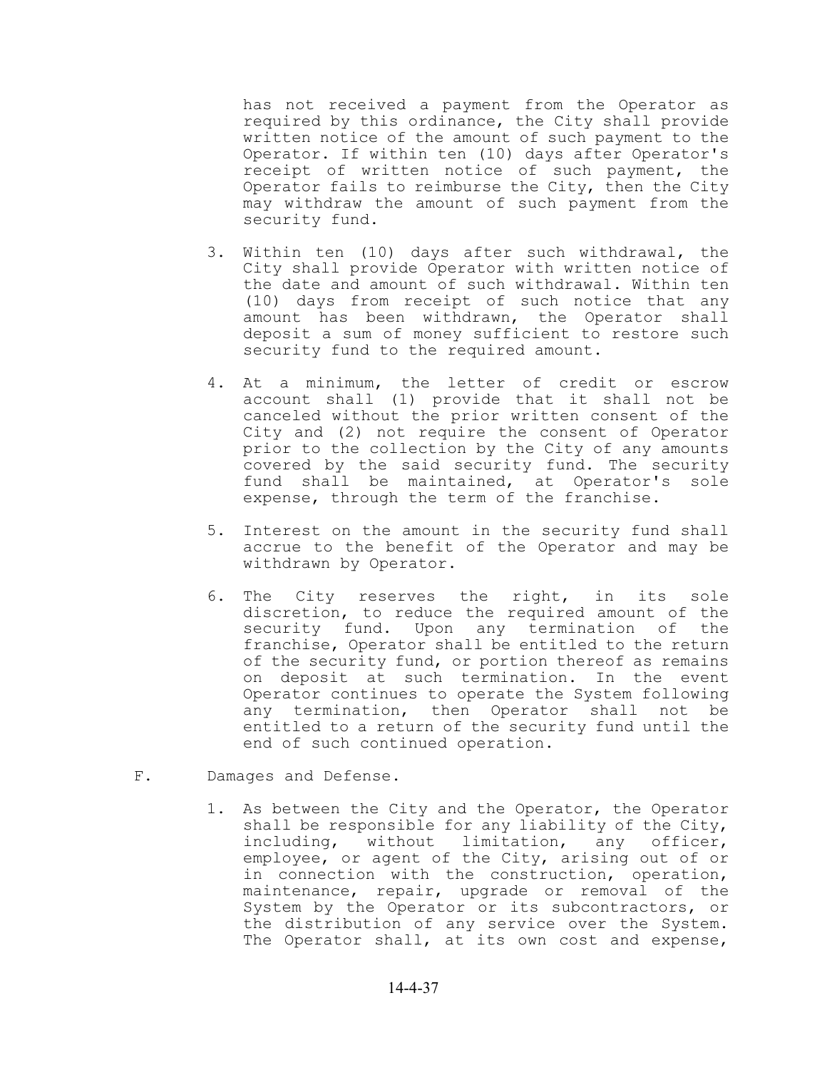has not received a payment from the Operator as required by this ordinance, the City shall provide written notice of the amount of such payment to the Operator. If within ten (10) days after Operator's receipt of written notice of such payment, the Operator fails to reimburse the City, then the City may withdraw the amount of such payment from the security fund.

3. Within ten (10) days after such withdrawal, the City shall provide Operator with written notice of the date and amount of such withdrawal. Within ten (10) days from receipt of such notice that any amount has been withdrawn, the Operator shall deposit a sum of money sufficient to restore such security fund to the required amount.

4. At a minimum, the letter of credit or escrow account shall (1) provide that it shall not be canceled without the prior written consent of the City and (2) not require the consent of Operator prior to the collection by the City of any amounts covered by the said security fund. The security fund shall be maintained, at Operator's sole expense, through the term of the franchise.

5. Interest on the amount in the security fund shall accrue to the benefit of the Operator and may be withdrawn by Operator.

6. The City reserves the right, in its sole discretion, to reduce the required amount of the security fund. Upon any termination of the franchise, Operator shall be entitled to the return of the security fund, or portion thereof as remains on deposit at such termination. In the event Operator continues to operate the System following any termination, then Operator shall not be entitled to a return of the security fund until the end of such continued operation.

F. Damages and Defense.

1. As between the City and the Operator, the Operator shall be responsible for any liability of the City, including, without limitation, any officer, employee, or agent of the City, arising out of or in connection with the construction, operation, maintenance, repair, upgrade or removal of the System by the Operator or its subcontractors, or the distribution of any service over the System. The Operator shall, at its own cost and expense,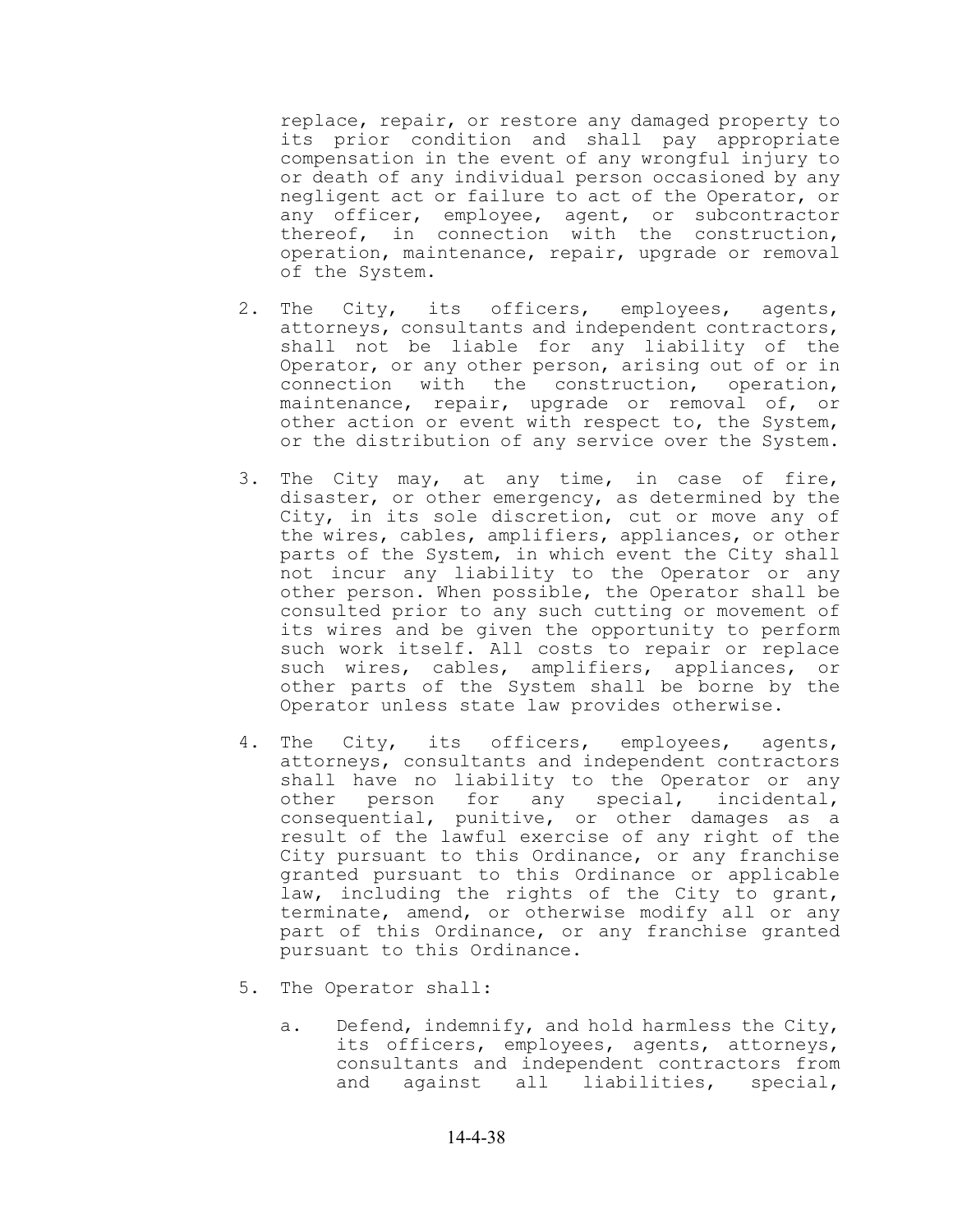replace, repair, or restore any damaged property to its prior condition and shall pay appropriate compensation in the event of any wrongful injury to or death of any individual person occasioned by any negligent act or failure to act of the Operator, or any officer, employee, agent, or subcontractor thereof, in connection with the construction, operation, maintenance, repair, upgrade or removal of the System.

2. The City, its officers, employees, agents, attorneys, consultants and independent contractors, shall not be liable for any liability of the Operator, or any other person, arising out of or in connection with the construction, operation, maintenance, repair, upgrade or removal of, or other action or event with respect to, the System, or the distribution of any service over the System.

3. The City may, at any time, in case of fire, disaster, or other emergency, as determined by the City, in its sole discretion, cut or move any of the wires, cables, amplifiers, appliances, or other parts of the System, in which event the City shall not incur any liability to the Operator or any other person. When possible, the Operator shall be consulted prior to any such cutting or movement of its wires and be given the opportunity to perform such work itself. All costs to repair or replace such wires, cables, amplifiers, appliances, or other parts of the System shall be borne by the Operator unless state law provides otherwise.

4. The City, its officers, employees, agents, attorneys, consultants and independent contractors shall have no liability to the Operator or any other person for any special, incidental, consequential, punitive, or other damages as a result of the lawful exercise of any right of the City pursuant to this Ordinance, or any franchise granted pursuant to this Ordinance or applicable law, including the rights of the City to grant, terminate, amend, or otherwise modify all or any part of this Ordinance, or any franchise granted pursuant to this Ordinance.

5. The Operator shall:

   a. Defend, indemnify, and hold harmless the City, its officers, employees, agents, attorneys, consultants and independent contractors from and against all liabilities, special,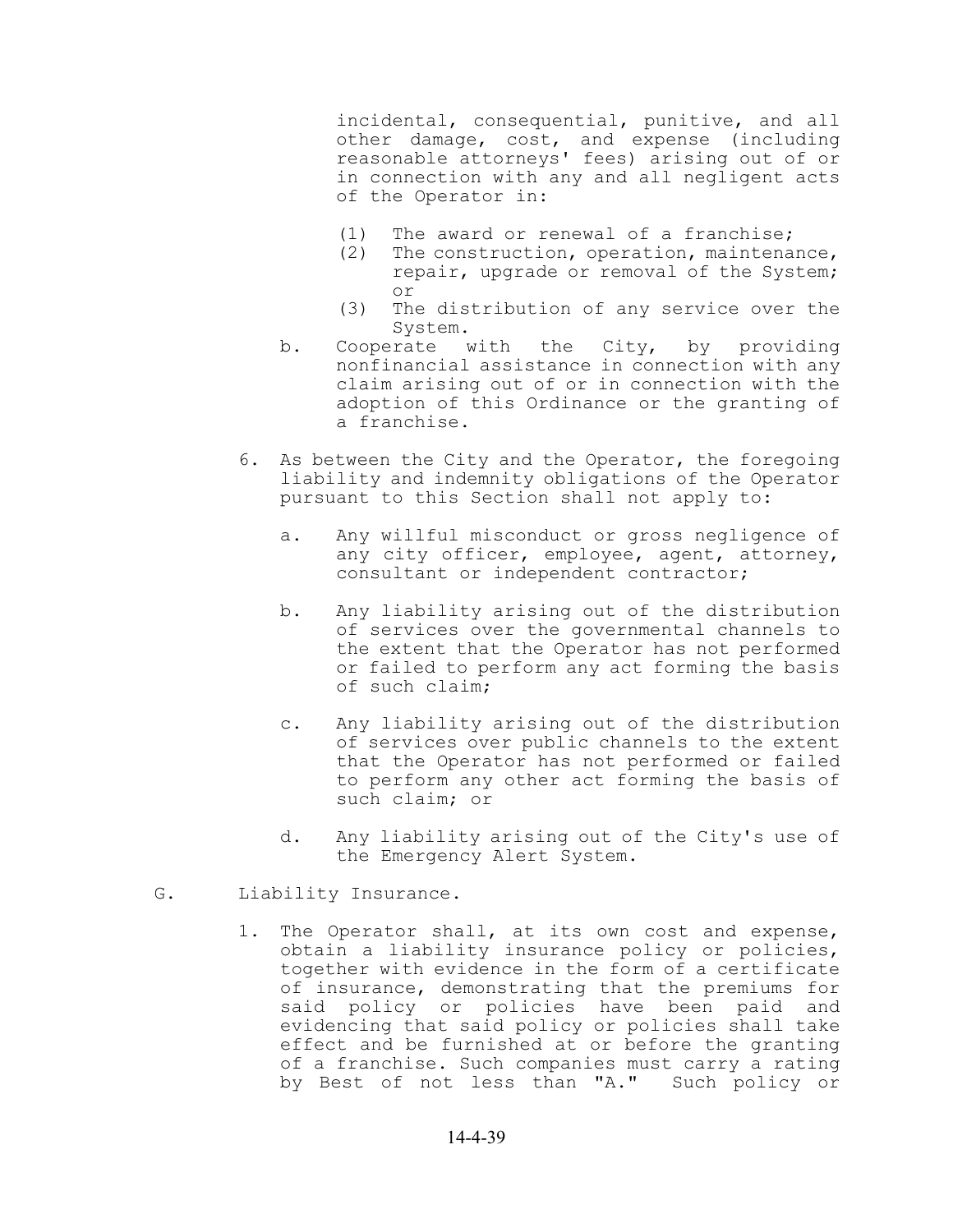incidental, consequential, punitive, and all other damage, cost, and expense (including reasonable attorneys' fees) arising out of or in connection with any and all negligent acts of the Operator in:

(1) The award or renewal of a franchise;
(2) The construction, operation, maintenance, repair, upgrade or removal of the System; or
(3) The distribution of any service over the System.

b. Cooperate with the City, by providing nonfinancial assistance in connection with any claim arising out of or in connection with the adoption of this Ordinance or the granting of a franchise.

6. As between the City and the Operator, the foregoing liability and indemnity obligations of the Operator pursuant to this Section shall not apply to:

   a. Any willful misconduct or gross negligence of any city officer, employee, agent, attorney, consultant or independent contractor;

   b. Any liability arising out of the distribution of services over the governmental channels to the extent that the Operator has not performed or failed to perform any act forming the basis of such claim;

   c. Any liability arising out of the distribution of services over public channels to the extent that the Operator has not performed or failed to perform any other act forming the basis of such claim; or

   d. Any liability arising out of the City's use of the Emergency Alert System.

G. Liability Insurance.

1. The Operator shall, at its own cost and expense, obtain a liability insurance policy or policies, together with evidence in the form of a certificate of insurance, demonstrating that the premiums for said policy or policies have been paid and evidencing that said policy or policies shall take effect and be furnished at or before the granting of a franchise. Such companies must carry a rating by Best of not less than "A." Such policy or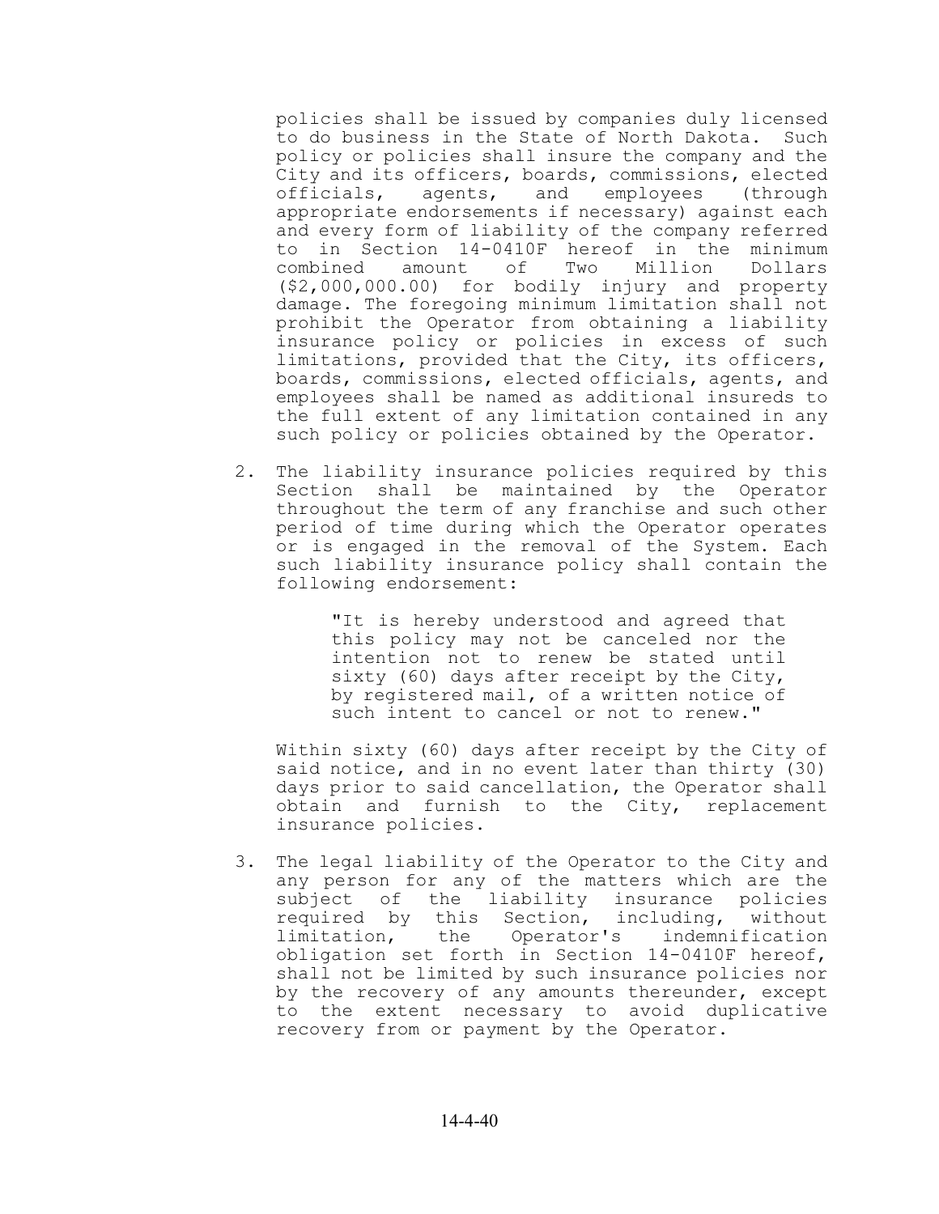policies shall be issued by companies duly licensed to do business in the State of North Dakota. Such policy or policies shall insure the company and the City and its officers, boards, commissions, elected officials, agents, and employees (through appropriate endorsements if necessary) against each and every form of liability of the company referred to in Section 14-0410F hereof in the minimum combined amount of Two Million Dollars ($2,000,000.00) for bodily injury and property damage. The foregoing minimum limitation shall not prohibit the Operator from obtaining a liability insurance policy or policies in excess of such limitations, provided that the City, its officers, boards, commissions, elected officials, agents, and employees shall be named as additional insureds to the full extent of any limitation contained in any such policy or policies obtained by the Operator.

2. The liability insurance policies required by this Section shall be maintained by the Operator throughout the term of any franchise and such other period of time during which the Operator operates or is engaged in the removal of the System. Each such liability insurance policy shall contain the following endorsement:

   > "It is hereby understood and agreed that this policy may not be canceled nor the intention not to renew be stated until sixty (60) days after receipt by the City, by registered mail, of a written notice of such intent to cancel or not to renew."

   Within sixty (60) days after receipt by the City of said notice, and in no event later than thirty (30) days prior to said cancellation, the Operator shall obtain and furnish to the City, replacement insurance policies.

3. The legal liability of the Operator to the City and any person for any of the matters which are the subject of the liability insurance policies required by this Section, including, without limitation, the Operator's indemnification obligation set forth in Section 14-0410F hereof, shall not be limited by such insurance policies nor by the recovery of any amounts thereunder, except to the extent necessary to avoid duplicative recovery from or payment by the Operator.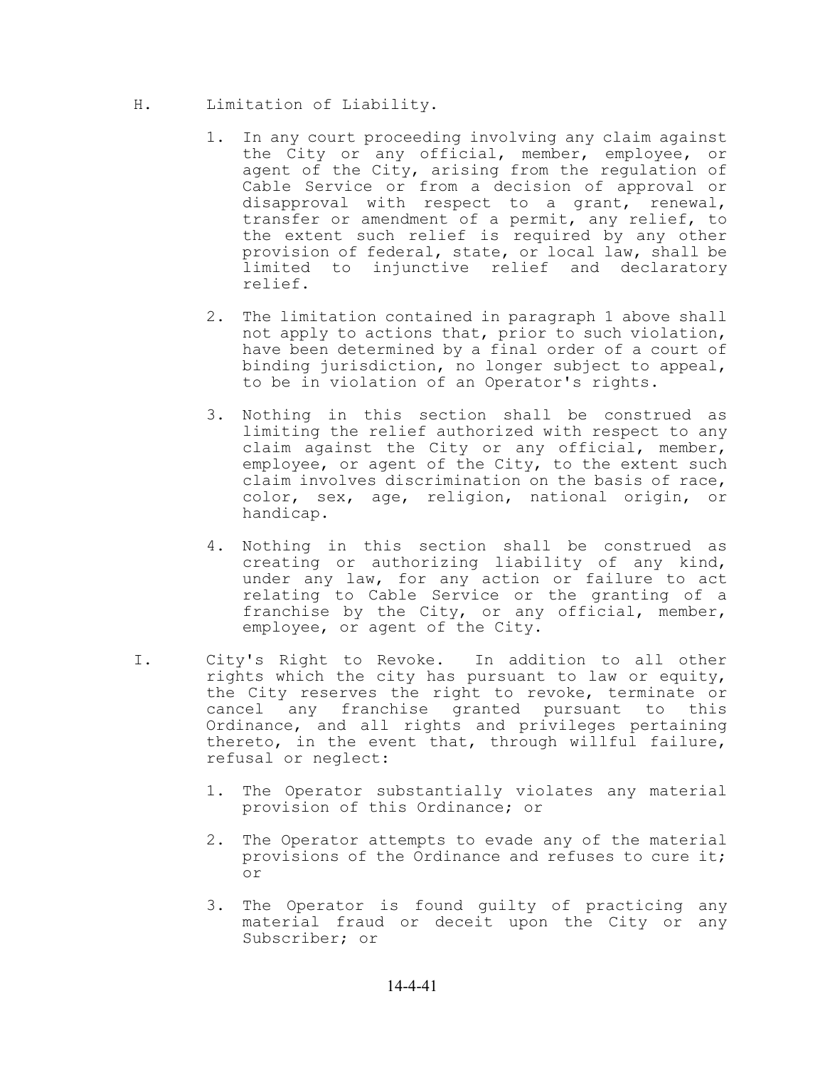H. Limitation of Liability.

1. In any court proceeding involving any claim against the City or any official, member, employee, or agent of the City, arising from the regulation of Cable Service or from a decision of approval or disapproval with respect to a grant, renewal, transfer or amendment of a permit, any relief, to the extent such relief is required by any other provision of federal, state, or local law, shall be limited to injunctive relief and declaratory relief.

2. The limitation contained in paragraph 1 above shall not apply to actions that, prior to such violation, have been determined by a final order of a court of binding jurisdiction, no longer subject to appeal, to be in violation of an Operator's rights.

3. Nothing in this section shall be construed as limiting the relief authorized with respect to any claim against the City or any official, member, employee, or agent of the City, to the extent such claim involves discrimination on the basis of race, color, sex, age, religion, national origin, or handicap.

4. Nothing in this section shall be construed as creating or authorizing liability of any kind, under any law, for any action or failure to act relating to Cable Service or the granting of a franchise by the City, or any official, member, employee, or agent of the City.

I. City's Right to Revoke. In addition to all other rights which the city has pursuant to law or equity, the City reserves the right to revoke, terminate or cancel any franchise granted pursuant to this Ordinance, and all rights and privileges pertaining thereto, in the event that, through willful failure, refusal or neglect:

1. The Operator substantially violates any material provision of this Ordinance; or

2. The Operator attempts to evade any of the material provisions of the Ordinance and refuses to cure it; or

3. The Operator is found guilty of practicing any material fraud or deceit upon the City or any Subscriber; or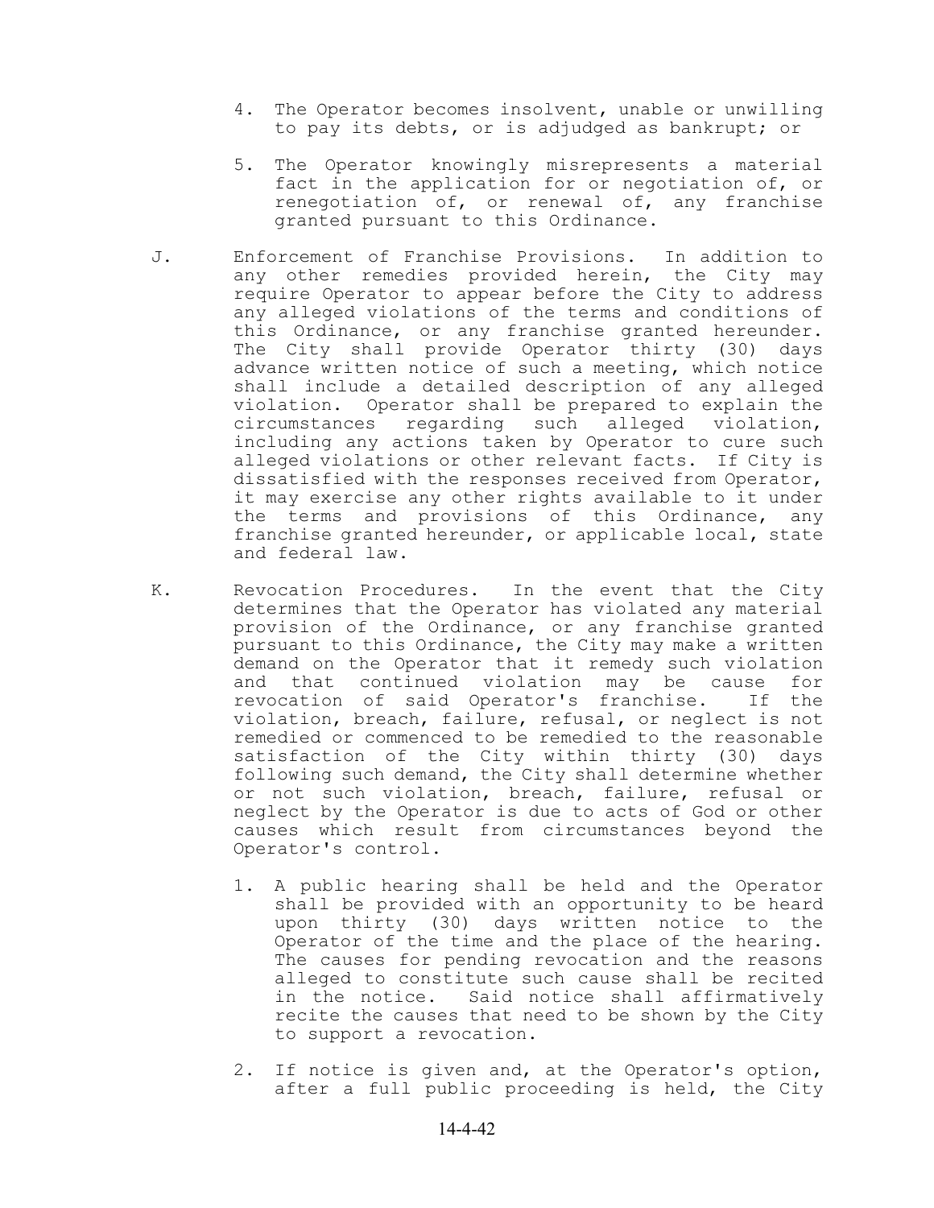4. The Operator becomes insolvent, unable or unwilling to pay its debts, or is adjudged as bankrupt; or

5. The Operator knowingly misrepresents a material fact in the application for or negotiation of, or renegotiation of, or renewal of, any franchise granted pursuant to this Ordinance.

J. Enforcement of Franchise Provisions. In addition to any other remedies provided herein, the City may require Operator to appear before the City to address any alleged violations of the terms and conditions of this Ordinance, or any franchise granted hereunder. The City shall provide Operator thirty (30) days advance written notice of such a meeting, which notice shall include a detailed description of any alleged violation. Operator shall be prepared to explain the circumstances regarding such alleged violation, including any actions taken by Operator to cure such alleged violations or other relevant facts. If City is dissatisfied with the responses received from Operator, it may exercise any other rights available to it under the terms and provisions of this Ordinance, any franchise granted hereunder, or applicable local, state and federal law.

K. Revocation Procedures. In the event that the City determines that the Operator has violated any material provision of the Ordinance, or any franchise granted pursuant to this Ordinance, the City may make a written demand on the Operator that it remedy such violation and that continued violation may be cause for revocation of said Operator's franchise. If the violation, breach, failure, refusal, or neglect is not remedied or commenced to be remedied to the reasonable satisfaction of the City within thirty (30) days following such demand, the City shall determine whether or not such violation, breach, failure, refusal or neglect by the Operator is due to acts of God or other causes which result from circumstances beyond the Operator's control.

1. A public hearing shall be held and the Operator shall be provided with an opportunity to be heard upon thirty (30) days written notice to the Operator of the time and the place of the hearing. The causes for pending revocation and the reasons alleged to constitute such cause shall be recited in the notice. Said notice shall affirmatively recite the causes that need to be shown by the City to support a revocation.

2. If notice is given and, at the Operator's option, after a full public proceeding is held, the City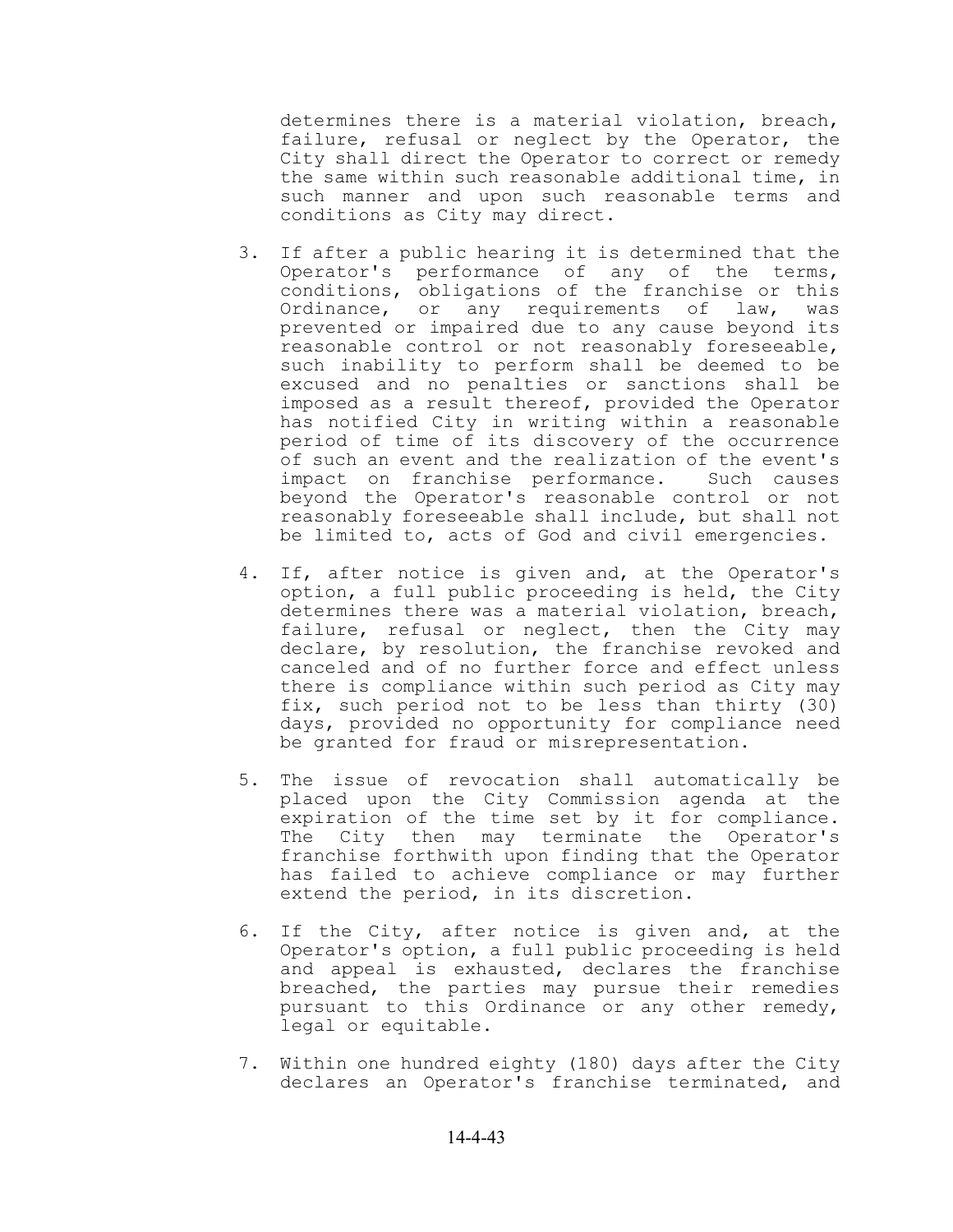determines there is a material violation, breach, failure, refusal or neglect by the Operator, the City shall direct the Operator to correct or remedy the same within such reasonable additional time, in such manner and upon such reasonable terms and conditions as City may direct.

3. If after a public hearing it is determined that the Operator's performance of any of the terms, conditions, obligations of the franchise or this Ordinance, or any requirements of law, was prevented or impaired due to any cause beyond its reasonable control or not reasonably foreseeable, such inability to perform shall be deemed to be excused and no penalties or sanctions shall be imposed as a result thereof, provided the Operator has notified City in writing within a reasonable period of time of its discovery of the occurrence of such an event and the realization of the event's impact on franchise performance. Such causes beyond the Operator's reasonable control or not reasonably foreseeable shall include, but shall not be limited to, acts of God and civil emergencies.

4. If, after notice is given and, at the Operator's option, a full public proceeding is held, the City determines there was a material violation, breach, failure, refusal or neglect, then the City may declare, by resolution, the franchise revoked and canceled and of no further force and effect unless there is compliance within such period as City may fix, such period not to be less than thirty (30) days, provided no opportunity for compliance need be granted for fraud or misrepresentation.

5. The issue of revocation shall automatically be placed upon the City Commission agenda at the expiration of the time set by it for compliance. The City then may terminate the Operator's franchise forthwith upon finding that the Operator has failed to achieve compliance or may further extend the period, in its discretion.

6. If the City, after notice is given and, at the Operator's option, a full public proceeding is held and appeal is exhausted, declares the franchise breached, the parties may pursue their remedies pursuant to this Ordinance or any other remedy, legal or equitable.

7. Within one hundred eighty (180) days after the City declares an Operator's franchise terminated, and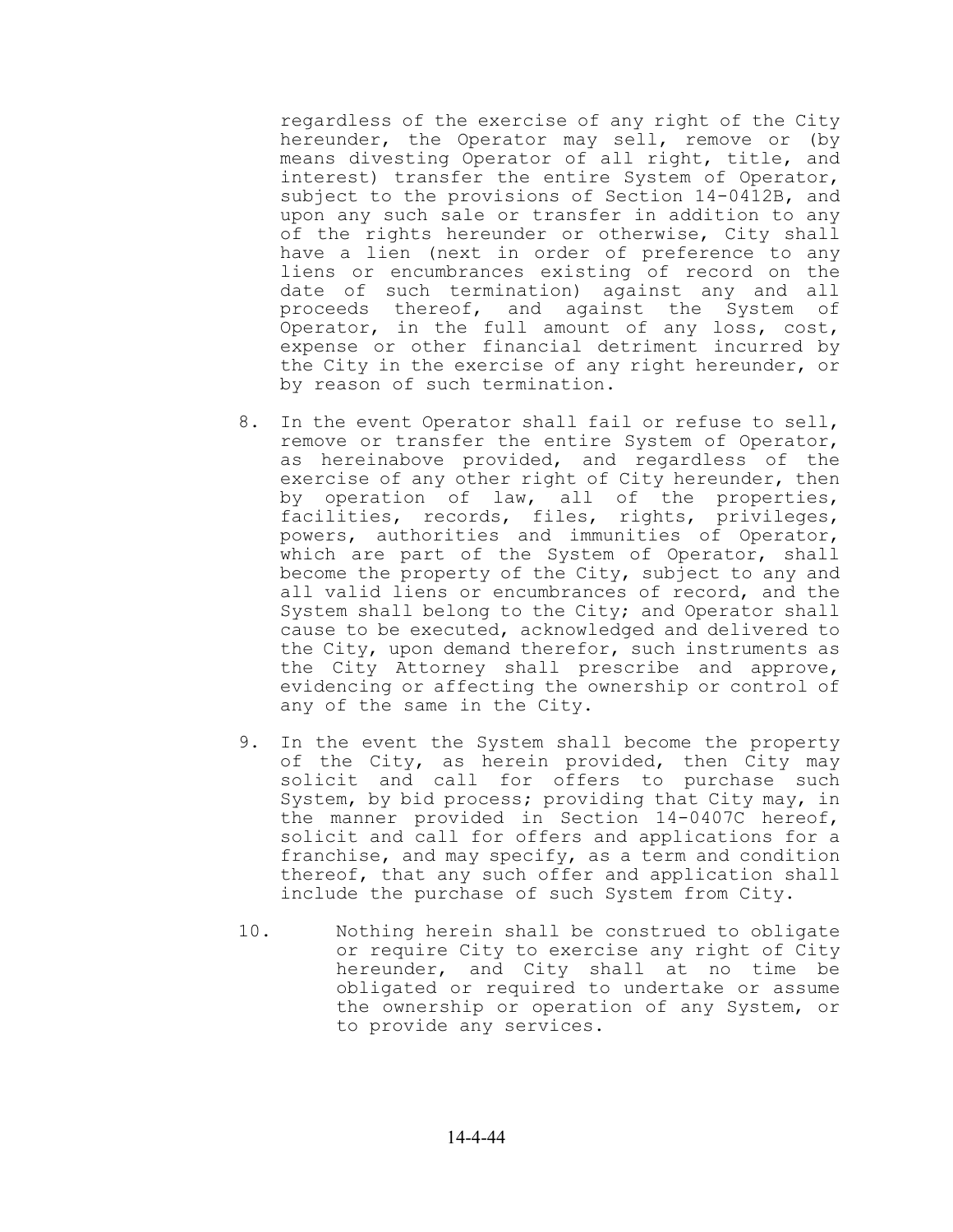regardless of the exercise of any right of the City hereunder, the Operator may sell, remove or (by means divesting Operator of all right, title, and interest) transfer the entire System of Operator, subject to the provisions of Section 14-0412B, and upon any such sale or transfer in addition to any of the rights hereunder or otherwise, City shall have a lien (next in order of preference to any liens or encumbrances existing of record on the date of such termination) against any and all proceeds thereof, and against the System of Operator, in the full amount of any loss, cost, expense or other financial detriment incurred by the City in the exercise of any right hereunder, or by reason of such termination.

8. In the event Operator shall fail or refuse to sell, remove or transfer the entire System of Operator, as hereinabove provided, and regardless of the exercise of any other right of City hereunder, then by operation of law, all of the properties, facilities, records, files, rights, privileges, powers, authorities and immunities of Operator, which are part of the System of Operator, shall become the property of the City, subject to any and all valid liens or encumbrances of record, and the System shall belong to the City; and Operator shall cause to be executed, acknowledged and delivered to the City, upon demand therefor, such instruments as the City Attorney shall prescribe and approve, evidencing or affecting the ownership or control of any of the same in the City.

9. In the event the System shall become the property of the City, as herein provided, then City may solicit and call for offers to purchase such System, by bid process; providing that City may, in the manner provided in Section 14-0407C hereof, solicit and call for offers and applications for a franchise, and may specify, as a term and condition thereof, that any such offer and application shall include the purchase of such System from City.

10. Nothing herein shall be construed to obligate or require City to exercise any right of City hereunder, and City shall at no time be obligated or required to undertake or assume the ownership or operation of any System, or to provide any services.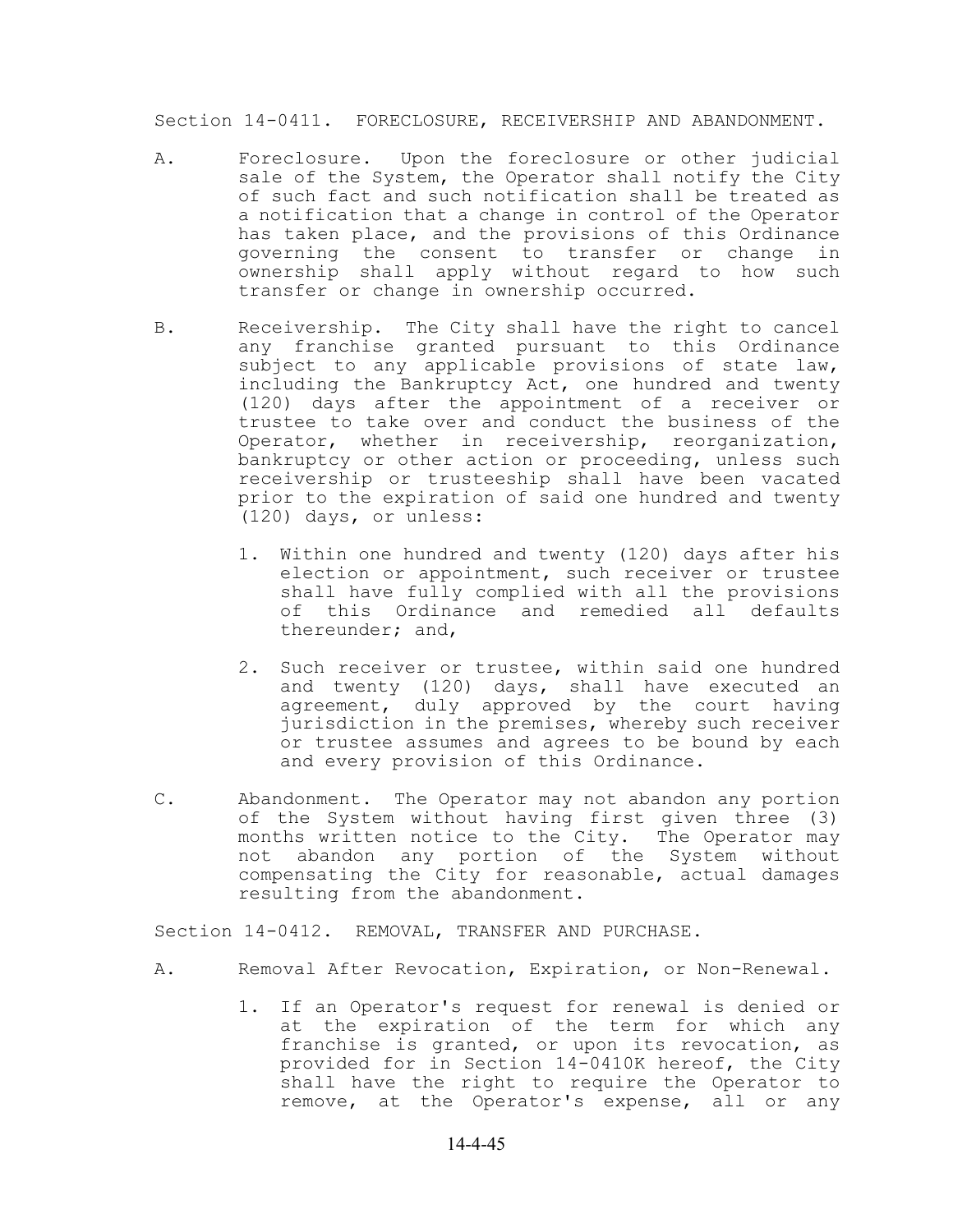## Section 14-0411. FORECLOSURE, RECEIVERSHIP AND ABANDONMENT.

A. Foreclosure. Upon the foreclosure or other judicial sale of the System, the Operator shall notify the City of such fact and such notification shall be treated as a notification that a change in control of the Operator has taken place, and the provisions of this Ordinance governing the consent to transfer or change in ownership shall apply without regard to how such transfer or change in ownership occurred.

B. Receivership. The City shall have the right to cancel any franchise granted pursuant to this Ordinance subject to any applicable provisions of state law, including the Bankruptcy Act, one hundred and twenty (120) days after the appointment of a receiver or trustee to take over and conduct the business of the Operator, whether in receivership, reorganization, bankruptcy or other action or proceeding, unless such receivership or trusteeship shall have been vacated prior to the expiration of said one hundred and twenty (120) days, or unless:

   1. Within one hundred and twenty (120) days after his election or appointment, such receiver or trustee shall have fully complied with all the provisions of this Ordinance and remedied all defaults thereunder; and,

   2. Such receiver or trustee, within said one hundred and twenty (120) days, shall have executed an agreement, duly approved by the court having jurisdiction in the premises, whereby such receiver or trustee assumes and agrees to be bound by each and every provision of this Ordinance.

C. Abandonment. The Operator may not abandon any portion of the System without having first given three (3) months written notice to the City. The Operator may not abandon any portion of the System without compensating the City for reasonable, actual damages resulting from the abandonment.

## Section 14-0412. REMOVAL, TRANSFER AND PURCHASE.

A. Removal After Revocation, Expiration, or Non-Renewal.

   1. If an Operator's request for renewal is denied or at the expiration of the term for which any franchise is granted, or upon its revocation, as provided for in Section 14-0410K hereof, the City shall have the right to require the Operator to remove, at the Operator's expense, all or any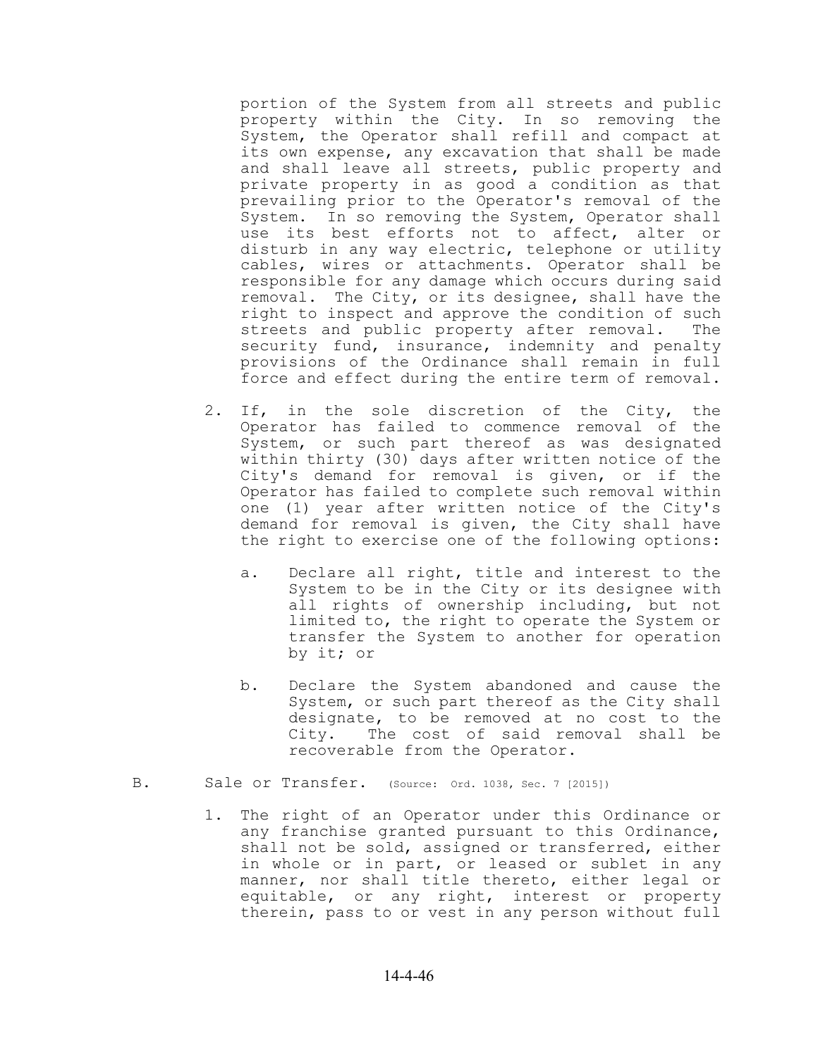portion of the System from all streets and public property within the City. In so removing the System, the Operator shall refill and compact at its own expense, any excavation that shall be made and shall leave all streets, public property and private property in as good a condition as that prevailing prior to the Operator's removal of the System. In so removing the System, Operator shall use its best efforts not to affect, alter or disturb in any way electric, telephone or utility cables, wires or attachments. Operator shall be responsible for any damage which occurs during said removal. The City, or its designee, shall have the right to inspect and approve the condition of such streets and public property after removal. The security fund, insurance, indemnity and penalty provisions of the Ordinance shall remain in full force and effect during the entire term of removal.

2. If, in the sole discretion of the City, the Operator has failed to commence removal of the System, or such part thereof as was designated within thirty (30) days after written notice of the City's demand for removal is given, or if the Operator has failed to complete such removal within one (1) year after written notice of the City's demand for removal is given, the City shall have the right to exercise one of the following options:

   a. Declare all right, title and interest to the System to be in the City or its designee with all rights of ownership including, but not limited to, the right to operate the System or transfer the System to another for operation by it; or

   b. Declare the System abandoned and cause the System, or such part thereof as the City shall designate, to be removed at no cost to the City. The cost of said removal shall be recoverable from the Operator.

B. Sale or Transfer. (Source: Ord. 1038, Sec. 7 [2015])

1. The right of an Operator under this Ordinance or any franchise granted pursuant to this Ordinance, shall not be sold, assigned or transferred, either in whole or in part, or leased or sublet in any manner, nor shall title thereto, either legal or equitable, or any right, interest or property therein, pass to or vest in any person without full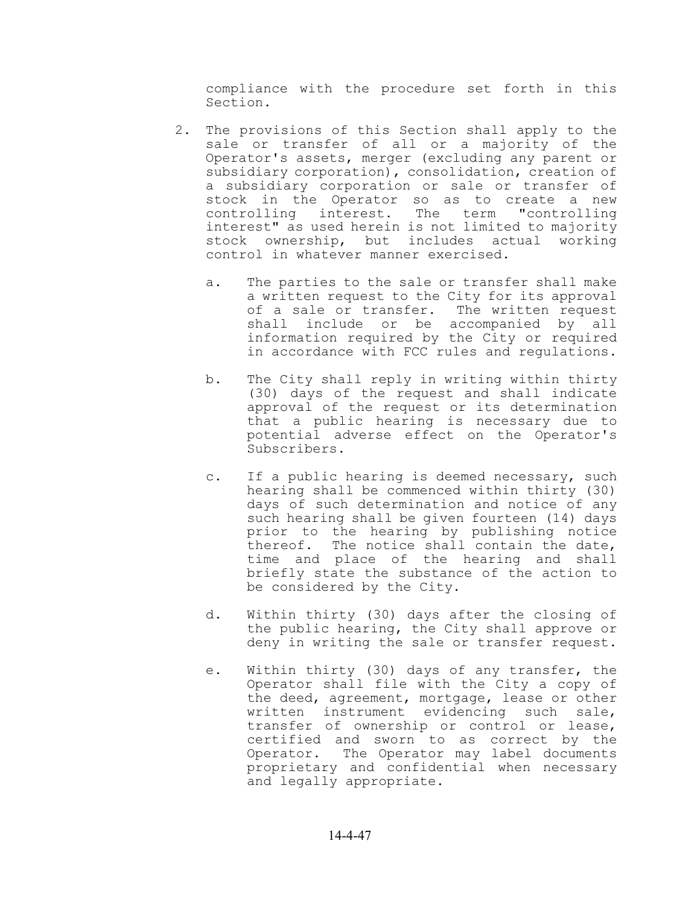compliance with the procedure set forth in this Section.

2. The provisions of this Section shall apply to the sale or transfer of all or a majority of the Operator's assets, merger (excluding any parent or subsidiary corporation), consolidation, creation of a subsidiary corporation or sale or transfer of stock in the Operator so as to create a new controlling interest. The term "controlling interest" as used herein is not limited to majority stock ownership, but includes actual working control in whatever manner exercised.

   a. The parties to the sale or transfer shall make a written request to the City for its approval of a sale or transfer. The written request shall include or be accompanied by all information required by the City or required in accordance with FCC rules and regulations.

   b. The City shall reply in writing within thirty (30) days of the request and shall indicate approval of the request or its determination that a public hearing is necessary due to potential adverse effect on the Operator's Subscribers.

   c. If a public hearing is deemed necessary, such hearing shall be commenced within thirty (30) days of such determination and notice of any such hearing shall be given fourteen (14) days prior to the hearing by publishing notice thereof. The notice shall contain the date, time and place of the hearing and shall briefly state the substance of the action to be considered by the City.

   d. Within thirty (30) days after the closing of the public hearing, the City shall approve or deny in writing the sale or transfer request.

   e. Within thirty (30) days of any transfer, the Operator shall file with the City a copy of the deed, agreement, mortgage, lease or other written instrument evidencing such sale, transfer of ownership or control or lease, certified and sworn to as correct by the Operator. The Operator may label documents proprietary and confidential when necessary and legally appropriate.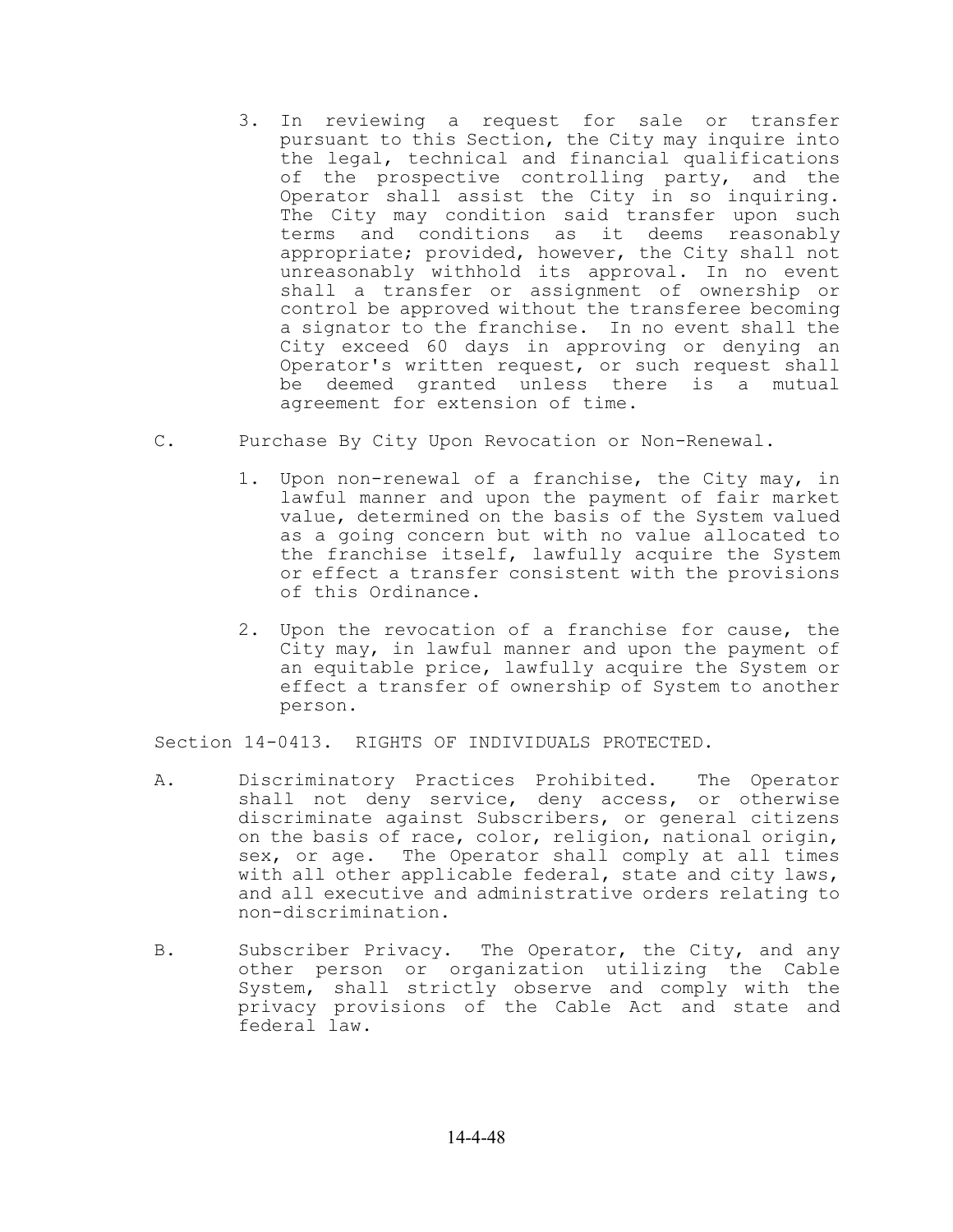3. In reviewing a request for sale or transfer pursuant to this Section, the City may inquire into the legal, technical and financial qualifications of the prospective controlling party, and the Operator shall assist the City in so inquiring. The City may condition said transfer upon such terms and conditions as it deems reasonably appropriate; provided, however, the City shall not unreasonably withhold its approval. In no event shall a transfer or assignment of ownership or control be approved without the transferee becoming a signator to the franchise. In no event shall the City exceed 60 days in approving or denying an Operator's written request, or such request shall be deemed granted unless there is a mutual agreement for extension of time.

C. Purchase By City Upon Revocation or Non-Renewal.

1. Upon non-renewal of a franchise, the City may, in lawful manner and upon the payment of fair market value, determined on the basis of the System valued as a going concern but with no value allocated to the franchise itself, lawfully acquire the System or effect a transfer consistent with the provisions of this Ordinance.

2. Upon the revocation of a franchise for cause, the City may, in lawful manner and upon the payment of an equitable price, lawfully acquire the System or effect a transfer of ownership of System to another person.

Section 14-0413. RIGHTS OF INDIVIDUALS PROTECTED.

A. Discriminatory Practices Prohibited. The Operator shall not deny service, deny access, or otherwise discriminate against Subscribers, or general citizens on the basis of race, color, religion, national origin, sex, or age. The Operator shall comply at all times with all other applicable federal, state and city laws, and all executive and administrative orders relating to non-discrimination.

B. Subscriber Privacy. The Operator, the City, and any other person or organization utilizing the Cable System, shall strictly observe and comply with the privacy provisions of the Cable Act and state and federal law.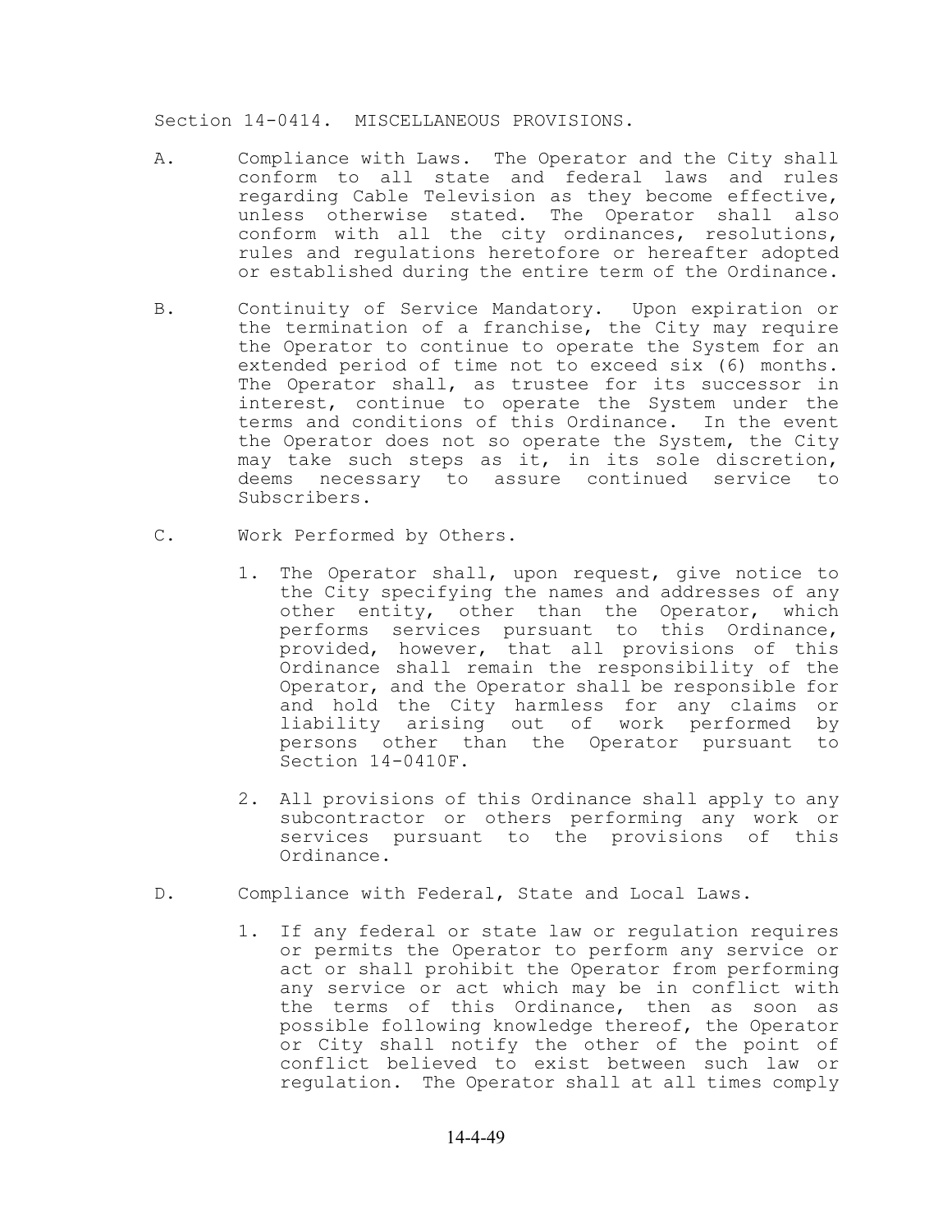Section 14-0414. MISCELLANEOUS PROVISIONS.

A. Compliance with Laws. The Operator and the City shall conform to all state and federal laws and rules regarding Cable Television as they become effective, unless otherwise stated. The Operator shall also conform with all the city ordinances, resolutions, rules and regulations heretofore or hereafter adopted or established during the entire term of the Ordinance.

B. Continuity of Service Mandatory. Upon expiration or the termination of a franchise, the City may require the Operator to continue to operate the System for an extended period of time not to exceed six (6) months. The Operator shall, as trustee for its successor in interest, continue to operate the System under the terms and conditions of this Ordinance. In the event the Operator does not so operate the System, the City may take such steps as it, in its sole discretion, deems necessary to assure continued service to Subscribers.

C. Work Performed by Others.

1. The Operator shall, upon request, give notice to the City specifying the names and addresses of any other entity, other than the Operator, which performs services pursuant to this Ordinance, provided, however, that all provisions of this Ordinance shall remain the responsibility of the Operator, and the Operator shall be responsible for and hold the City harmless for any claims or liability arising out of work performed by persons other than the Operator pursuant to Section 14-0410F.

2. All provisions of this Ordinance shall apply to any subcontractor or others performing any work or services pursuant to the provisions of this Ordinance.

D. Compliance with Federal, State and Local Laws.

1. If any federal or state law or regulation requires or permits the Operator to perform any service or act or shall prohibit the Operator from performing any service or act which may be in conflict with the terms of this Ordinance, then as soon as possible following knowledge thereof, the Operator or City shall notify the other of the point of conflict believed to exist between such law or regulation. The Operator shall at all times comply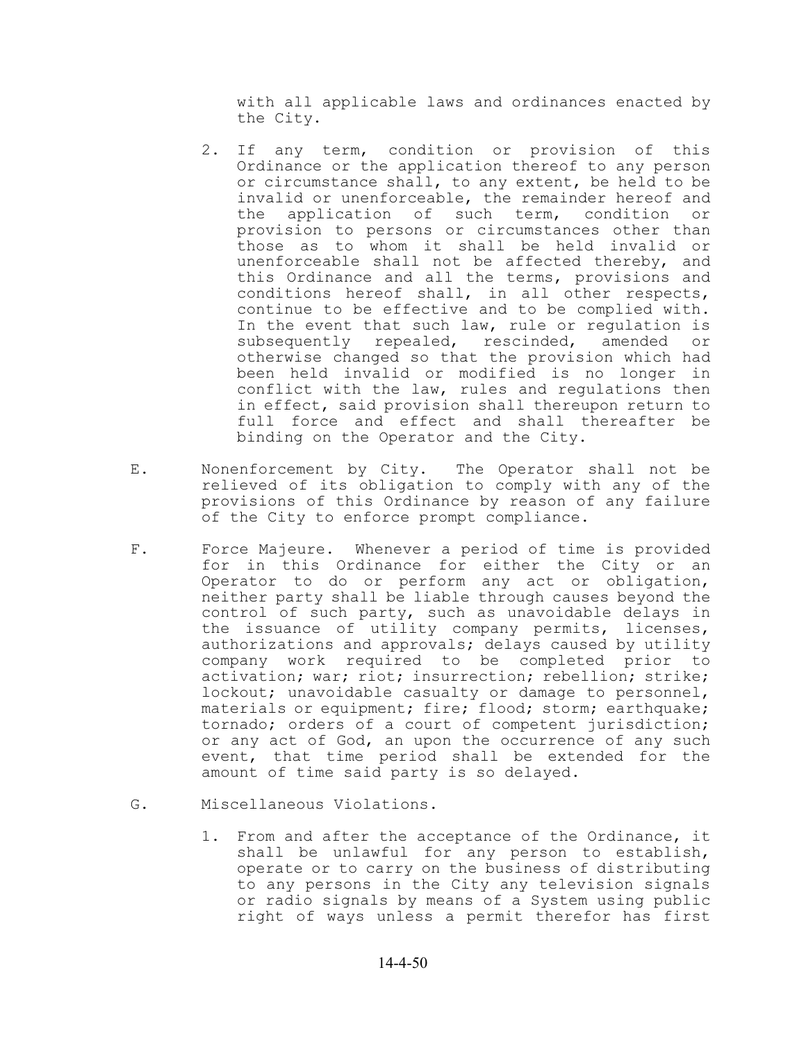with all applicable laws and ordinances enacted by the City.

2. If any term, condition or provision of this Ordinance or the application thereof to any person or circumstance shall, to any extent, be held to be invalid or unenforceable, the remainder hereof and the application of such term, condition or provision to persons or circumstances other than those as to whom it shall be held invalid or unenforceable shall not be affected thereby, and this Ordinance and all the terms, provisions and conditions hereof shall, in all other respects, continue to be effective and to be complied with. In the event that such law, rule or regulation is subsequently repealed, rescinded, amended or otherwise changed so that the provision which had been held invalid or modified is no longer in conflict with the law, rules and regulations then in effect, said provision shall thereupon return to full force and effect and shall thereafter be binding on the Operator and the City.

E. Nonenforcement by City. The Operator shall not be relieved of its obligation to comply with any of the provisions of this Ordinance by reason of any failure of the City to enforce prompt compliance.

F. Force Majeure. Whenever a period of time is provided for in this Ordinance for either the City or an Operator to do or perform any act or obligation, neither party shall be liable through causes beyond the control of such party, such as unavoidable delays in the issuance of utility company permits, licenses, authorizations and approvals; delays caused by utility company work required to be completed prior to activation; war; riot; insurrection; rebellion; strike; lockout; unavoidable casualty or damage to personnel, materials or equipment; fire; flood; storm; earthquake; tornado; orders of a court of competent jurisdiction; or any act of God, an upon the occurrence of any such event, that time period shall be extended for the amount of time said party is so delayed.

G. Miscellaneous Violations.

1. From and after the acceptance of the Ordinance, it shall be unlawful for any person to establish, operate or to carry on the business of distributing to any persons in the City any television signals or radio signals by means of a System using public right of ways unless a permit therefor has first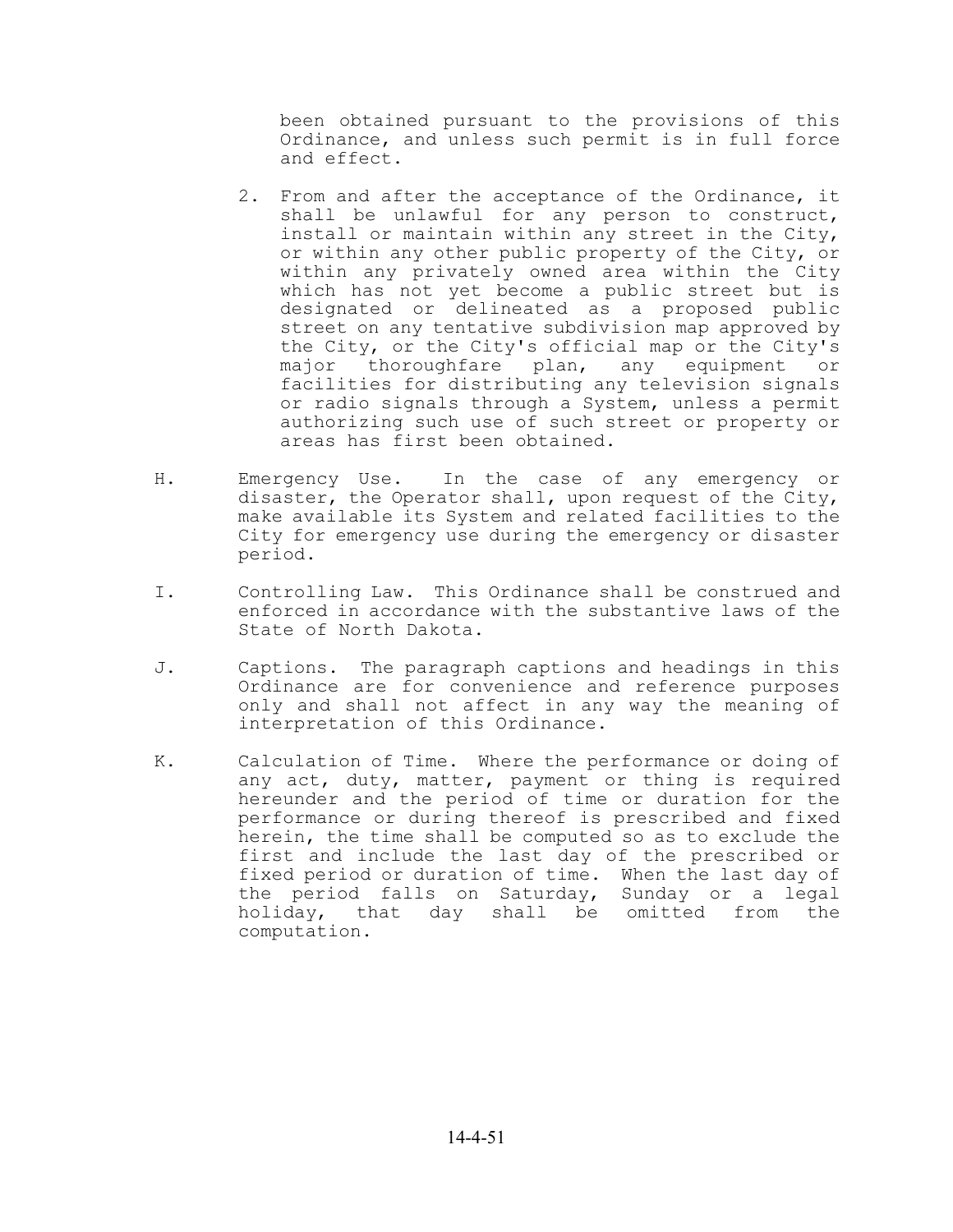been obtained pursuant to the provisions of this Ordinance, and unless such permit is in full force and effect.

2. From and after the acceptance of the Ordinance, it shall be unlawful for any person to construct, install or maintain within any street in the City, or within any other public property of the City, or within any privately owned area within the City which has not yet become a public street but is designated or delineated as a proposed public street on any tentative subdivision map approved by the City, or the City's official map or the City's major thoroughfare plan, any equipment or facilities for distributing any television signals or radio signals through a System, unless a permit authorizing such use of such street or property or areas has first been obtained.

H. Emergency Use. In the case of any emergency or disaster, the Operator shall, upon request of the City, make available its System and related facilities to the City for emergency use during the emergency or disaster period.

I. Controlling Law. This Ordinance shall be construed and enforced in accordance with the substantive laws of the State of North Dakota.

J. Captions. The paragraph captions and headings in this Ordinance are for convenience and reference purposes only and shall not affect in any way the meaning of interpretation of this Ordinance.

K. Calculation of Time. Where the performance or doing of any act, duty, matter, payment or thing is required hereunder and the period of time or duration for the performance or during thereof is prescribed and fixed herein, the time shall be computed so as to exclude the first and include the last day of the prescribed or fixed period or duration of time. When the last day of the period falls on Saturday, Sunday or a legal holiday, that day shall be omitted from the computation.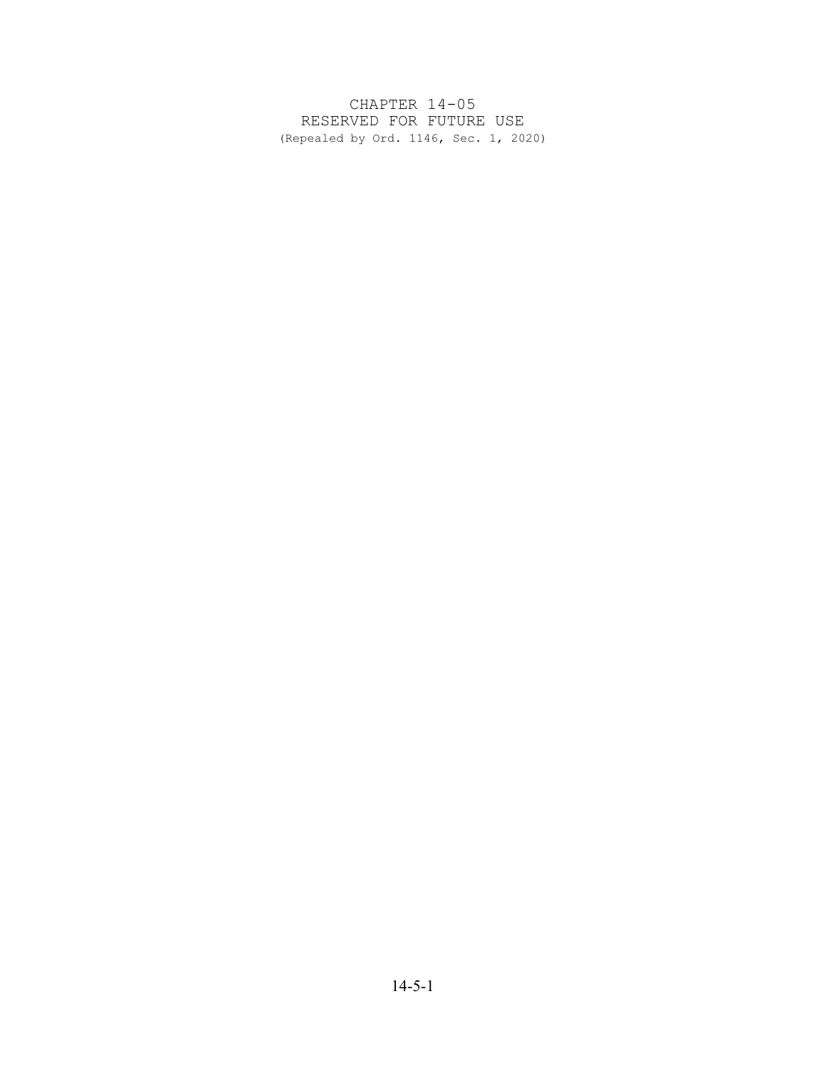# CHAPTER 14-05
## RESERVED FOR FUTURE USE

(Repealed by Ord. 1146, Sec. 1, 2020)